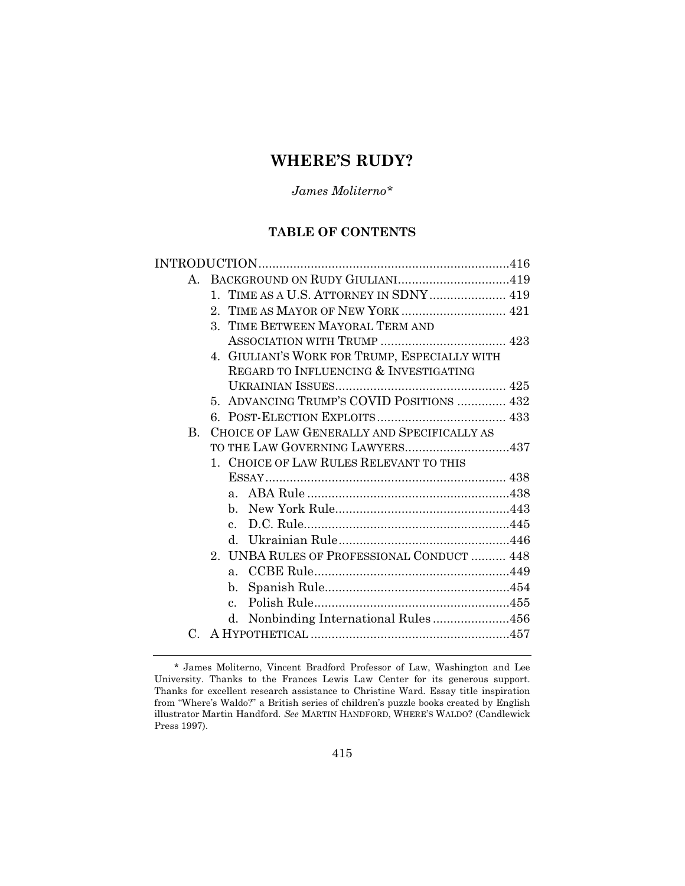# WHERE'S RUDY?

*James Moliterno\**

## TABLE OF CONTENTS

INTRODUCTION........................................................................416

A. BACKGROUND ON RUDY GIULIANI................................419

1. TIME AS A U.S. ATTORNEY IN SDNY...................... 419
2. TIME AS MAYOR OF NEW YORK .............................. 421
3. TIME BETWEEN MAYORAL TERM AND ASSOCIATION WITH TRUMP .................................... 423
4. GIULIANI'S WORK FOR TRUMP, ESPECIALLY WITH REGARD TO INFLUENCING & INVESTIGATING UKRAINIAN ISSUES................................................. 425
5. ADVANCING TRUMP'S COVID POSITIONS .............. 432
6. POST-ELECTION EXPLOITS ..................................... 433

B. CHOICE OF LAW GENERALLY AND SPECIFICALLY AS TO THE LAW GOVERNING LAWYERS..............................437

1. CHOICE OF LAW RULES RELEVANT TO THIS ESSAY..................................................................... 438
   a. ABA Rule ..........................................................438
   b. New York Rule..................................................443
   c. D.C. Rule...........................................................445
   d. Ukrainian Rule.................................................446
2. UNBA RULES OF PROFESSIONAL CONDUCT .......... 448
   a. CCBE Rule........................................................449
   b. Spanish Rule.....................................................454
   c. Polish Rule........................................................455
   d. Nonbinding International Rules......................456

C. A HYPOTHETICAL .........................................................457

---

\* James Moliterno, Vincent Bradford Professor of Law, Washington and Lee University. Thanks to the Frances Lewis Law Center for its generous support. Thanks for excellent research assistance to Christine Ward. Essay title inspiration from "Where's Waldo?" a British series of children's puzzle books created by English illustrator Martin Handford. *See* MARTIN HANDFORD, WHERE'S WALDO? (Candlewick Press 1997).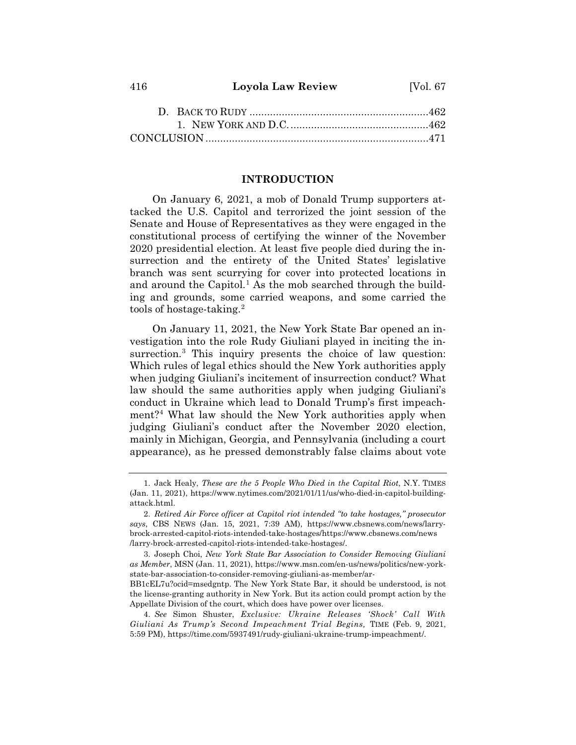D. BACK TO RUDY ............................................................462
1. NEW YORK AND D.C. ...............................................462
CONCLUSION ...........................................................................471

## INTRODUCTION

On January 6, 2021, a mob of Donald Trump supporters attacked the U.S. Capitol and terrorized the joint session of the Senate and House of Representatives as they were engaged in the constitutional process of certifying the winner of the November 2020 presidential election. At least five people died during the insurrection and the entirety of the United States' legislative branch was sent scurrying for cover into protected locations in and around the Capitol.[1] As the mob searched through the building and grounds, some carried weapons, and some carried the tools of hostage-taking.[2]

On January 11, 2021, the New York State Bar opened an investigation into the role Rudy Giuliani played in inciting the insurrection.[3] This inquiry presents the choice of law question: Which rules of legal ethics should the New York authorities apply when judging Giuliani's incitement of insurrection conduct? What law should the same authorities apply when judging Giuliani's conduct in Ukraine which lead to Donald Trump's first impeachment?[4] What law should the New York authorities apply when judging Giuliani's conduct after the November 2020 election, mainly in Michigan, Georgia, and Pennsylvania (including a court appearance), as he pressed demonstrably false claims about vote

---

1. Jack Healy, *These are the 5 People Who Died in the Capital Riot*, N.Y. TIMES (Jan. 11, 2021), https://www.nytimes.com/2021/01/11/us/who-died-in-capitol-building-attack.html.

2. *Retired Air Force officer at Capitol riot intended "to take hostages," prosecutor says*, CBS NEWS (Jan. 15, 2021, 7:39 AM), https://www.cbsnews.com/news/larry-brock-arrested-capitol-riots-intended-take-hostages/https://www.cbsnews.com/news/larry-brock-arrested-capitol-riots-intended-take-hostages/.

3. Joseph Choi, *New York State Bar Association to Consider Removing Giuliani as Member*, MSN (Jan. 11, 2021), https://www.msn.com/en-us/news/politics/new-york-state-bar-association-to-consider-removing-giuliani-as-member/ar-BB1cEL7u?ocid=msedgntp. The New York State Bar, it should be understood, is not the license-granting authority in New York. But its action could prompt action by the Appellate Division of the court, which does have power over licenses.

4. *See* Simon Shuster, *Exclusive: Ukraine Releases 'Shock' Call With Giuliani As Trump's Second Impeachment Trial Begins,* TIME (Feb. 9, 2021, 5:59 PM), https://time.com/5937491/rudy-giuliani-ukraine-trump-impeachment/.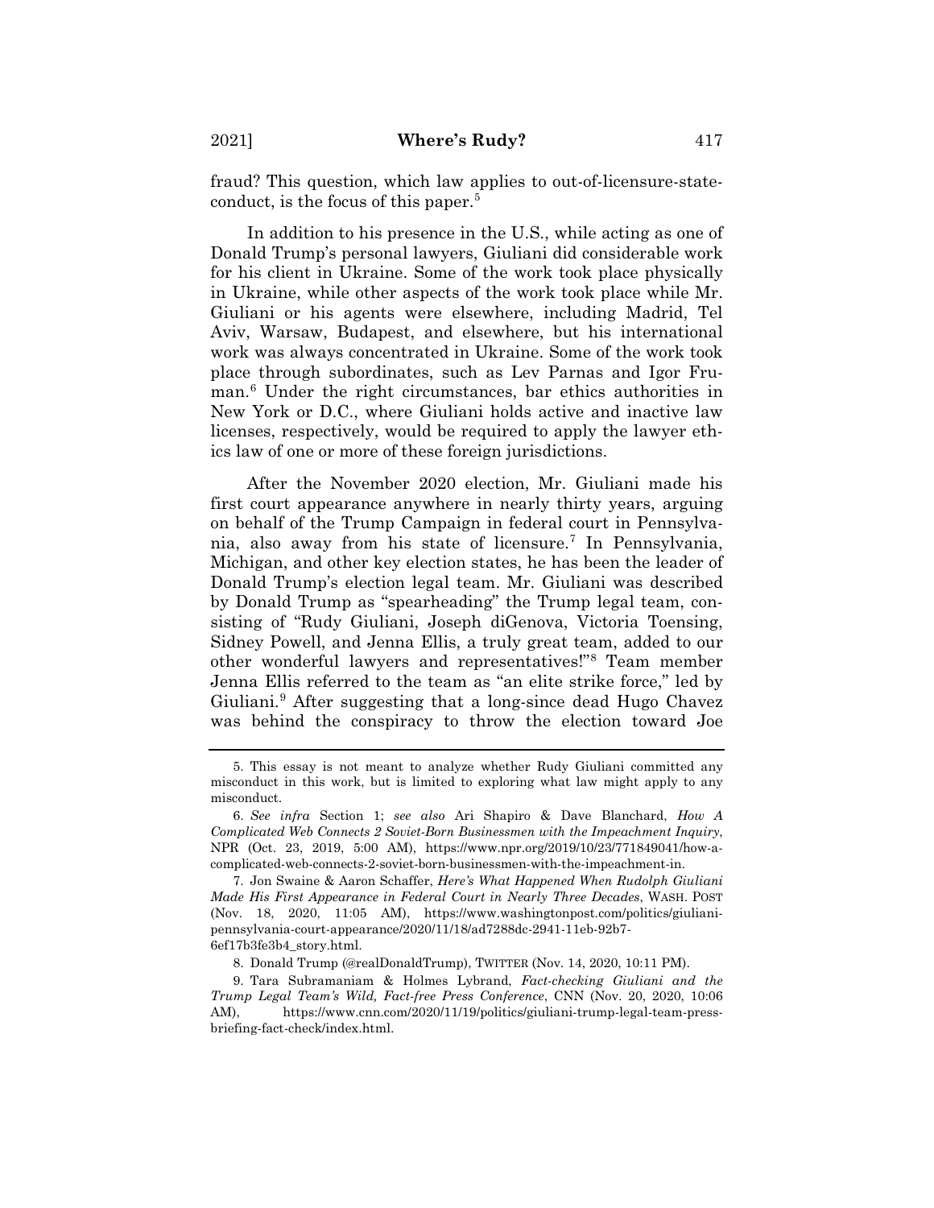fraud? This question, which law applies to out-of-licensure-state-conduct, is the focus of this paper.[5]

In addition to his presence in the U.S., while acting as one of Donald Trump's personal lawyers, Giuliani did considerable work for his client in Ukraine. Some of the work took place physically in Ukraine, while other aspects of the work took place while Mr. Giuliani or his agents were elsewhere, including Madrid, Tel Aviv, Warsaw, Budapest, and elsewhere, but his international work was always concentrated in Ukraine. Some of the work took place through subordinates, such as Lev Parnas and Igor Fruman.[6] Under the right circumstances, bar ethics authorities in New York or D.C., where Giuliani holds active and inactive law licenses, respectively, would be required to apply the lawyer ethics law of one or more of these foreign jurisdictions.

After the November 2020 election, Mr. Giuliani made his first court appearance anywhere in nearly thirty years, arguing on behalf of the Trump Campaign in federal court in Pennsylvania, also away from his state of licensure.[7] In Pennsylvania, Michigan, and other key election states, he has been the leader of Donald Trump's election legal team. Mr. Giuliani was described by Donald Trump as "spearheading" the Trump legal team, consisting of "Rudy Giuliani, Joseph diGenova, Victoria Toensing, Sidney Powell, and Jenna Ellis, a truly great team, added to our other wonderful lawyers and representatives!"[8] Team member Jenna Ellis referred to the team as "an elite strike force," led by Giuliani.[9] After suggesting that a long-since dead Hugo Chavez was behind the conspiracy to throw the election toward Joe

---

5. This essay is not meant to analyze whether Rudy Giuliani committed any misconduct in this work, but is limited to exploring what law might apply to any misconduct.

6. *See infra* Section 1; *see also* Ari Shapiro & Dave Blanchard, *How A Complicated Web Connects 2 Soviet-Born Businessmen with the Impeachment Inquiry*, NPR (Oct. 23, 2019, 5:00 AM), https://www.npr.org/2019/10/23/771849041/how-a-complicated-web-connects-2-soviet-born-businessmen-with-the-impeachment-in.

7. Jon Swaine & Aaron Schaffer, *Here's What Happened When Rudolph Giuliani Made His First Appearance in Federal Court in Nearly Three Decades*, WASH. POST (Nov. 18, 2020, 11:05 AM), https://www.washingtonpost.com/politics/giuliani-pennsylvania-court-appearance/2020/11/18/ad7288dc-2941-11eb-92b7-6ef17b3fe3b4_story.html.

8. Donald Trump (@realDonaldTrump), TWITTER (Nov. 14, 2020, 10:11 PM).

9. Tara Subramaniam & Holmes Lybrand, *Fact-checking Giuliani and the Trump Legal Team's Wild, Fact-free Press Conference*, CNN (Nov. 20, 2020, 10:06 AM), https://www.cnn.com/2020/11/19/politics/giuliani-trump-legal-team-press-briefing-fact-check/index.html.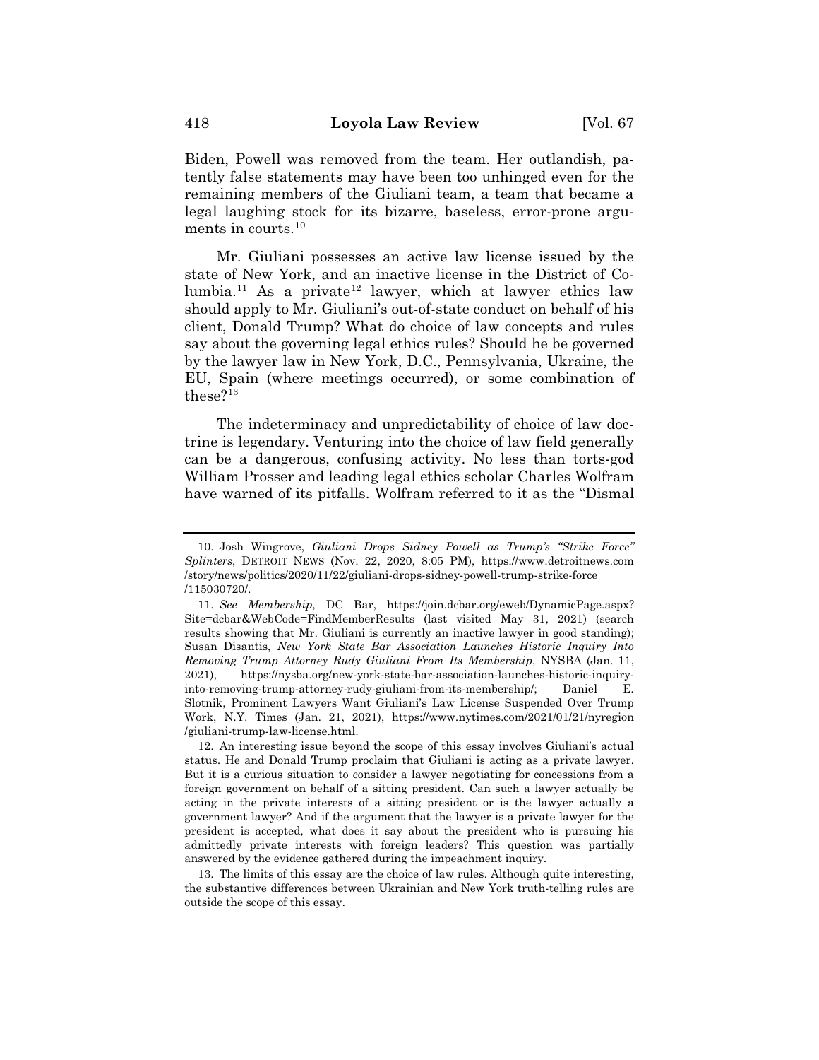Biden, Powell was removed from the team. Her outlandish, patently false statements may have been too unhinged even for the remaining members of the Giuliani team, a team that became a legal laughing stock for its bizarre, baseless, error-prone arguments in courts.[10]

Mr. Giuliani possesses an active law license issued by the state of New York, and an inactive license in the District of Columbia.[11] As a private[12] lawyer, which at lawyer ethics law should apply to Mr. Giuliani's out-of-state conduct on behalf of his client, Donald Trump? What do choice of law concepts and rules say about the governing legal ethics rules? Should he be governed by the lawyer law in New York, D.C., Pennsylvania, Ukraine, the EU, Spain (where meetings occurred), or some combination of these?[13]

The indeterminacy and unpredictability of choice of law doctrine is legendary. Venturing into the choice of law field generally can be a dangerous, confusing activity. No less than torts-god William Prosser and leading legal ethics scholar Charles Wolfram have warned of its pitfalls. Wolfram referred to it as the "Dismal

---

10. Josh Wingrove, *Giuliani Drops Sidney Powell as Trump's "Strike Force" Splinters*, DETROIT NEWS (Nov. 22, 2020, 8:05 PM), https://www.detroitnews.com/story/news/politics/2020/11/22/giuliani-drops-sidney-powell-trump-strike-force/115030720/.

11. *See Membership*, DC Bar, https://join.dcbar.org/eweb/DynamicPage.aspx?Site=dcbar&WebCode=FindMemberResults (last visited May 31, 2021) (search results showing that Mr. Giuliani is currently an inactive lawyer in good standing); Susan Disantis, *New York State Bar Association Launches Historic Inquiry Into Removing Trump Attorney Rudy Giuliani From Its Membership*, NYSBA (Jan. 11, 2021), https://nysba.org/new-york-state-bar-association-launches-historic-inquiry-into-removing-trump-attorney-rudy-giuliani-from-its-membership/; Daniel E. Slotnik, Prominent Lawyers Want Giuliani's Law License Suspended Over Trump Work, N.Y. Times (Jan. 21, 2021), https://www.nytimes.com/2021/01/21/nyregion/giuliani-trump-law-license.html.

12. An interesting issue beyond the scope of this essay involves Giuliani's actual status. He and Donald Trump proclaim that Giuliani is acting as a private lawyer. But it is a curious situation to consider a lawyer negotiating for concessions from a foreign government on behalf of a sitting president. Can such a lawyer actually be acting in the private interests of a sitting president or is the lawyer actually a government lawyer? And if the argument that the lawyer is a private lawyer for the president is accepted, what does it say about the president who is pursuing his admittedly private interests with foreign leaders? This question was partially answered by the evidence gathered during the impeachment inquiry.

13. The limits of this essay are the choice of law rules. Although quite interesting, the substantive differences between Ukrainian and New York truth-telling rules are outside the scope of this essay.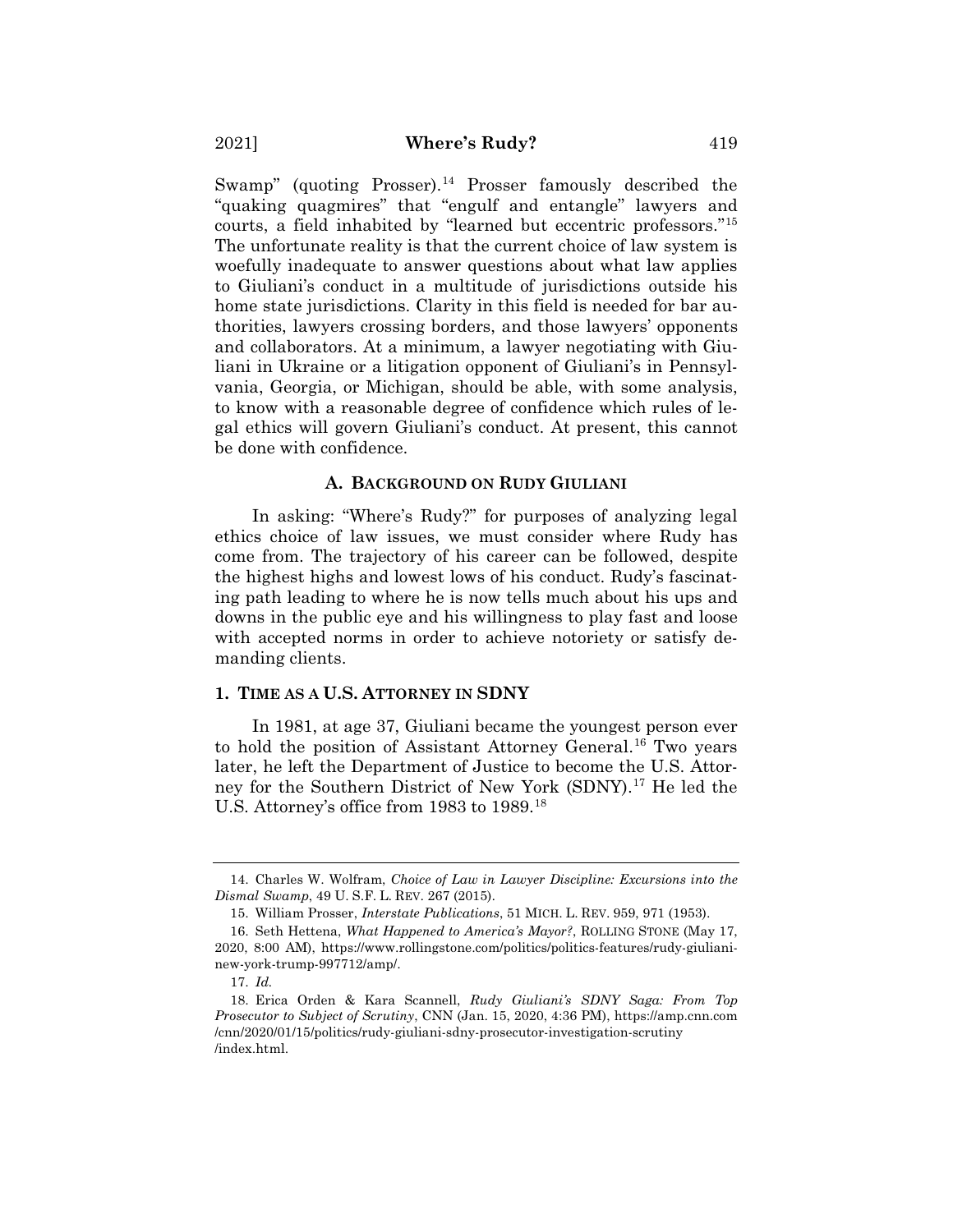Swamp" (quoting Prosser).[14] Prosser famously described the "quaking quagmires" that "engulf and entangle" lawyers and courts, a field inhabited by "learned but eccentric professors."[15] The unfortunate reality is that the current choice of law system is woefully inadequate to answer questions about what law applies to Giuliani's conduct in a multitude of jurisdictions outside his home state jurisdictions. Clarity in this field is needed for bar authorities, lawyers crossing borders, and those lawyers' opponents and collaborators. At a minimum, a lawyer negotiating with Giuliani in Ukraine or a litigation opponent of Giuliani's in Pennsylvania, Georgia, or Michigan, should be able, with some analysis, to know with a reasonable degree of confidence which rules of legal ethics will govern Giuliani's conduct. At present, this cannot be done with confidence.

### A. BACKGROUND ON RUDY GIULIANI

In asking: "Where's Rudy?" for purposes of analyzing legal ethics choice of law issues, we must consider where Rudy has come from. The trajectory of his career can be followed, despite the highest highs and lowest lows of his conduct. Rudy's fascinating path leading to where he is now tells much about his ups and downs in the public eye and his willingness to play fast and loose with accepted norms in order to achieve notoriety or satisfy demanding clients.

#### 1. TIME AS A U.S. ATTORNEY IN SDNY

In 1981, at age 37, Giuliani became the youngest person ever to hold the position of Assistant Attorney General.[16] Two years later, he left the Department of Justice to become the U.S. Attorney for the Southern District of New York (SDNY).[17] He led the U.S. Attorney's office from 1983 to 1989.[18]

---

14. Charles W. Wolfram, *Choice of Law in Lawyer Discipline: Excursions into the Dismal Swamp*, 49 U. S.F. L. REV. 267 (2015).

15. William Prosser, *Interstate Publications*, 51 MICH. L. REV. 959, 971 (1953).

16. Seth Hettena, *What Happened to America's Mayor?*, ROLLING STONE (May 17, 2020, 8:00 AM), https://www.rollingstone.com/politics/politics-features/rudy-giuliani-new-york-trump-997712/amp/.

17. *Id.*

18. Erica Orden & Kara Scannell, *Rudy Giuliani's SDNY Saga: From Top Prosecutor to Subject of Scrutiny*, CNN (Jan. 15, 2020, 4:36 PM), https://amp.cnn.com/cnn/2020/01/15/politics/rudy-giuliani-sdny-prosecutor-investigation-scrutiny/index.html.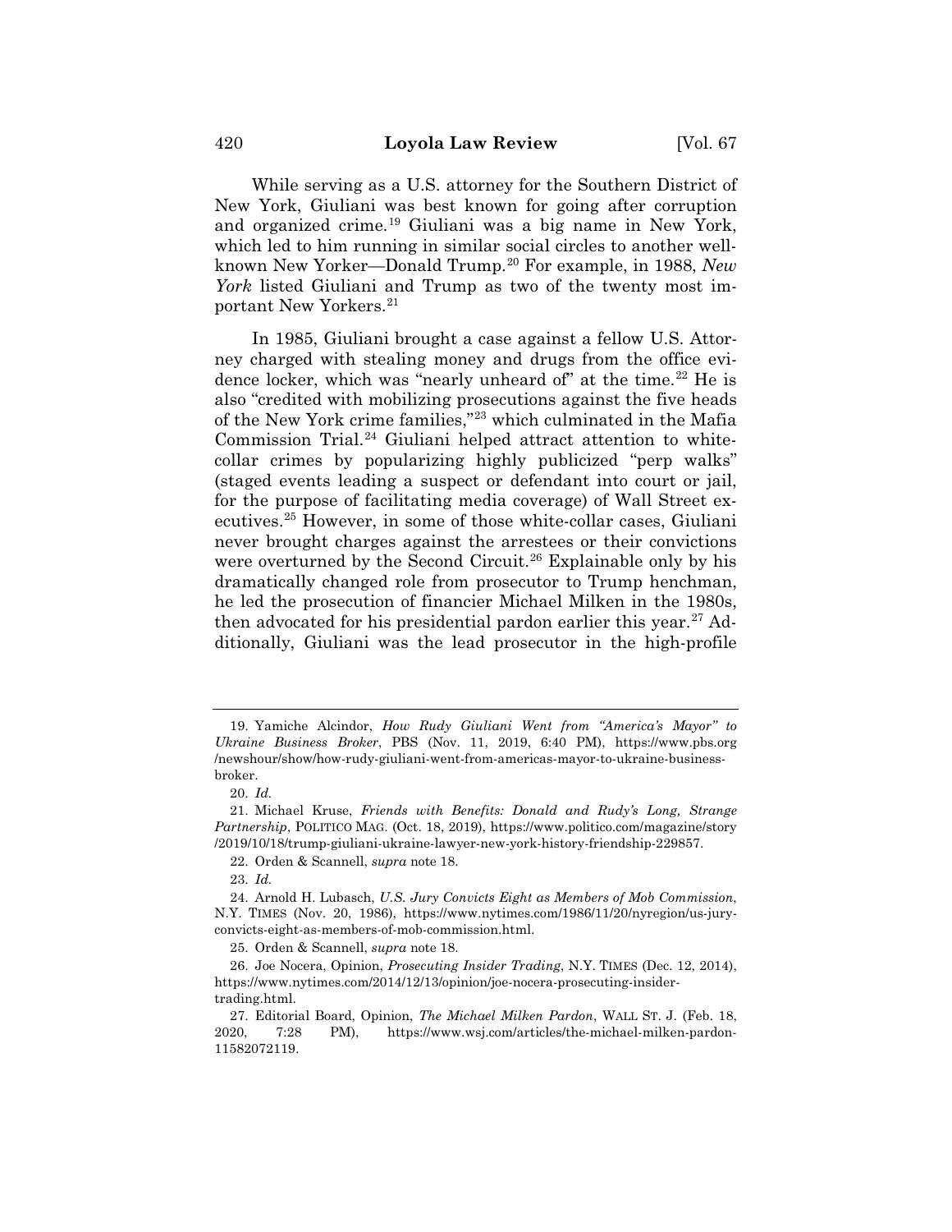While serving as a U.S. attorney for the Southern District of New York, Giuliani was best known for going after corruption and organized crime.[19] Giuliani was a big name in New York, which led to him running in similar social circles to another well-known New Yorker—Donald Trump.[20] For example, in 1988, *New York* listed Giuliani and Trump as two of the twenty most important New Yorkers.[21]

In 1985, Giuliani brought a case against a fellow U.S. Attorney charged with stealing money and drugs from the office evidence locker, which was "nearly unheard of" at the time.[22] He is also "credited with mobilizing prosecutions against the five heads of the New York crime families,"[23] which culminated in the Mafia Commission Trial.[24] Giuliani helped attract attention to white-collar crimes by popularizing highly publicized "perp walks" (staged events leading a suspect or defendant into court or jail, for the purpose of facilitating media coverage) of Wall Street executives.[25] However, in some of those white-collar cases, Giuliani never brought charges against the arrestees or their convictions were overturned by the Second Circuit.[26] Explainable only by his dramatically changed role from prosecutor to Trump henchman, he led the prosecution of financier Michael Milken in the 1980s, then advocated for his presidential pardon earlier this year.[27] Additionally, Giuliani was the lead prosecutor in the high-profile

---

19. Yamiche Alcindor, *How Rudy Giuliani Went from "America's Mayor" to Ukraine Business Broker*, PBS (Nov. 11, 2019, 6:40 PM), https://www.pbs.org/newshour/show/how-rudy-giuliani-went-from-americas-mayor-to-ukraine-business-broker.

20. *Id.*

21. Michael Kruse, *Friends with Benefits: Donald and Rudy's Long, Strange Partnership*, POLITICO MAG. (Oct. 18, 2019), https://www.politico.com/magazine/story/2019/10/18/trump-giuliani-ukraine-lawyer-new-york-history-friendship-229857.

22. Orden & Scannell, *supra* note 18.

23. *Id.*

24. Arnold H. Lubasch, *U.S. Jury Convicts Eight as Members of Mob Commission*, N.Y. TIMES (Nov. 20, 1986), https://www.nytimes.com/1986/11/20/nyregion/us-jury-convicts-eight-as-members-of-mob-commission.html.

25. Orden & Scannell, *supra* note 18.

26. Joe Nocera, Opinion, *Prosecuting Insider Trading*, N.Y. TIMES (Dec. 12, 2014), https://www.nytimes.com/2014/12/13/opinion/joe-nocera-prosecuting-insider-trading.html.

27. Editorial Board, Opinion, *The Michael Milken Pardon*, WALL ST. J. (Feb. 18, 2020, 7:28 PM), https://www.wsj.com/articles/the-michael-milken-pardon-11582072119.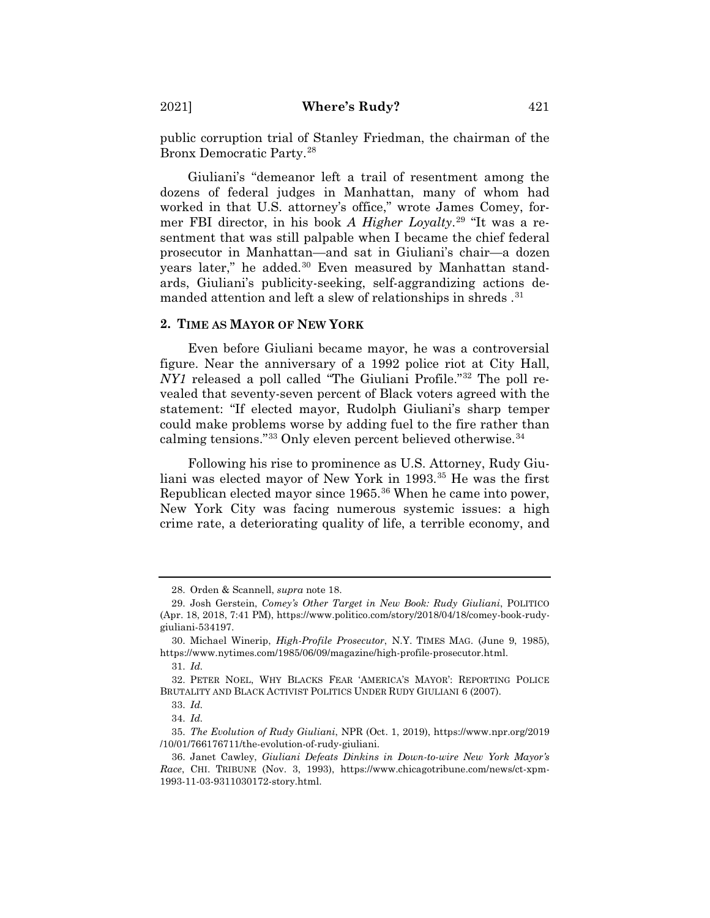public corruption trial of Stanley Friedman, the chairman of the Bronx Democratic Party.[28]

Giuliani's "demeanor left a trail of resentment among the dozens of federal judges in Manhattan, many of whom had worked in that U.S. attorney's office," wrote James Comey, former FBI director, in his book *A Higher Loyalty*.[29] "It was a resentment that was still palpable when I became the chief federal prosecutor in Manhattan—and sat in Giuliani's chair—a dozen years later," he added.[30] Even measured by Manhattan standards, Giuliani's publicity-seeking, self-aggrandizing actions demanded attention and left a slew of relationships in shreds .[31]

## 2. TIME AS MAYOR OF NEW YORK

Even before Giuliani became mayor, he was a controversial figure. Near the anniversary of a 1992 police riot at City Hall, *NY1* released a poll called "The Giuliani Profile."[32] The poll revealed that seventy-seven percent of Black voters agreed with the statement: "If elected mayor, Rudolph Giuliani's sharp temper could make problems worse by adding fuel to the fire rather than calming tensions."[33] Only eleven percent believed otherwise.[34]

Following his rise to prominence as U.S. Attorney, Rudy Giuliani was elected mayor of New York in 1993.[35] He was the first Republican elected mayor since 1965.[36] When he came into power, New York City was facing numerous systemic issues: a high crime rate, a deteriorating quality of life, a terrible economy, and

---

28. Orden & Scannell, *supra* note 18.

29. Josh Gerstein, *Comey's Other Target in New Book: Rudy Giuliani*, POLITICO (Apr. 18, 2018, 7:41 PM), https://www.politico.com/story/2018/04/18/comey-book-rudy-giuliani-534197.

30. Michael Winerip, *High-Profile Prosecutor*, N.Y. TIMES MAG. (June 9, 1985), https://www.nytimes.com/1985/06/09/magazine/high-profile-prosecutor.html.

31. *Id.*

32. PETER NOEL, WHY BLACKS FEAR 'AMERICA'S MAYOR': REPORTING POLICE BRUTALITY AND BLACK ACTIVIST POLITICS UNDER RUDY GIULIANI 6 (2007).

33. *Id.*

34. *Id.*

35. *The Evolution of Rudy Giuliani*, NPR (Oct. 1, 2019), https://www.npr.org/2019/10/01/766176711/the-evolution-of-rudy-giuliani.

36. Janet Cawley, *Giuliani Defeats Dinkins in Down-to-wire New York Mayor's Race*, CHI. TRIBUNE (Nov. 3, 1993), https://www.chicagotribune.com/news/ct-xpm-1993-11-03-9311030172-story.html.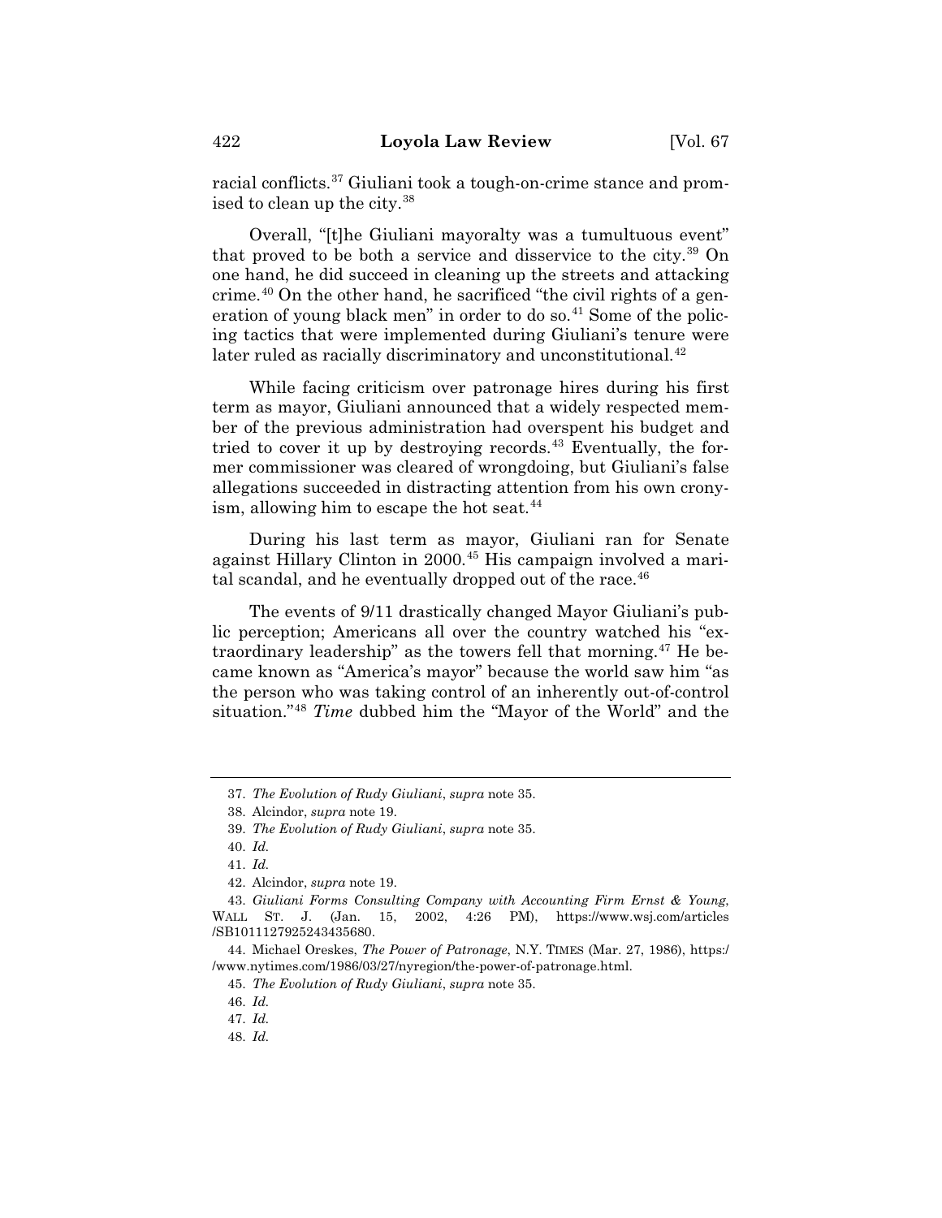racial conflicts.[37] Giuliani took a tough-on-crime stance and promised to clean up the city.[38]

Overall, "[t]he Giuliani mayoralty was a tumultuous event" that proved to be both a service and disservice to the city.[39] On one hand, he did succeed in cleaning up the streets and attacking crime.[40] On the other hand, he sacrificed "the civil rights of a generation of young black men" in order to do so.[41] Some of the policing tactics that were implemented during Giuliani's tenure were later ruled as racially discriminatory and unconstitutional.[42]

While facing criticism over patronage hires during his first term as mayor, Giuliani announced that a widely respected member of the previous administration had overspent his budget and tried to cover it up by destroying records.[43] Eventually, the former commissioner was cleared of wrongdoing, but Giuliani's false allegations succeeded in distracting attention from his own cronyism, allowing him to escape the hot seat.[44]

During his last term as mayor, Giuliani ran for Senate against Hillary Clinton in 2000.[45] His campaign involved a marital scandal, and he eventually dropped out of the race.[46]

The events of 9/11 drastically changed Mayor Giuliani's public perception; Americans all over the country watched his "extraordinary leadership" as the towers fell that morning.[47] He became known as "America's mayor" because the world saw him "as the person who was taking control of an inherently out-of-control situation."[48] *Time* dubbed him the "Mayor of the World" and the

---

37. *The Evolution of Rudy Giuliani*, *supra* note 35.

38. Alcindor, *supra* note 19.

39. *The Evolution of Rudy Giuliani*, *supra* note 35.

40. *Id.*

41. *Id.*

42. Alcindor, *supra* note 19.

43. *Giuliani Forms Consulting Company with Accounting Firm Ernst & Young*, WALL ST. J. (Jan. 15, 2002, 4:26 PM), https://www.wsj.com/articles/SB1011127925243435680.

44. Michael Oreskes, *The Power of Patronage*, N.Y. TIMES (Mar. 27, 1986), https://www.nytimes.com/1986/03/27/nyregion/the-power-of-patronage.html.

45. *The Evolution of Rudy Giuliani*, *supra* note 35.

46. *Id.*

47. *Id.*

48. *Id.*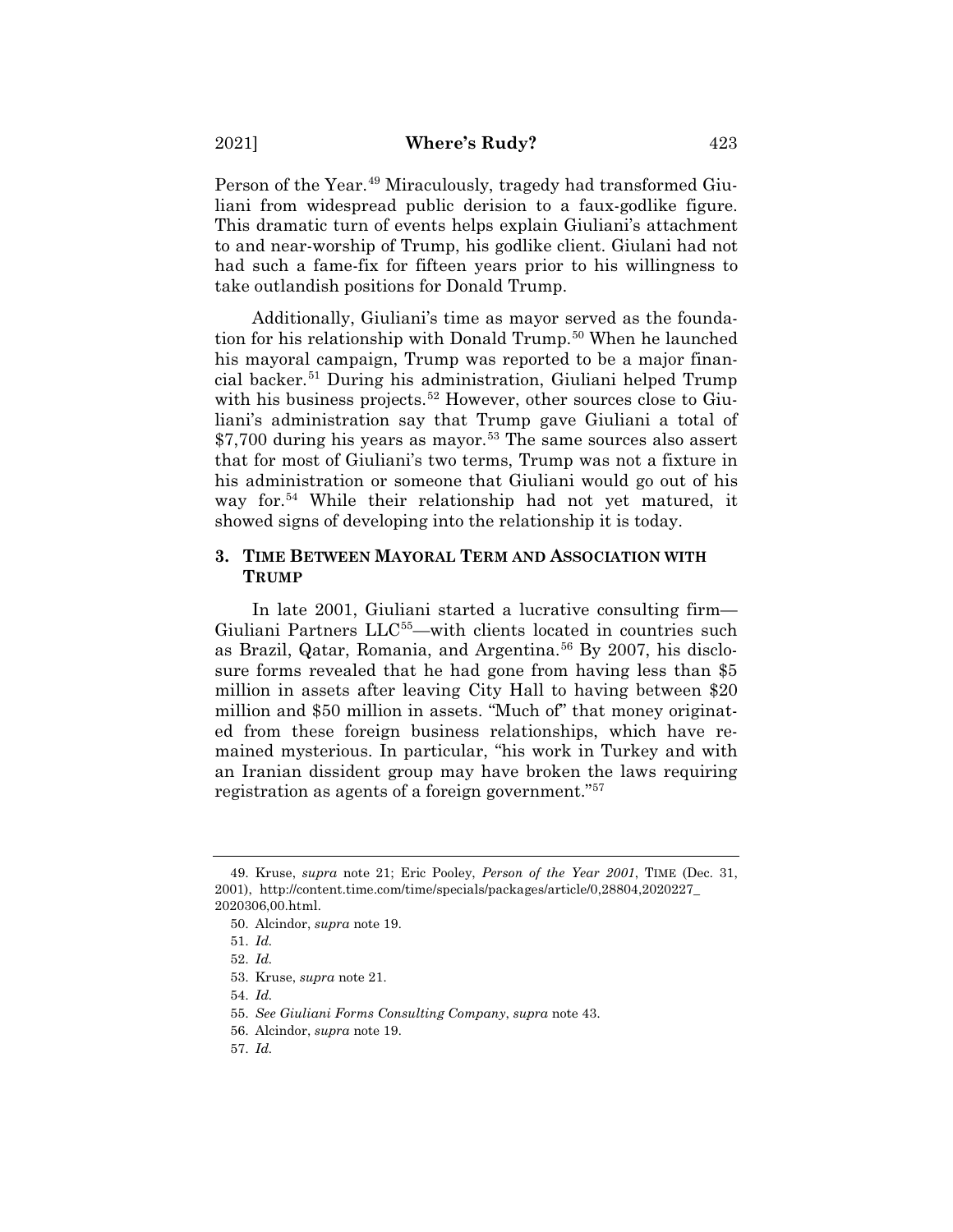Person of the Year.[49] Miraculously, tragedy had transformed Giuliani from widespread public derision to a faux-godlike figure. This dramatic turn of events helps explain Giuliani's attachment to and near-worship of Trump, his godlike client. Giulani had not had such a fame-fix for fifteen years prior to his willingness to take outlandish positions for Donald Trump.

Additionally, Giuliani's time as mayor served as the foundation for his relationship with Donald Trump.[50] When he launched his mayoral campaign, Trump was reported to be a major financial backer.[51] During his administration, Giuliani helped Trump with his business projects.[52] However, other sources close to Giuliani's administration say that Trump gave Giuliani a total of $7,700 during his years as mayor.[53] The same sources also assert that for most of Giuliani's two terms, Trump was not a fixture in his administration or someone that Giuliani would go out of his way for.[54] While their relationship had not yet matured, it showed signs of developing into the relationship it is today.

### 3. TIME BETWEEN MAYORAL TERM AND ASSOCIATION WITH TRUMP

In late 2001, Giuliani started a lucrative consulting firm—Giuliani Partners LLC[55]—with clients located in countries such as Brazil, Qatar, Romania, and Argentina.[56] By 2007, his disclosure forms revealed that he had gone from having less than $5 million in assets after leaving City Hall to having between $20 million and $50 million in assets. "Much of" that money originated from these foreign business relationships, which have remained mysterious. In particular, "his work in Turkey and with an Iranian dissident group may have broken the laws requiring registration as agents of a foreign government."[57]

---

49. Kruse, *supra* note 21; Eric Pooley, *Person of the Year 2001*, TIME (Dec. 31, 2001), http://content.time.com/time/specials/packages/article/0,28804,2020227_2020306,00.html.

50. Alcindor, *supra* note 19.

51. *Id.*

52. *Id.*

53. Kruse, *supra* note 21.

54. *Id.*

55. *See Giuliani Forms Consulting Company*, *supra* note 43.

56. Alcindor, *supra* note 19.

57. *Id.*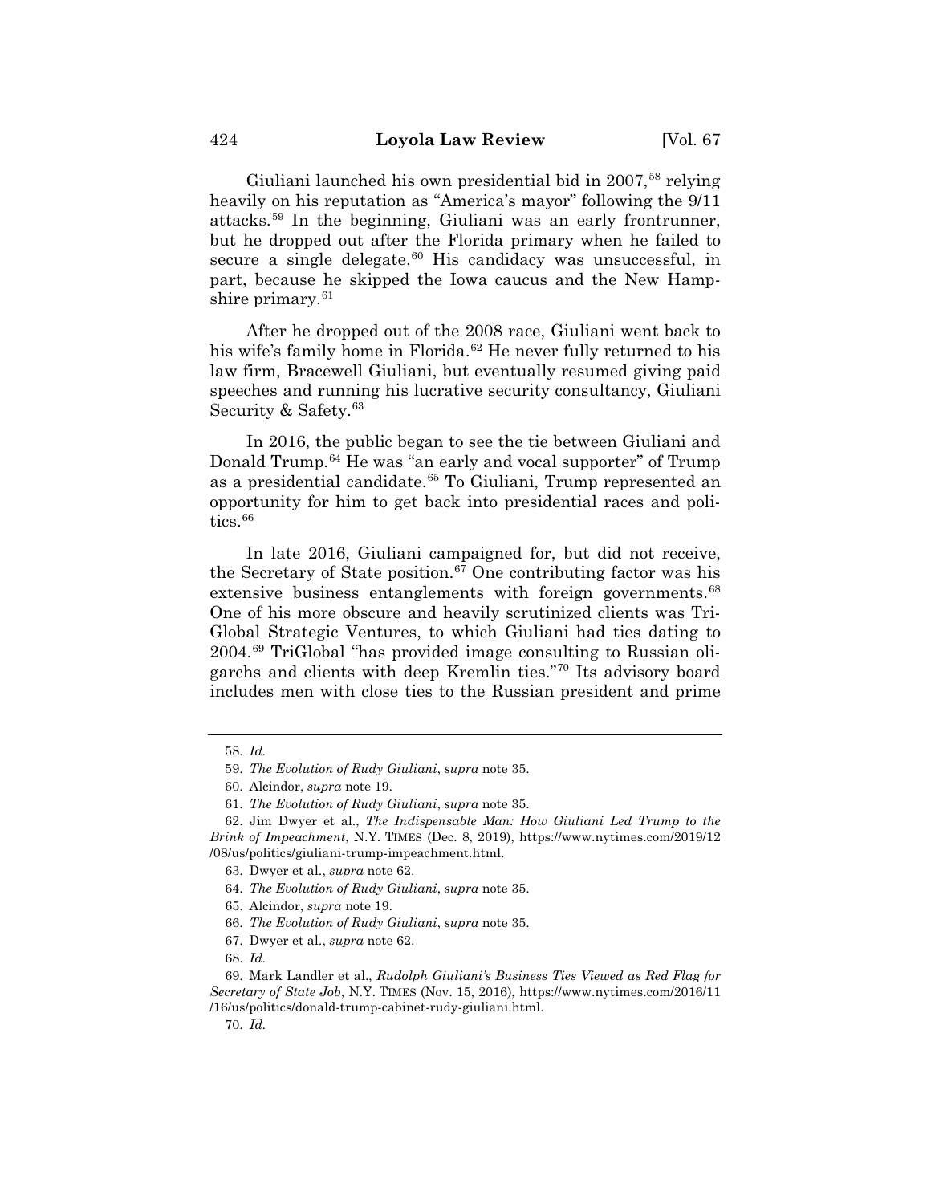Giuliani launched his own presidential bid in 2007,[58] relying heavily on his reputation as "America's mayor" following the 9/11 attacks.[59] In the beginning, Giuliani was an early frontrunner, but he dropped out after the Florida primary when he failed to secure a single delegate.[60] His candidacy was unsuccessful, in part, because he skipped the Iowa caucus and the New Hampshire primary.[61]

After he dropped out of the 2008 race, Giuliani went back to his wife's family home in Florida.[62] He never fully returned to his law firm, Bracewell Giuliani, but eventually resumed giving paid speeches and running his lucrative security consultancy, Giuliani Security & Safety.[63]

In 2016, the public began to see the tie between Giuliani and Donald Trump.[64] He was "an early and vocal supporter" of Trump as a presidential candidate.[65] To Giuliani, Trump represented an opportunity for him to get back into presidential races and politics.[66]

In late 2016, Giuliani campaigned for, but did not receive, the Secretary of State position.[67] One contributing factor was his extensive business entanglements with foreign governments.[68] One of his more obscure and heavily scrutinized clients was Tri-Global Strategic Ventures, to which Giuliani had ties dating to 2004.[69] TriGlobal "has provided image consulting to Russian oligarchs and clients with deep Kremlin ties."[70] Its advisory board includes men with close ties to the Russian president and prime

---

58. *Id.*

59. *The Evolution of Rudy Giuliani*, *supra* note 35.

60. Alcindor, *supra* note 19.

61. *The Evolution of Rudy Giuliani*, *supra* note 35.

62. Jim Dwyer et al., *The Indispensable Man: How Giuliani Led Trump to the Brink of Impeachment*, N.Y. TIMES (Dec. 8, 2019), https://www.nytimes.com/2019/12/08/us/politics/giuliani-trump-impeachment.html.

63. Dwyer et al., *supra* note 62.

64. *The Evolution of Rudy Giuliani*, *supra* note 35.

65. Alcindor, *supra* note 19.

66. *The Evolution of Rudy Giuliani*, *supra* note 35.

67. Dwyer et al., *supra* note 62.

68. *Id.*

69. Mark Landler et al., *Rudolph Giuliani's Business Ties Viewed as Red Flag for Secretary of State Job*, N.Y. TIMES (Nov. 15, 2016), https://www.nytimes.com/2016/11/16/us/politics/donald-trump-cabinet-rudy-giuliani.html.

70. *Id.*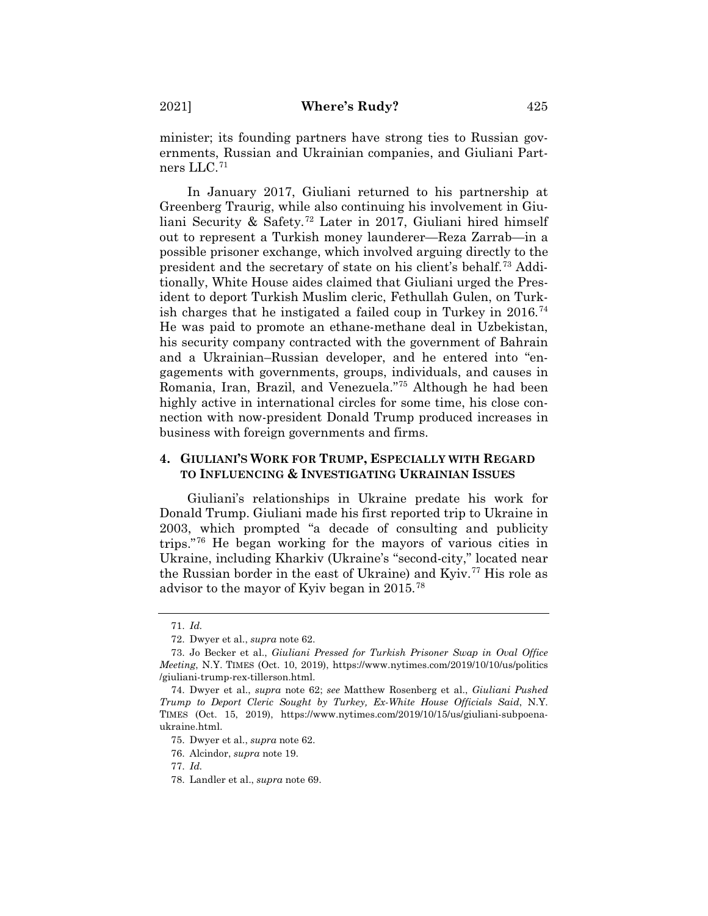minister; its founding partners have strong ties to Russian governments, Russian and Ukrainian companies, and Giuliani Partners LLC.[71]

In January 2017, Giuliani returned to his partnership at Greenberg Traurig, while also continuing his involvement in Giuliani Security & Safety.[72] Later in 2017, Giuliani hired himself out to represent a Turkish money launderer—Reza Zarrab—in a possible prisoner exchange, which involved arguing directly to the president and the secretary of state on his client's behalf.[73] Additionally, White House aides claimed that Giuliani urged the President to deport Turkish Muslim cleric, Fethullah Gulen, on Turkish charges that he instigated a failed coup in Turkey in 2016.[74] He was paid to promote an ethane-methane deal in Uzbekistan, his security company contracted with the government of Bahrain and a Ukrainian–Russian developer, and he entered into "engagements with governments, groups, individuals, and causes in Romania, Iran, Brazil, and Venezuela."[75] Although he had been highly active in international circles for some time, his close connection with now-president Donald Trump produced increases in business with foreign governments and firms.

## 4. GIULIANI'S WORK FOR TRUMP, ESPECIALLY WITH REGARD TO INFLUENCING & INVESTIGATING UKRAINIAN ISSUES

Giuliani's relationships in Ukraine predate his work for Donald Trump. Giuliani made his first reported trip to Ukraine in 2003, which prompted "a decade of consulting and publicity trips."[76] He began working for the mayors of various cities in Ukraine, including Kharkiv (Ukraine's "second-city," located near the Russian border in the east of Ukraine) and Kyiv.[77] His role as advisor to the mayor of Kyiv began in 2015.[78]

---

71. *Id.*

72. Dwyer et al., *supra* note 62.

73. Jo Becker et al., *Giuliani Pressed for Turkish Prisoner Swap in Oval Office Meeting*, N.Y. TIMES (Oct. 10, 2019), https://www.nytimes.com/2019/10/10/us/politics/giuliani-trump-rex-tillerson.html.

74. Dwyer et al., *supra* note 62; *see* Matthew Rosenberg et al., *Giuliani Pushed Trump to Deport Cleric Sought by Turkey, Ex-White House Officials Said*, N.Y. TIMES (Oct. 15, 2019), https://www.nytimes.com/2019/10/15/us/giuliani-subpoena-ukraine.html.

75. Dwyer et al., *supra* note 62.

76. Alcindor, *supra* note 19.

77. *Id.*

78. Landler et al., *supra* note 69.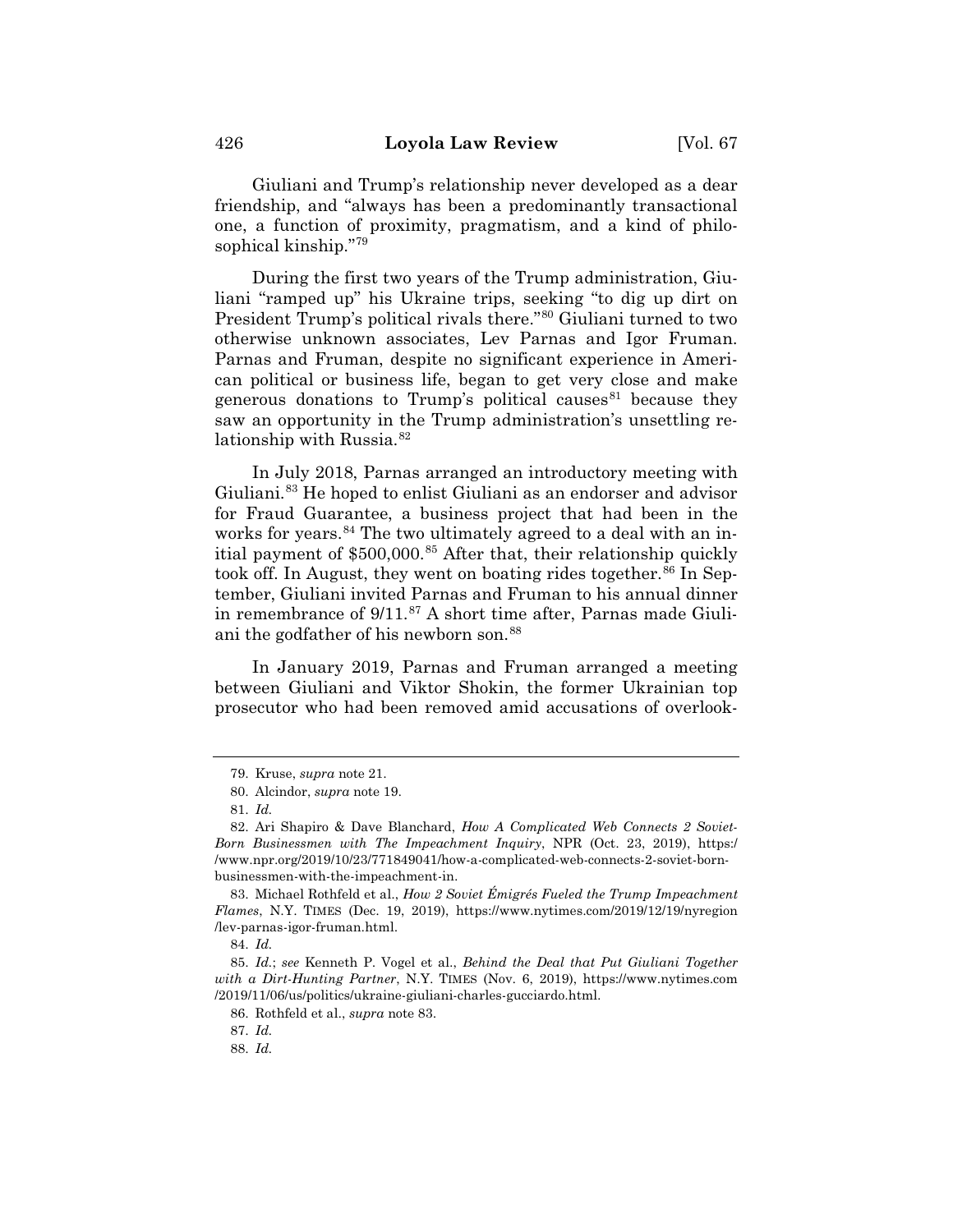Giuliani and Trump's relationship never developed as a dear friendship, and "always has been a predominantly transactional one, a function of proximity, pragmatism, and a kind of philosophical kinship."[79]

During the first two years of the Trump administration, Giuliani "ramped up" his Ukraine trips, seeking "to dig up dirt on President Trump's political rivals there."[80] Giuliani turned to two otherwise unknown associates, Lev Parnas and Igor Fruman. Parnas and Fruman, despite no significant experience in American political or business life, began to get very close and make generous donations to Trump's political causes[81] because they saw an opportunity in the Trump administration's unsettling relationship with Russia.[82]

In July 2018, Parnas arranged an introductory meeting with Giuliani.[83] He hoped to enlist Giuliani as an endorser and advisor for Fraud Guarantee, a business project that had been in the works for years.[84] The two ultimately agreed to a deal with an initial payment of $500,000.[85] After that, their relationship quickly took off. In August, they went on boating rides together.[86] In September, Giuliani invited Parnas and Fruman to his annual dinner in remembrance of 9/11.[87] A short time after, Parnas made Giuliani the godfather of his newborn son.[88]

In January 2019, Parnas and Fruman arranged a meeting between Giuliani and Viktor Shokin, the former Ukrainian top prosecutor who had been removed amid accusations of overlook-

---

79. Kruse, *supra* note 21.

80. Alcindor, *supra* note 19.

81. *Id.*

82. Ari Shapiro & Dave Blanchard, *How A Complicated Web Connects 2 Soviet-Born Businessmen with The Impeachment Inquiry*, NPR (Oct. 23, 2019), https://www.npr.org/2019/10/23/771849041/how-a-complicated-web-connects-2-soviet-born-businessmen-with-the-impeachment-in.

83. Michael Rothfeld et al., *How 2 Soviet Émigrés Fueled the Trump Impeachment Flames*, N.Y. TIMES (Dec. 19, 2019), https://www.nytimes.com/2019/12/19/nyregion/lev-parnas-igor-fruman.html.

84. *Id.*

85. *Id.*; *see* Kenneth P. Vogel et al., *Behind the Deal that Put Giuliani Together with a Dirt-Hunting Partner*, N.Y. TIMES (Nov. 6, 2019), https://www.nytimes.com/2019/11/06/us/politics/ukraine-giuliani-charles-gucciardo.html.

86. Rothfeld et al., *supra* note 83.

87. *Id.*

88. *Id.*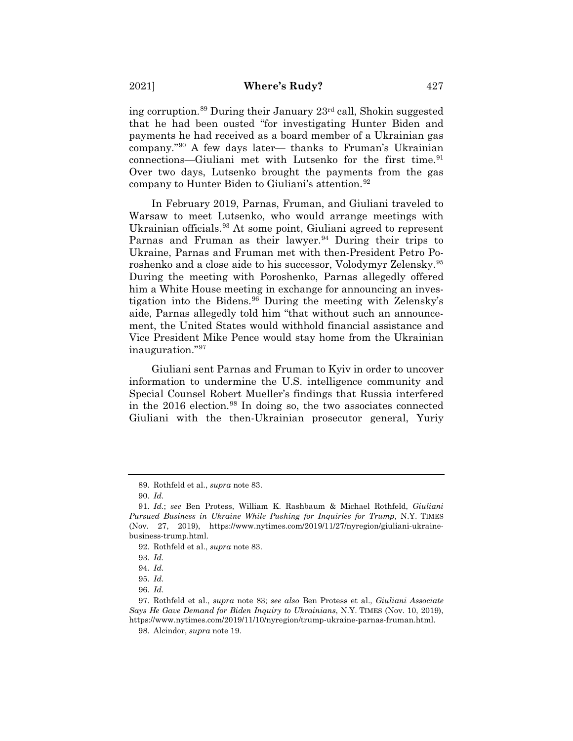ing corruption.[89] During their January 23rd call, Shokin suggested that he had been ousted "for investigating Hunter Biden and payments he had received as a board member of a Ukrainian gas company."[90] A few days later— thanks to Fruman's Ukrainian connections—Giuliani met with Lutsenko for the first time.[91] Over two days, Lutsenko brought the payments from the gas company to Hunter Biden to Giuliani's attention.[92]

In February 2019, Parnas, Fruman, and Giuliani traveled to Warsaw to meet Lutsenko, who would arrange meetings with Ukrainian officials.[93] At some point, Giuliani agreed to represent Parnas and Fruman as their lawyer.[94] During their trips to Ukraine, Parnas and Fruman met with then-President Petro Poroshenko and a close aide to his successor, Volodymyr Zelensky.[95] During the meeting with Poroshenko, Parnas allegedly offered him a White House meeting in exchange for announcing an investigation into the Bidens.[96] During the meeting with Zelensky's aide, Parnas allegedly told him "that without such an announcement, the United States would withhold financial assistance and Vice President Mike Pence would stay home from the Ukrainian inauguration."[97]

Giuliani sent Parnas and Fruman to Kyiv in order to uncover information to undermine the U.S. intelligence community and Special Counsel Robert Mueller's findings that Russia interfered in the 2016 election.[98] In doing so, the two associates connected Giuliani with the then-Ukrainian prosecutor general, Yuriy

---

89. Rothfeld et al., *supra* note 83.

90. *Id.*

91. *Id.*; *see* Ben Protess, William K. Rashbaum & Michael Rothfeld, *Giuliani Pursued Business in Ukraine While Pushing for Inquiries for Trump*, N.Y. TIMES (Nov. 27, 2019), https://www.nytimes.com/2019/11/27/nyregion/giuliani-ukraine-business-trump.html.

92. Rothfeld et al., *supra* note 83.

93. *Id.*

94. *Id.*

95. *Id.*

96. *Id.*

97. Rothfeld et al., *supra* note 83; *see also* Ben Protess et al., *Giuliani Associate Says He Gave Demand for Biden Inquiry to Ukrainians*, N.Y. TIMES (Nov. 10, 2019), https://www.nytimes.com/2019/11/10/nyregion/trump-ukraine-parnas-fruman.html.

98. Alcindor, *supra* note 19.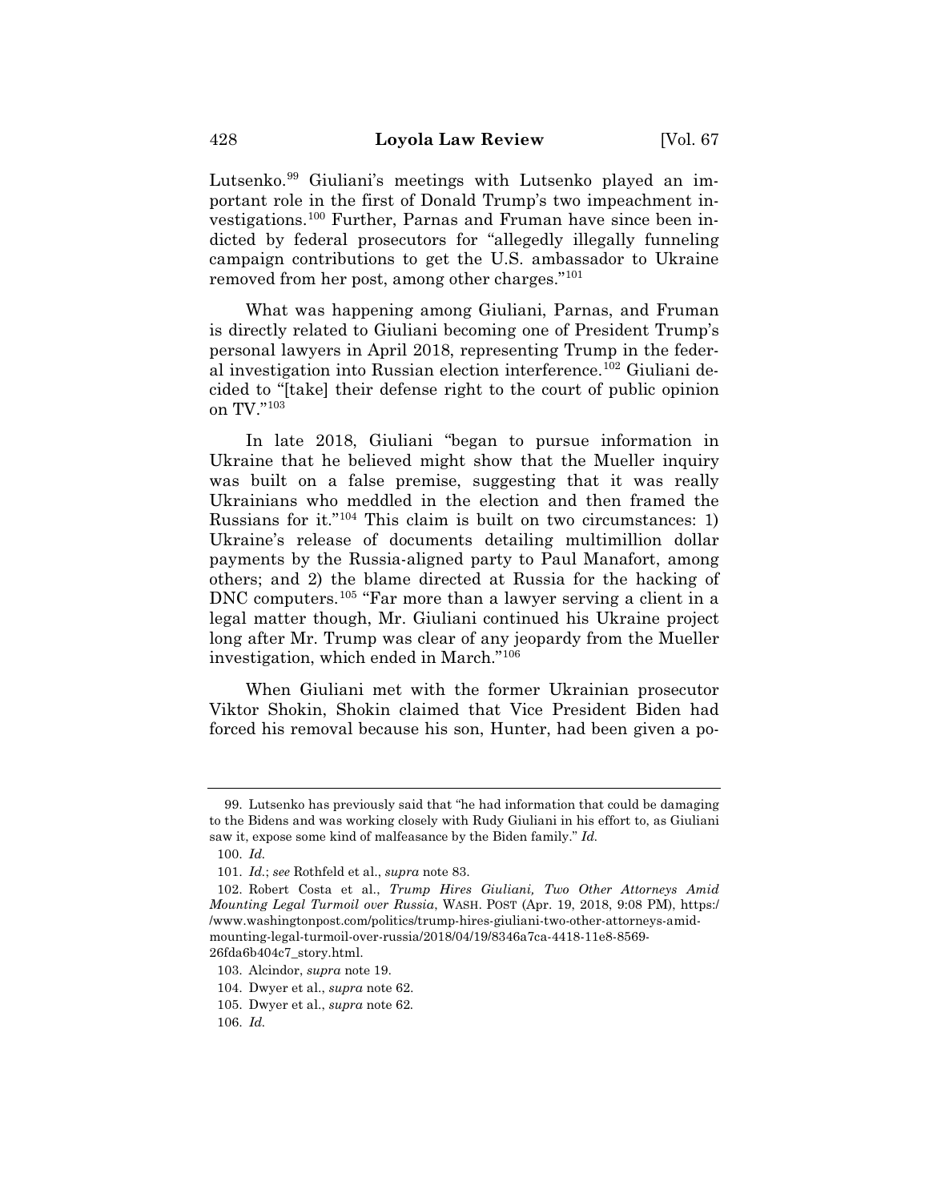Lutsenko.[99] Giuliani's meetings with Lutsenko played an important role in the first of Donald Trump's two impeachment investigations.[100] Further, Parnas and Fruman have since been indicted by federal prosecutors for "allegedly illegally funneling campaign contributions to get the U.S. ambassador to Ukraine removed from her post, among other charges."[101]

What was happening among Giuliani, Parnas, and Fruman is directly related to Giuliani becoming one of President Trump's personal lawyers in April 2018, representing Trump in the federal investigation into Russian election interference.[102] Giuliani decided to "[take] their defense right to the court of public opinion on TV."[103]

In late 2018, Giuliani "began to pursue information in Ukraine that he believed might show that the Mueller inquiry was built on a false premise, suggesting that it was really Ukrainians who meddled in the election and then framed the Russians for it."[104] This claim is built on two circumstances: 1) Ukraine's release of documents detailing multimillion dollar payments by the Russia-aligned party to Paul Manafort, among others; and 2) the blame directed at Russia for the hacking of DNC computers.[105] "Far more than a lawyer serving a client in a legal matter though, Mr. Giuliani continued his Ukraine project long after Mr. Trump was clear of any jeopardy from the Mueller investigation, which ended in March."[106]

When Giuliani met with the former Ukrainian prosecutor Viktor Shokin, Shokin claimed that Vice President Biden had forced his removal because his son, Hunter, had been given a po-

---

99. Lutsenko has previously said that "he had information that could be damaging to the Bidens and was working closely with Rudy Giuliani in his effort to, as Giuliani saw it, expose some kind of malfeasance by the Biden family." *Id.*

100. *Id.*

101. *Id.*; *see* Rothfeld et al., *supra* note 83.

102. Robert Costa et al., *Trump Hires Giuliani, Two Other Attorneys Amid Mounting Legal Turmoil over Russia*, WASH. POST (Apr. 19, 2018, 9:08 PM), https://www.washingtonpost.com/politics/trump-hires-giuliani-two-other-attorneys-amid-mounting-legal-turmoil-over-russia/2018/04/19/8346a7ca-4418-11e8-8569-26fda6b404c7_story.html.

103. Alcindor, *supra* note 19.

104. Dwyer et al., *supra* note 62.

105. Dwyer et al., *supra* note 62.

106. *Id.*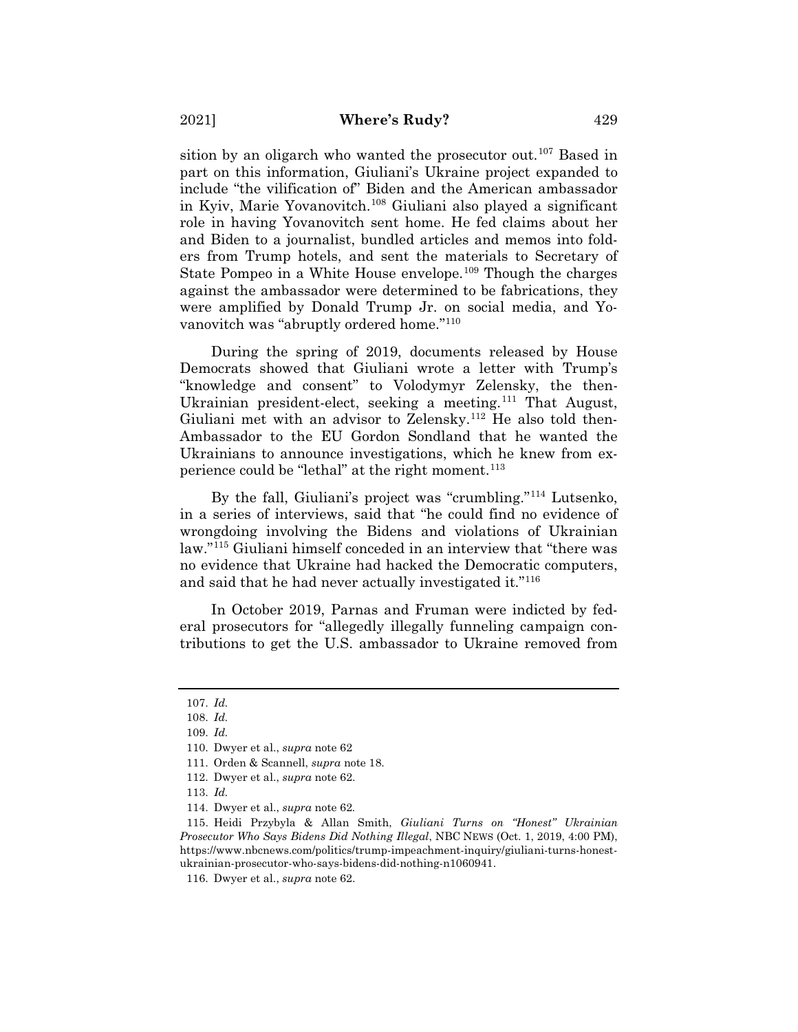sition by an oligarch who wanted the prosecutor out.[107] Based in part on this information, Giuliani's Ukraine project expanded to include "the vilification of" Biden and the American ambassador in Kyiv, Marie Yovanovitch.[108] Giuliani also played a significant role in having Yovanovitch sent home. He fed claims about her and Biden to a journalist, bundled articles and memos into folders from Trump hotels, and sent the materials to Secretary of State Pompeo in a White House envelope.[109] Though the charges against the ambassador were determined to be fabrications, they were amplified by Donald Trump Jr. on social media, and Yovanovitch was "abruptly ordered home."[110]

During the spring of 2019, documents released by House Democrats showed that Giuliani wrote a letter with Trump's "knowledge and consent" to Volodymyr Zelensky, the then-Ukrainian president-elect, seeking a meeting.[111] That August, Giuliani met with an advisor to Zelensky.[112] He also told then-Ambassador to the EU Gordon Sondland that he wanted the Ukrainians to announce investigations, which he knew from experience could be "lethal" at the right moment.[113]

By the fall, Giuliani's project was "crumbling."[114] Lutsenko, in a series of interviews, said that "he could find no evidence of wrongdoing involving the Bidens and violations of Ukrainian law."[115] Giuliani himself conceded in an interview that "there was no evidence that Ukraine had hacked the Democratic computers, and said that he had never actually investigated it."[116]

In October 2019, Parnas and Fruman were indicted by federal prosecutors for "allegedly illegally funneling campaign contributions to get the U.S. ambassador to Ukraine removed from

---

107. *Id.*

108. *Id.*

109. *Id.*

110. Dwyer et al., *supra* note 62

111. Orden & Scannell, *supra* note 18.

112. Dwyer et al., *supra* note 62.

113. *Id.*

114. Dwyer et al., *supra* note 62.

115. Heidi Przybyla & Allan Smith, *Giuliani Turns on "Honest" Ukrainian Prosecutor Who Says Bidens Did Nothing Illegal*, NBC NEWS (Oct. 1, 2019, 4:00 PM), https://www.nbcnews.com/politics/trump-impeachment-inquiry/giuliani-turns-honest-ukrainian-prosecutor-who-says-bidens-did-nothing-n1060941.

116. Dwyer et al., *supra* note 62.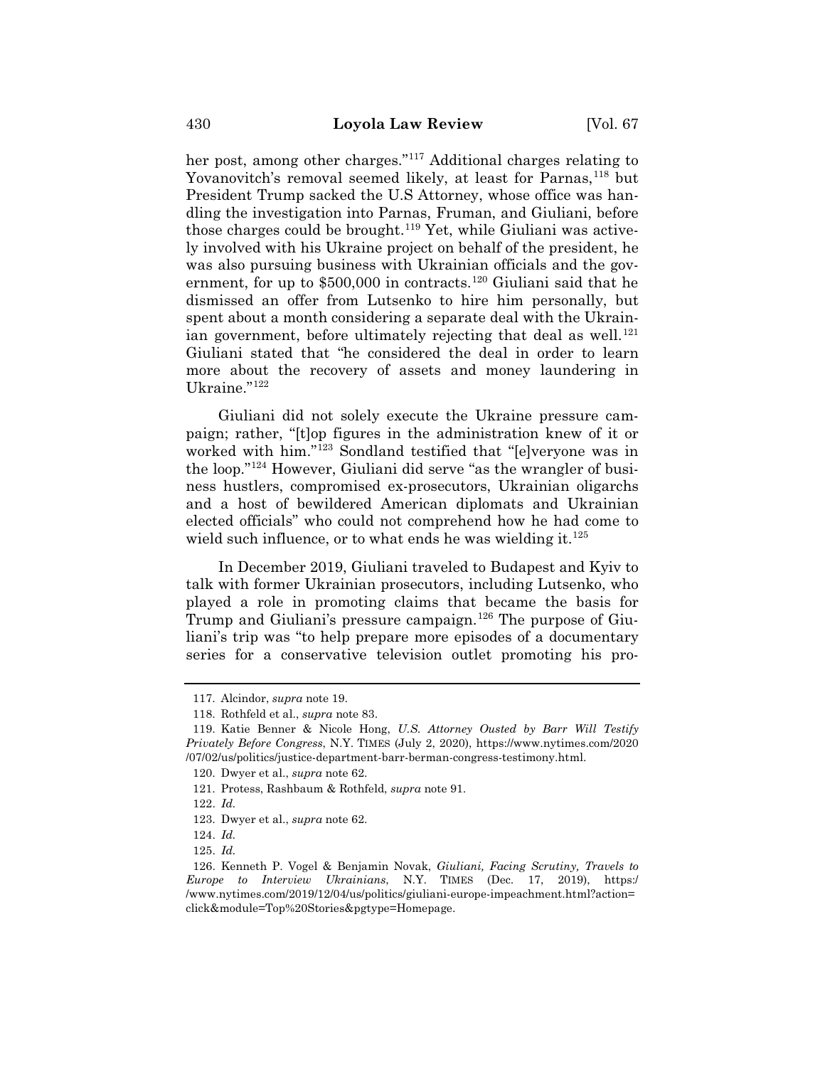her post, among other charges."[117] Additional charges relating to Yovanovitch's removal seemed likely, at least for Parnas,[118] but President Trump sacked the U.S Attorney, whose office was handling the investigation into Parnas, Fruman, and Giuliani, before those charges could be brought.[119] Yet, while Giuliani was actively involved with his Ukraine project on behalf of the president, he was also pursuing business with Ukrainian officials and the government, for up to $500,000 in contracts.[120] Giuliani said that he dismissed an offer from Lutsenko to hire him personally, but spent about a month considering a separate deal with the Ukrainian government, before ultimately rejecting that deal as well.[121] Giuliani stated that "he considered the deal in order to learn more about the recovery of assets and money laundering in Ukraine."[122]

Giuliani did not solely execute the Ukraine pressure campaign; rather, "[t]op figures in the administration knew of it or worked with him."[123] Sondland testified that "[e]veryone was in the loop."[124] However, Giuliani did serve "as the wrangler of business hustlers, compromised ex-prosecutors, Ukrainian oligarchs and a host of bewildered American diplomats and Ukrainian elected officials" who could not comprehend how he had come to wield such influence, or to what ends he was wielding it.[125]

In December 2019, Giuliani traveled to Budapest and Kyiv to talk with former Ukrainian prosecutors, including Lutsenko, who played a role in promoting claims that became the basis for Trump and Giuliani's pressure campaign.[126] The purpose of Giuliani's trip was "to help prepare more episodes of a documentary series for a conservative television outlet promoting his pro-

---

117. Alcindor, *supra* note 19.

118. Rothfeld et al., *supra* note 83.

119. Katie Benner & Nicole Hong, *U.S. Attorney Ousted by Barr Will Testify Privately Before Congress*, N.Y. TIMES (July 2, 2020), https://www.nytimes.com/2020/07/02/us/politics/justice-department-barr-berman-congress-testimony.html.

120. Dwyer et al., *supra* note 62.

121. Protess, Rashbaum & Rothfeld, *supra* note 91.

122. *Id.*

123. Dwyer et al., *supra* note 62.

124. *Id.*

125. *Id.*

126. Kenneth P. Vogel & Benjamin Novak, *Giuliani, Facing Scrutiny, Travels to Europe to Interview Ukrainians*, N.Y. TIMES (Dec. 17, 2019), https://www.nytimes.com/2019/12/04/us/politics/giuliani-europe-impeachment.html?action=click&module=Top%20Stories&pgtype=Homepage.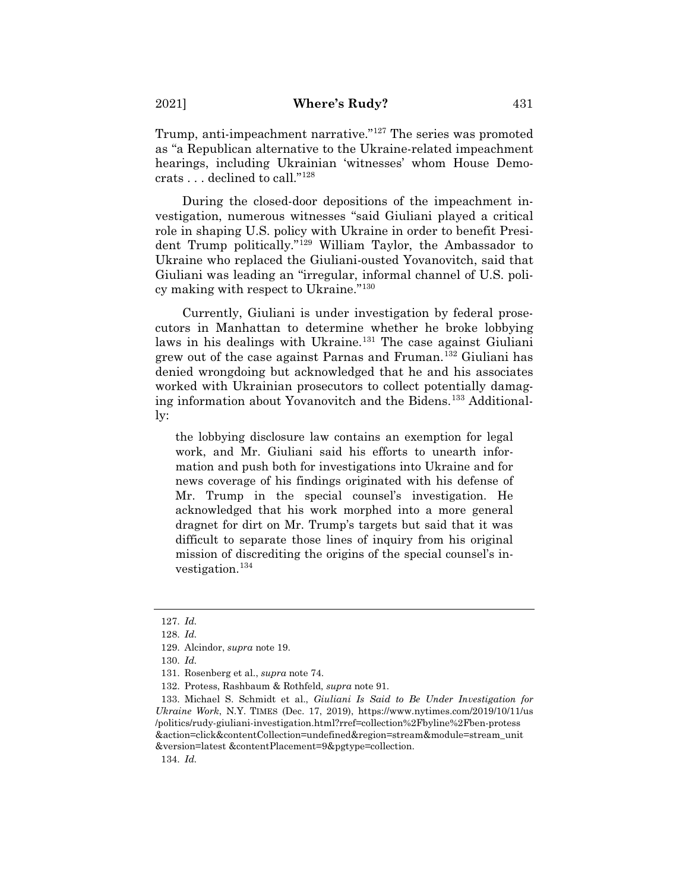Trump, anti-impeachment narrative."[127] The series was promoted as "a Republican alternative to the Ukraine-related impeachment hearings, including Ukrainian 'witnesses' whom House Democrats . . . declined to call."[128]

During the closed-door depositions of the impeachment investigation, numerous witnesses "said Giuliani played a critical role in shaping U.S. policy with Ukraine in order to benefit President Trump politically."[129] William Taylor, the Ambassador to Ukraine who replaced the Giuliani-ousted Yovanovitch, said that Giuliani was leading an "irregular, informal channel of U.S. policy making with respect to Ukraine."[130]

Currently, Giuliani is under investigation by federal prosecutors in Manhattan to determine whether he broke lobbying laws in his dealings with Ukraine.[131] The case against Giuliani grew out of the case against Parnas and Fruman.[132] Giuliani has denied wrongdoing but acknowledged that he and his associates worked with Ukrainian prosecutors to collect potentially damaging information about Yovanovitch and the Bidens.[133] Additionally:

> the lobbying disclosure law contains an exemption for legal work, and Mr. Giuliani said his efforts to unearth information and push both for investigations into Ukraine and for news coverage of his findings originated with his defense of Mr. Trump in the special counsel's investigation. He acknowledged that his work morphed into a more general dragnet for dirt on Mr. Trump's targets but said that it was difficult to separate those lines of inquiry from his original mission of discrediting the origins of the special counsel's investigation.[134]

---

127. *Id.*

128. *Id.*

129. Alcindor, *supra* note 19.

130. *Id.*

131. Rosenberg et al., *supra* note 74.

132. Protess, Rashbaum & Rothfeld, *supra* note 91.

133. Michael S. Schmidt et al., *Giuliani Is Said to Be Under Investigation for Ukraine Work*, N.Y. TIMES (Dec. 17, 2019), https://www.nytimes.com/2019/10/11/us/politics/rudy-giuliani-investigation.html?rref=collection%2Fbyline%2Fben-protess&action=click&contentCollection=undefined&region=stream&module=stream_unit&version=latest &contentPlacement=9&pgtype=collection.

134. *Id.*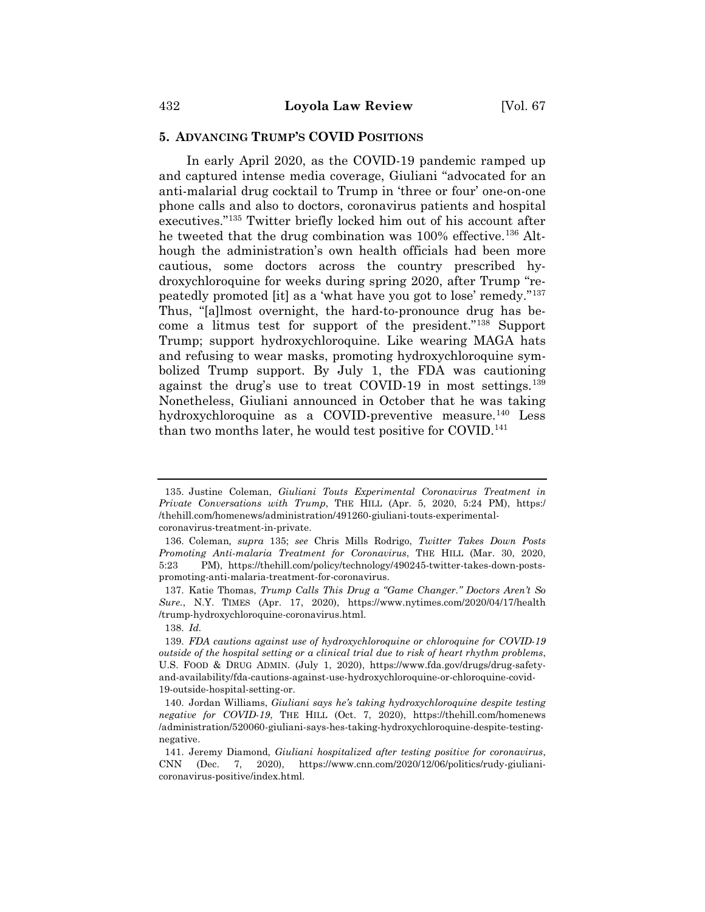### 5. ADVANCING TRUMP'S COVID POSITIONS

In early April 2020, as the COVID-19 pandemic ramped up and captured intense media coverage, Giuliani "advocated for an anti-malarial drug cocktail to Trump in 'three or four' one-on-one phone calls and also to doctors, coronavirus patients and hospital executives."[135] Twitter briefly locked him out of his account after he tweeted that the drug combination was 100% effective.[136] Although the administration's own health officials had been more cautious, some doctors across the country prescribed hydroxychloroquine for weeks during spring 2020, after Trump "repeatedly promoted [it] as a 'what have you got to lose' remedy."[137] Thus, "[a]lmost overnight, the hard-to-pronounce drug has become a litmus test for support of the president."[138] Support Trump; support hydroxychloroquine. Like wearing MAGA hats and refusing to wear masks, promoting hydroxychloroquine symbolized Trump support. By July 1, the FDA was cautioning against the drug's use to treat COVID-19 in most settings.[139] Nonetheless, Giuliani announced in October that he was taking hydroxychloroquine as a COVID-preventive measure.[140] Less than two months later, he would test positive for COVID.[141]

---

135. Justine Coleman, *Giuliani Touts Experimental Coronavirus Treatment in Private Conversations with Trump*, THE HILL (Apr. 5, 2020, 5:24 PM), https://thehill.com/homenews/administration/491260-giuliani-touts-experimental-coronavirus-treatment-in-private.

136. Coleman*, supra* 135; *see* Chris Mills Rodrigo, *Twitter Takes Down Posts Promoting Anti-malaria Treatment for Coronavirus*, THE HILL (Mar. 30, 2020, 5:23 PM), https://thehill.com/policy/technology/490245-twitter-takes-down-posts-promoting-anti-malaria-treatment-for-coronavirus.

137. Katie Thomas, *Trump Calls This Drug a "Game Changer." Doctors Aren't So Sure.*, N.Y. TIMES (Apr. 17, 2020), https://www.nytimes.com/2020/04/17/health/trump-hydroxychloroquine-coronavirus.html.

138. *Id.*

139. *FDA cautions against use of hydroxychloroquine or chloroquine for COVID-19 outside of the hospital setting or a clinical trial due to risk of heart rhythm problems*, U.S. FOOD & DRUG ADMIN. (July 1, 2020), https://www.fda.gov/drugs/drug-safety-and-availability/fda-cautions-against-use-hydroxychloroquine-or-chloroquine-covid-19-outside-hospital-setting-or.

140. Jordan Williams, *Giuliani says he's taking hydroxychloroquine despite testing negative for COVID-19*, THE HILL (Oct. 7, 2020), https://thehill.com/homenews/administration/520060-giuliani-says-hes-taking-hydroxychloroquine-despite-testing-negative.

141. Jeremy Diamond, *Giuliani hospitalized after testing positive for coronavirus*, CNN (Dec. 7, 2020), https://www.cnn.com/2020/12/06/politics/rudy-giuliani-coronavirus-positive/index.html.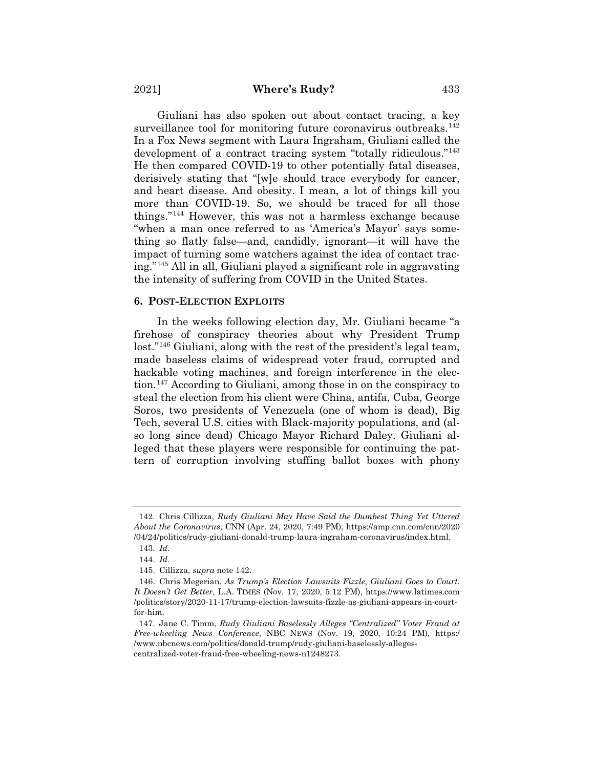Giuliani has also spoken out about contact tracing, a key surveillance tool for monitoring future coronavirus outbreaks.[142] In a Fox News segment with Laura Ingraham, Giuliani called the development of a contract tracing system "totally ridiculous."[143] He then compared COVID-19 to other potentially fatal diseases, derisively stating that "[w]e should trace everybody for cancer, and heart disease. And obesity. I mean, a lot of things kill you more than COVID-19. So, we should be traced for all those things."[144] However, this was not a harmless exchange because "when a man once referred to as 'America's Mayor' says something so flatly false—and, candidly, ignorant—it will have the impact of turning some watchers against the idea of contact tracing."[145] All in all, Giuliani played a significant role in aggravating the intensity of suffering from COVID in the United States.

### 6. POST-ELECTION EXPLOITS

In the weeks following election day, Mr. Giuliani became "a firehose of conspiracy theories about why President Trump lost."[146] Giuliani, along with the rest of the president's legal team, made baseless claims of widespread voter fraud, corrupted and hackable voting machines, and foreign interference in the election.[147] According to Giuliani, among those in on the conspiracy to steal the election from his client were China, antifa, Cuba, George Soros, two presidents of Venezuela (one of whom is dead), Big Tech, several U.S. cities with Black-majority populations, and (also long since dead) Chicago Mayor Richard Daley. Giuliani alleged that these players were responsible for continuing the pattern of corruption involving stuffing ballot boxes with phony

---

142. Chris Cillizza, *Rudy Giuliani May Have Said the Dumbest Thing Yet Uttered About the Coronavirus*, CNN (Apr. 24, 2020, 7:49 PM), https://amp.cnn.com/cnn/2020/04/24/politics/rudy-giuliani-donald-trump-laura-ingraham-coronavirus/index.html.

143. *Id.*

144. *Id.*

145. Cillizza, *supra* note 142.

146. Chris Megerian, *As Trump's Election Lawsuits Fizzle, Giuliani Goes to Court. It Doesn't Get Better*, L.A. TIMES (Nov. 17, 2020, 5:12 PM), https://www.latimes.com/politics/story/2020-11-17/trump-election-lawsuits-fizzle-as-giuliani-appears-in-court-for-him.

147. Jane C. Timm, *Rudy Giuliani Baselessly Alleges "Centralized" Voter Fraud at Free-wheeling News Conference*, NBC NEWS (Nov. 19, 2020, 10:24 PM), https://www.nbcnews.com/politics/donald-trump/rudy-giuliani-baselessly-alleges-centralized-voter-fraud-free-wheeling-news-n1248273.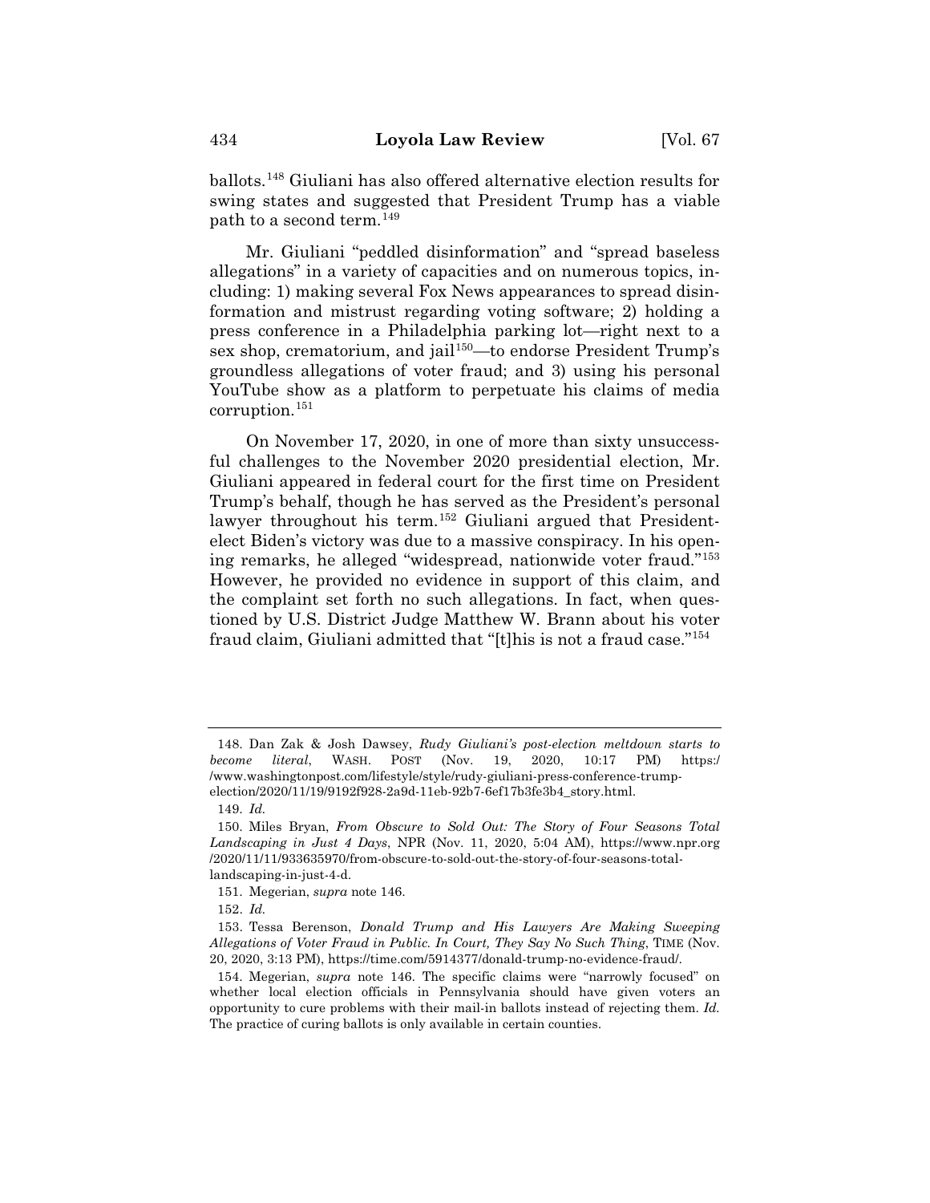ballots.[148] Giuliani has also offered alternative election results for swing states and suggested that President Trump has a viable path to a second term.[149]

Mr. Giuliani "peddled disinformation" and "spread baseless allegations" in a variety of capacities and on numerous topics, including: 1) making several Fox News appearances to spread disinformation and mistrust regarding voting software; 2) holding a press conference in a Philadelphia parking lot—right next to a sex shop, crematorium, and jail[150]—to endorse President Trump's groundless allegations of voter fraud; and 3) using his personal YouTube show as a platform to perpetuate his claims of media corruption.[151]

On November 17, 2020, in one of more than sixty unsuccessful challenges to the November 2020 presidential election, Mr. Giuliani appeared in federal court for the first time on President Trump's behalf, though he has served as the President's personal lawyer throughout his term.[152] Giuliani argued that President-elect Biden's victory was due to a massive conspiracy. In his opening remarks, he alleged "widespread, nationwide voter fraud."[153] However, he provided no evidence in support of this claim, and the complaint set forth no such allegations. In fact, when questioned by U.S. District Judge Matthew W. Brann about his voter fraud claim, Giuliani admitted that "[t]his is not a fraud case."[154]

---

148. Dan Zak & Josh Dawsey, *Rudy Giuliani's post-election meltdown starts to become literal*, WASH. POST (Nov. 19, 2020, 10:17 PM) https://www.washingtonpost.com/lifestyle/style/rudy-giuliani-press-conference-trump-election/2020/11/19/9192f928-2a9d-11eb-92b7-6ef17b3fe3b4_story.html.

149. *Id.*

150. Miles Bryan, *From Obscure to Sold Out: The Story of Four Seasons Total Landscaping in Just 4 Days*, NPR (Nov. 11, 2020, 5:04 AM), https://www.npr.org/2020/11/11/933635970/from-obscure-to-sold-out-the-story-of-four-seasons-total-landscaping-in-just-4-d.

151. Megerian, *supra* note 146.

152. *Id.*

153. Tessa Berenson, *Donald Trump and His Lawyers Are Making Sweeping Allegations of Voter Fraud in Public. In Court, They Say No Such Thing*, TIME (Nov. 20, 2020, 3:13 PM), https://time.com/5914377/donald-trump-no-evidence-fraud/.

154. Megerian, *supra* note 146. The specific claims were "narrowly focused" on whether local election officials in Pennsylvania should have given voters an opportunity to cure problems with their mail-in ballots instead of rejecting them. *Id.* The practice of curing ballots is only available in certain counties.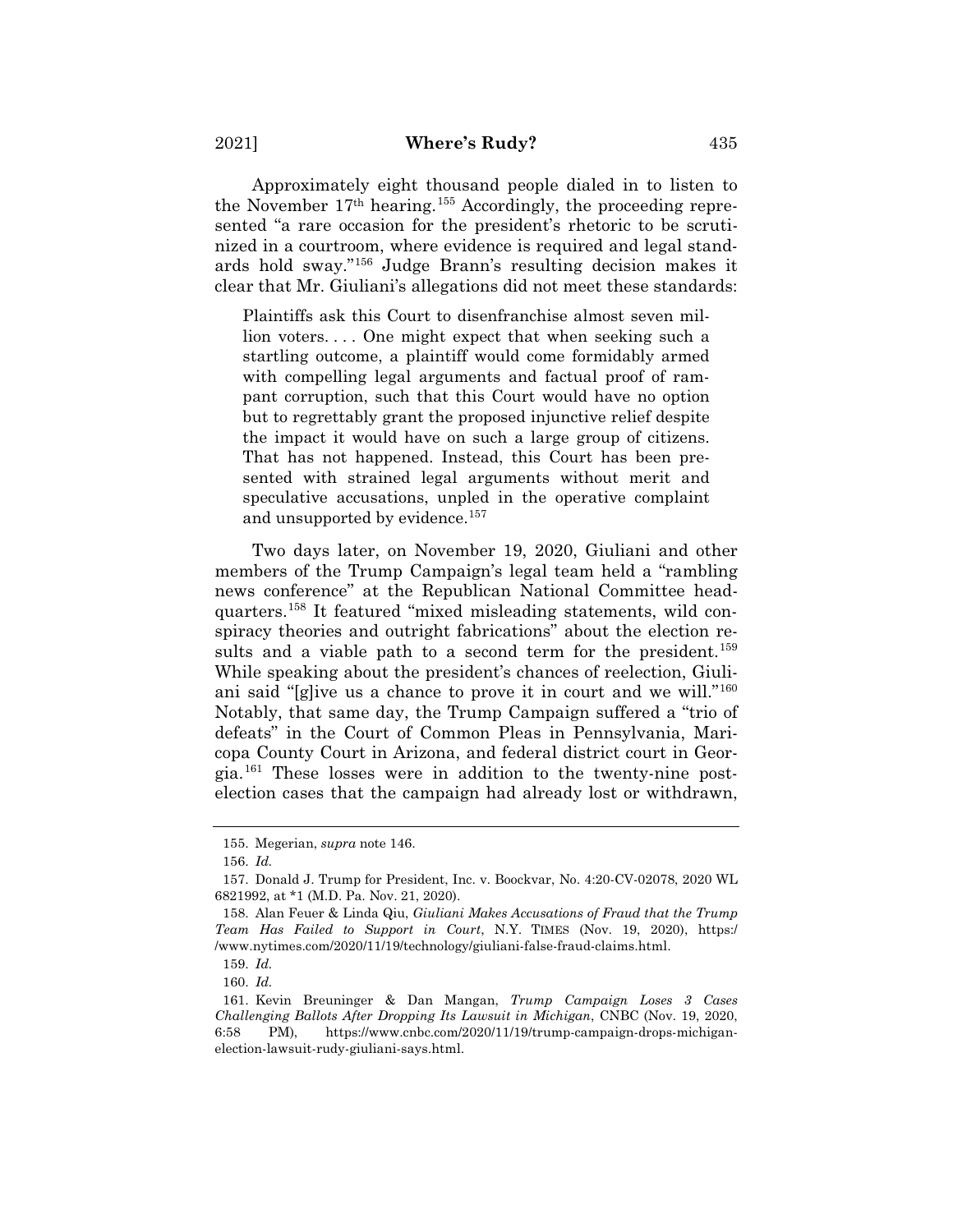Approximately eight thousand people dialed in to listen to the November 17th hearing.[155] Accordingly, the proceeding represented "a rare occasion for the president's rhetoric to be scrutinized in a courtroom, where evidence is required and legal standards hold sway."[156] Judge Brann's resulting decision makes it clear that Mr. Giuliani's allegations did not meet these standards:

> Plaintiffs ask this Court to disenfranchise almost seven million voters. . . . One might expect that when seeking such a startling outcome, a plaintiff would come formidably armed with compelling legal arguments and factual proof of rampant corruption, such that this Court would have no option but to regrettably grant the proposed injunctive relief despite the impact it would have on such a large group of citizens. That has not happened. Instead, this Court has been presented with strained legal arguments without merit and speculative accusations, unpled in the operative complaint and unsupported by evidence.[157]

Two days later, on November 19, 2020, Giuliani and other members of the Trump Campaign's legal team held a "rambling news conference" at the Republican National Committee headquarters.[158] It featured "mixed misleading statements, wild conspiracy theories and outright fabrications" about the election results and a viable path to a second term for the president.[159] While speaking about the president's chances of reelection, Giuliani said "[g]ive us a chance to prove it in court and we will."[160] Notably, that same day, the Trump Campaign suffered a "trio of defeats" in the Court of Common Pleas in Pennsylvania, Maricopa County Court in Arizona, and federal district court in Georgia.[161] These losses were in addition to the twenty-nine post-election cases that the campaign had already lost or withdrawn,

---

155. Megerian, *supra* note 146.

156. *Id.*

157. Donald J. Trump for President, Inc. v. Boockvar, No. 4:20-CV-02078, 2020 WL 6821992, at *1 (M.D. Pa. Nov. 21, 2020).

158. Alan Feuer & Linda Qiu, *Giuliani Makes Accusations of Fraud that the Trump Team Has Failed to Support in Court*, N.Y. TIMES (Nov. 19, 2020), https://www.nytimes.com/2020/11/19/technology/giuliani-false-fraud-claims.html.

159. *Id.*

160. *Id.*

161. Kevin Breuninger & Dan Mangan, *Trump Campaign Loses 3 Cases Challenging Ballots After Dropping Its Lawsuit in Michigan*, CNBC (Nov. 19, 2020, 6:58 PM), https://www.cnbc.com/2020/11/19/trump-campaign-drops-michigan-election-lawsuit-rudy-giuliani-says.html.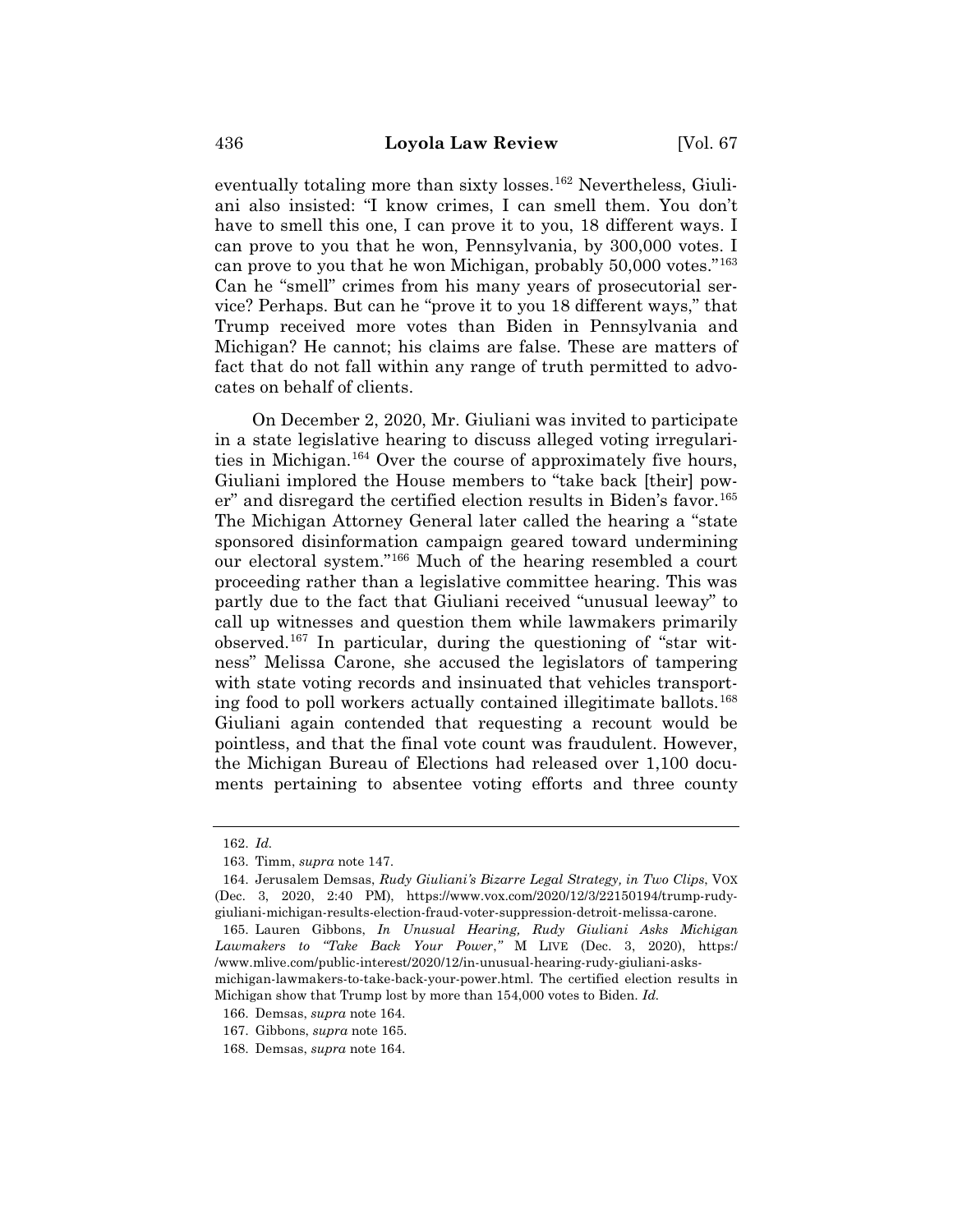eventually totaling more than sixty losses.[162] Nevertheless, Giuliani also insisted: "I know crimes, I can smell them. You don't have to smell this one, I can prove it to you, 18 different ways. I can prove to you that he won, Pennsylvania, by 300,000 votes. I can prove to you that he won Michigan, probably 50,000 votes."[163] Can he "smell" crimes from his many years of prosecutorial service? Perhaps. But can he "prove it to you 18 different ways," that Trump received more votes than Biden in Pennsylvania and Michigan? He cannot; his claims are false. These are matters of fact that do not fall within any range of truth permitted to advocates on behalf of clients.

On December 2, 2020, Mr. Giuliani was invited to participate in a state legislative hearing to discuss alleged voting irregularities in Michigan.[164] Over the course of approximately five hours, Giuliani implored the House members to "take back [their] power" and disregard the certified election results in Biden's favor.[165] The Michigan Attorney General later called the hearing a "state sponsored disinformation campaign geared toward undermining our electoral system."[166] Much of the hearing resembled a court proceeding rather than a legislative committee hearing. This was partly due to the fact that Giuliani received "unusual leeway" to call up witnesses and question them while lawmakers primarily observed.[167] In particular, during the questioning of "star witness" Melissa Carone, she accused the legislators of tampering with state voting records and insinuated that vehicles transporting food to poll workers actually contained illegitimate ballots.[168] Giuliani again contended that requesting a recount would be pointless, and that the final vote count was fraudulent. However, the Michigan Bureau of Elections had released over 1,100 documents pertaining to absentee voting efforts and three county

---

162. *Id.*

163. Timm, *supra* note 147.

164. Jerusalem Demsas, *Rudy Giuliani's Bizarre Legal Strategy, in Two Clips*, VOX (Dec. 3, 2020, 2:40 PM), https://www.vox.com/2020/12/3/22150194/trump-rudy-giuliani-michigan-results-election-fraud-voter-suppression-detroit-melissa-carone.

165. Lauren Gibbons, *In Unusual Hearing, Rudy Giuliani Asks Michigan Lawmakers to "Take Back Your Power,"* M LIVE (Dec. 3, 2020), https://www.mlive.com/public-interest/2020/12/in-unusual-hearing-rudy-giuliani-asks-michigan-lawmakers-to-take-back-your-power.html. The certified election results in Michigan show that Trump lost by more than 154,000 votes to Biden. *Id.*

166. Demsas, *supra* note 164.

167. Gibbons, *supra* note 165.

168. Demsas, *supra* note 164.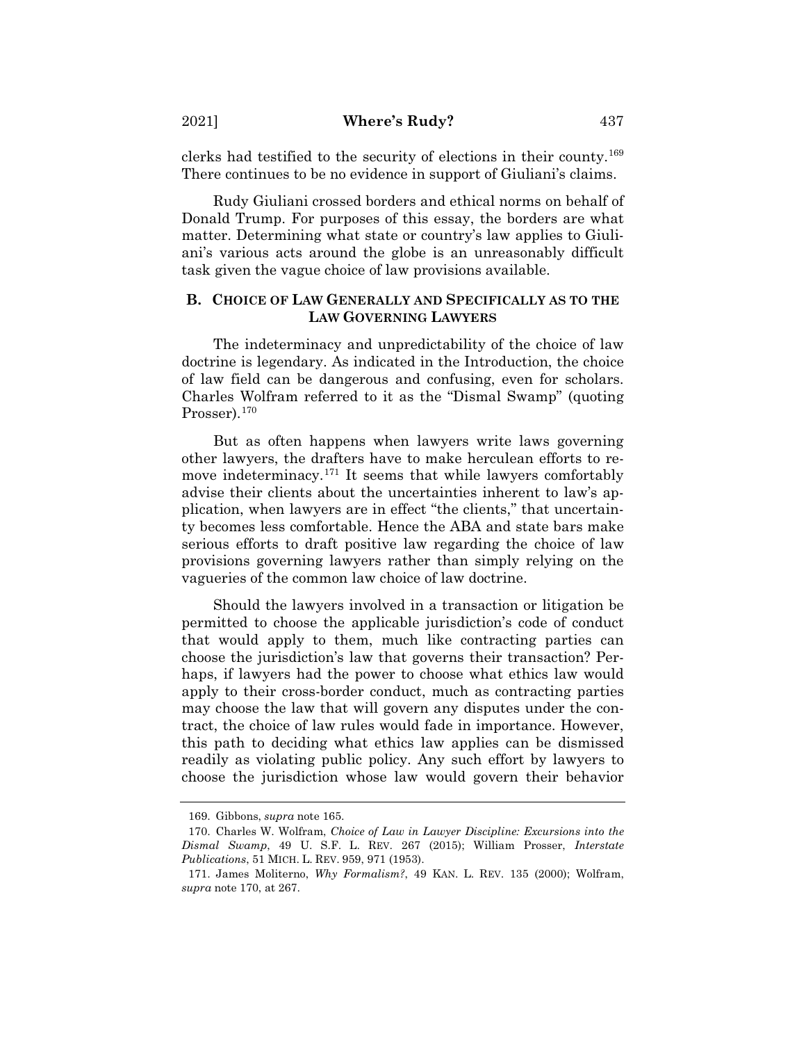clerks had testified to the security of elections in their county.[169] There continues to be no evidence in support of Giuliani's claims.

Rudy Giuliani crossed borders and ethical norms on behalf of Donald Trump. For purposes of this essay, the borders are what matter. Determining what state or country's law applies to Giuliani's various acts around the globe is an unreasonably difficult task given the vague choice of law provisions available.

### B. CHOICE OF LAW GENERALLY AND SPECIFICALLY AS TO THE LAW GOVERNING LAWYERS

The indeterminacy and unpredictability of the choice of law doctrine is legendary. As indicated in the Introduction, the choice of law field can be dangerous and confusing, even for scholars. Charles Wolfram referred to it as the "Dismal Swamp" (quoting Prosser).[170]

But as often happens when lawyers write laws governing other lawyers, the drafters have to make herculean efforts to remove indeterminacy.[171] It seems that while lawyers comfortably advise their clients about the uncertainties inherent to law's application, when lawyers are in effect "the clients," that uncertainty becomes less comfortable. Hence the ABA and state bars make serious efforts to draft positive law regarding the choice of law provisions governing lawyers rather than simply relying on the vagueries of the common law choice of law doctrine.

Should the lawyers involved in a transaction or litigation be permitted to choose the applicable jurisdiction's code of conduct that would apply to them, much like contracting parties can choose the jurisdiction's law that governs their transaction? Perhaps, if lawyers had the power to choose what ethics law would apply to their cross-border conduct, much as contracting parties may choose the law that will govern any disputes under the contract, the choice of law rules would fade in importance. However, this path to deciding what ethics law applies can be dismissed readily as violating public policy. Any such effort by lawyers to choose the jurisdiction whose law would govern their behavior

169. Gibbons, *supra* note 165.

170. Charles W. Wolfram, *Choice of Law in Lawyer Discipline: Excursions into the Dismal Swamp*, 49 U. S.F. L. REV. 267 (2015); William Prosser, *Interstate Publications*, 51 MICH. L. REV. 959, 971 (1953).

171. James Moliterno, *Why Formalism?*, 49 KAN. L. REV. 135 (2000); Wolfram, *supra* note 170, at 267.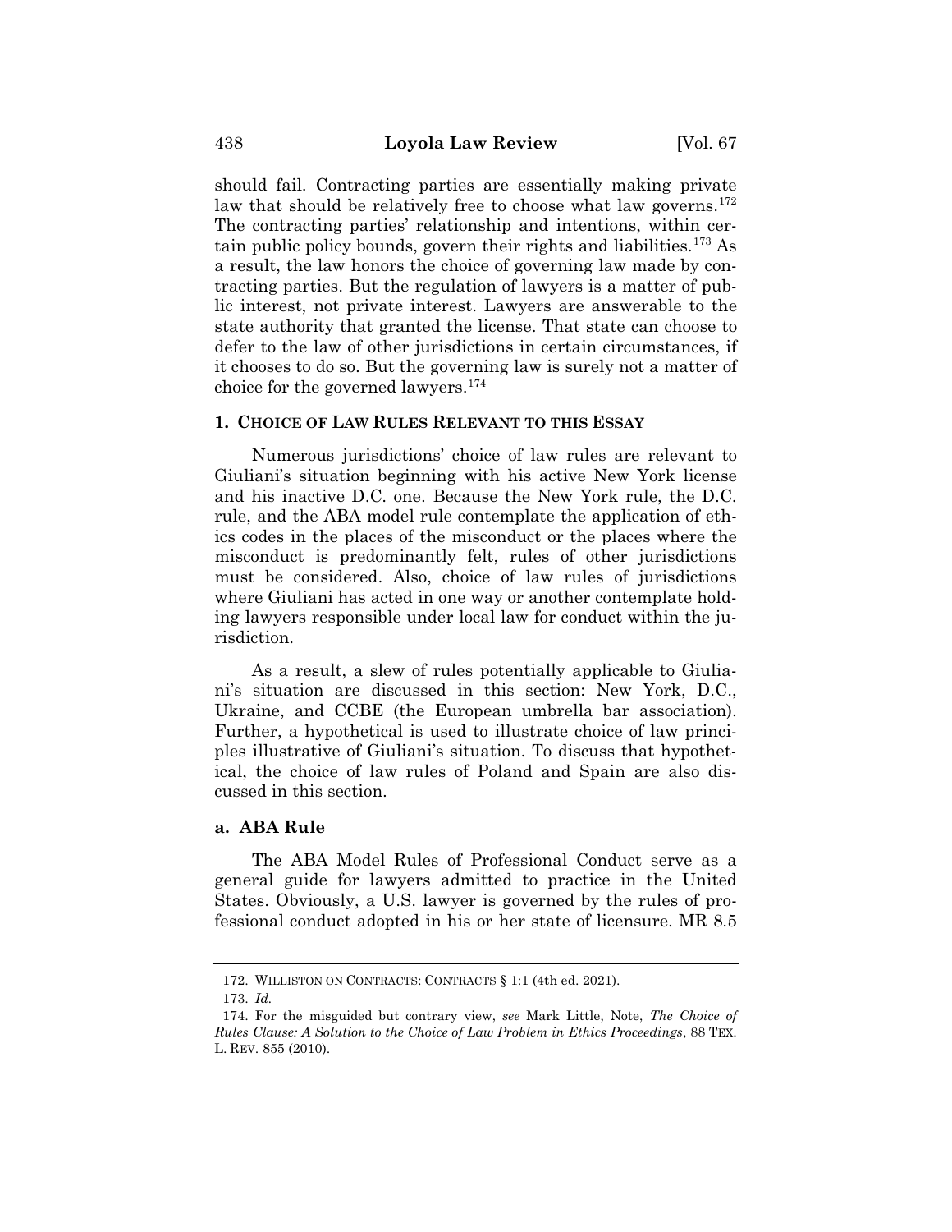should fail. Contracting parties are essentially making private law that should be relatively free to choose what law governs.[172] The contracting parties' relationship and intentions, within certain public policy bounds, govern their rights and liabilities.[173] As a result, the law honors the choice of governing law made by contracting parties. But the regulation of lawyers is a matter of public interest, not private interest. Lawyers are answerable to the state authority that granted the license. That state can choose to defer to the law of other jurisdictions in certain circumstances, if it chooses to do so. But the governing law is surely not a matter of choice for the governed lawyers.[174]

### 1. CHOICE OF LAW RULES RELEVANT TO THIS ESSAY

Numerous jurisdictions' choice of law rules are relevant to Giuliani's situation beginning with his active New York license and his inactive D.C. one. Because the New York rule, the D.C. rule, and the ABA model rule contemplate the application of ethics codes in the places of the misconduct or the places where the misconduct is predominantly felt, rules of other jurisdictions must be considered. Also, choice of law rules of jurisdictions where Giuliani has acted in one way or another contemplate holding lawyers responsible under local law for conduct within the jurisdiction.

As a result, a slew of rules potentially applicable to Giuliani's situation are discussed in this section: New York, D.C., Ukraine, and CCBE (the European umbrella bar association). Further, a hypothetical is used to illustrate choice of law principles illustrative of Giuliani's situation. To discuss that hypothetical, the choice of law rules of Poland and Spain are also discussed in this section.

#### a. ABA Rule

The ABA Model Rules of Professional Conduct serve as a general guide for lawyers admitted to practice in the United States. Obviously, a U.S. lawyer is governed by the rules of professional conduct adopted in his or her state of licensure. MR 8.5

---

172. WILLISTON ON CONTRACTS: CONTRACTS § 1:1 (4th ed. 2021).

173. *Id.*

174. For the misguided but contrary view, *see* Mark Little, Note, *The Choice of Rules Clause: A Solution to the Choice of Law Problem in Ethics Proceedings*, 88 TEX. L. REV. 855 (2010).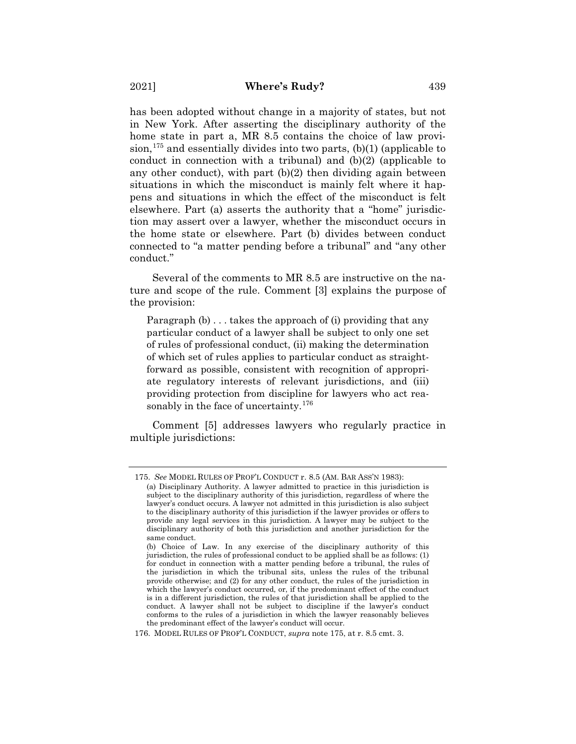has been adopted without change in a majority of states, but not in New York. After asserting the disciplinary authority of the home state in part a, MR 8.5 contains the choice of law provision,[175] and essentially divides into two parts, (b)(1) (applicable to conduct in connection with a tribunal) and (b)(2) (applicable to any other conduct), with part (b)(2) then dividing again between situations in which the misconduct is mainly felt where it happens and situations in which the effect of the misconduct is felt elsewhere. Part (a) asserts the authority that a "home" jurisdiction may assert over a lawyer, whether the misconduct occurs in the home state or elsewhere. Part (b) divides between conduct connected to "a matter pending before a tribunal" and "any other conduct."

Several of the comments to MR 8.5 are instructive on the nature and scope of the rule. Comment [3] explains the purpose of the provision:

> Paragraph (b) . . . takes the approach of (i) providing that any particular conduct of a lawyer shall be subject to only one set of rules of professional conduct, (ii) making the determination of which set of rules applies to particular conduct as straightforward as possible, consistent with recognition of appropriate regulatory interests of relevant jurisdictions, and (iii) providing protection from discipline for lawyers who act reasonably in the face of uncertainty.[176]

Comment [5] addresses lawyers who regularly practice in multiple jurisdictions:

---

175. *See* MODEL RULES OF PROF'L CONDUCT r. 8.5 (AM. BAR ASS'N 1983):

(a) Disciplinary Authority. A lawyer admitted to practice in this jurisdiction is subject to the disciplinary authority of this jurisdiction, regardless of where the lawyer's conduct occurs. A lawyer not admitted in this jurisdiction is also subject to the disciplinary authority of this jurisdiction if the lawyer provides or offers to provide any legal services in this jurisdiction. A lawyer may be subject to the disciplinary authority of both this jurisdiction and another jurisdiction for the same conduct.

(b) Choice of Law. In any exercise of the disciplinary authority of this jurisdiction, the rules of professional conduct to be applied shall be as follows: (1) for conduct in connection with a matter pending before a tribunal, the rules of the jurisdiction in which the tribunal sits, unless the rules of the tribunal provide otherwise; and (2) for any other conduct, the rules of the jurisdiction in which the lawyer's conduct occurred, or, if the predominant effect of the conduct is in a different jurisdiction, the rules of that jurisdiction shall be applied to the conduct. A lawyer shall not be subject to discipline if the lawyer's conduct conforms to the rules of a jurisdiction in which the lawyer reasonably believes the predominant effect of the lawyer's conduct will occur.

176. MODEL RULES OF PROF'L CONDUCT, *supra* note 175, at r. 8.5 cmt. 3.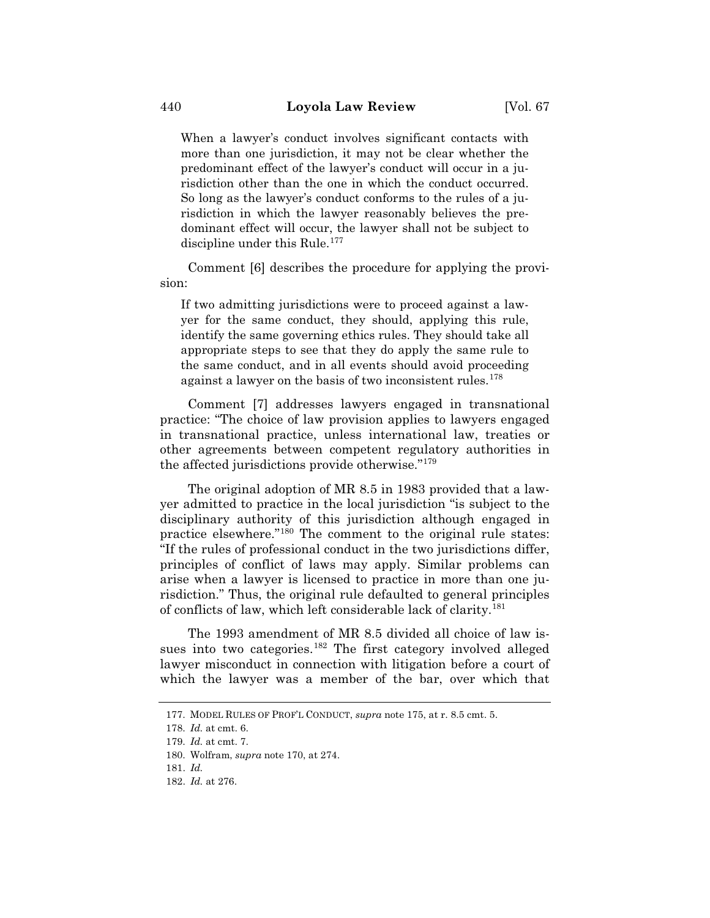> When a lawyer's conduct involves significant contacts with more than one jurisdiction, it may not be clear whether the predominant effect of the lawyer's conduct will occur in a jurisdiction other than the one in which the conduct occurred. So long as the lawyer's conduct conforms to the rules of a jurisdiction in which the lawyer reasonably believes the predominant effect will occur, the lawyer shall not be subject to discipline under this Rule.[177]

Comment [6] describes the procedure for applying the provision:

> If two admitting jurisdictions were to proceed against a lawyer for the same conduct, they should, applying this rule, identify the same governing ethics rules. They should take all appropriate steps to see that they do apply the same rule to the same conduct, and in all events should avoid proceeding against a lawyer on the basis of two inconsistent rules.[178]

Comment [7] addresses lawyers engaged in transnational practice: "The choice of law provision applies to lawyers engaged in transnational practice, unless international law, treaties or other agreements between competent regulatory authorities in the affected jurisdictions provide otherwise."[179]

The original adoption of MR 8.5 in 1983 provided that a lawyer admitted to practice in the local jurisdiction "is subject to the disciplinary authority of this jurisdiction although engaged in practice elsewhere."[180] The comment to the original rule states: "If the rules of professional conduct in the two jurisdictions differ, principles of conflict of laws may apply. Similar problems can arise when a lawyer is licensed to practice in more than one jurisdiction." Thus, the original rule defaulted to general principles of conflicts of law, which left considerable lack of clarity.[181]

The 1993 amendment of MR 8.5 divided all choice of law issues into two categories.[182] The first category involved alleged lawyer misconduct in connection with litigation before a court of which the lawyer was a member of the bar, over which that

---

177. MODEL RULES OF PROF'L CONDUCT, *supra* note 175, at r. 8.5 cmt. 5.

178. *Id.* at cmt. 6.

179. *Id.* at cmt. 7.

180. Wolfram, *supra* note 170, at 274.

181. *Id.*

182. *Id.* at 276.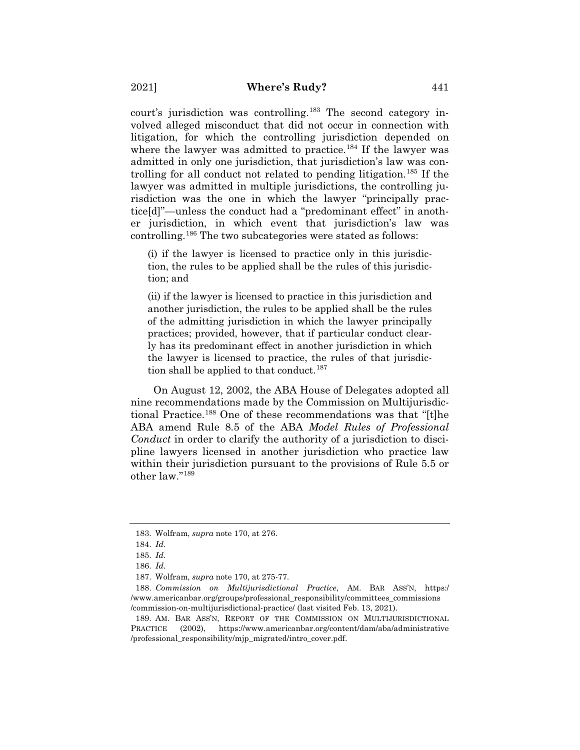court's jurisdiction was controlling.[183] The second category involved alleged misconduct that did not occur in connection with litigation, for which the controlling jurisdiction depended on where the lawyer was admitted to practice.[184] If the lawyer was admitted in only one jurisdiction, that jurisdiction's law was controlling for all conduct not related to pending litigation.[185] If the lawyer was admitted in multiple jurisdictions, the controlling jurisdiction was the one in which the lawyer "principally practice[d]"—unless the conduct had a "predominant effect" in another jurisdiction, in which event that jurisdiction's law was controlling.[186] The two subcategories were stated as follows:

> (i) if the lawyer is licensed to practice only in this jurisdiction, the rules to be applied shall be the rules of this jurisdiction; and
>
> (ii) if the lawyer is licensed to practice in this jurisdiction and another jurisdiction, the rules to be applied shall be the rules of the admitting jurisdiction in which the lawyer principally practices; provided, however, that if particular conduct clearly has its predominant effect in another jurisdiction in which the lawyer is licensed to practice, the rules of that jurisdiction shall be applied to that conduct.[187]

On August 12, 2002, the ABA House of Delegates adopted all nine recommendations made by the Commission on Multijurisdictional Practice.[188] One of these recommendations was that "[t]he ABA amend Rule 8.5 of the ABA *Model Rules of Professional Conduct* in order to clarify the authority of a jurisdiction to discipline lawyers licensed in another jurisdiction who practice law within their jurisdiction pursuant to the provisions of Rule 5.5 or other law."[189]

---

183. Wolfram, *supra* note 170, at 276.

184. *Id.*

185. *Id.*

186. *Id.*

187. Wolfram, *supra* note 170, at 275-77.

188. *Commission on Multijurisdictional Practice*, AM. BAR ASS'N, https://www.americanbar.org/groups/professional_responsibility/committees_commissions/commission-on-multijurisdictional-practice/ (last visited Feb. 13, 2021).

189. AM. BAR ASS'N, REPORT OF THE COMMISSION ON MULTIJURISDICTIONAL PRACTICE (2002), https://www.americanbar.org/content/dam/aba/administrative/professional_responsibility/mjp_migrated/intro_cover.pdf.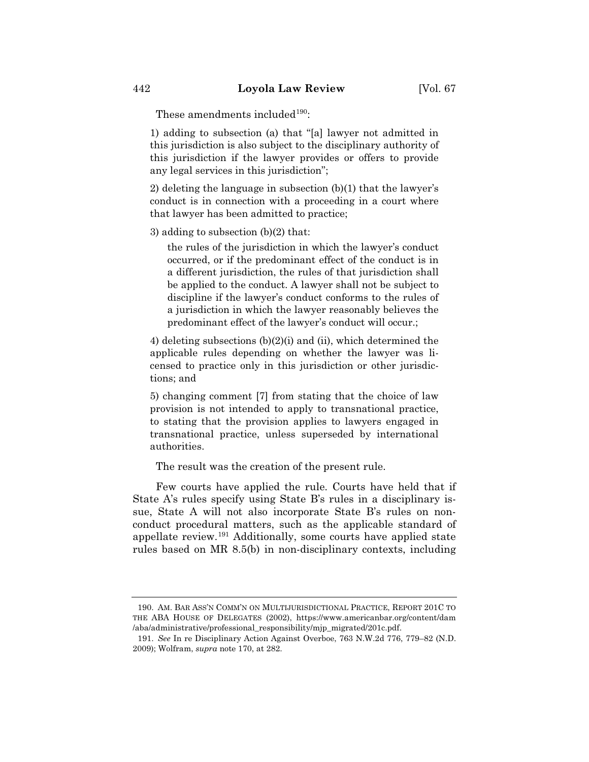These amendments included[190]:

1) adding to subsection (a) that "[a] lawyer not admitted in this jurisdiction is also subject to the disciplinary authority of this jurisdiction if the lawyer provides or offers to provide any legal services in this jurisdiction";

2) deleting the language in subsection (b)(1) that the lawyer's conduct is in connection with a proceeding in a court where that lawyer has been admitted to practice;

3) adding to subsection (b)(2) that:

> the rules of the jurisdiction in which the lawyer's conduct occurred, or if the predominant effect of the conduct is in a different jurisdiction, the rules of that jurisdiction shall be applied to the conduct. A lawyer shall not be subject to discipline if the lawyer's conduct conforms to the rules of a jurisdiction in which the lawyer reasonably believes the predominant effect of the lawyer's conduct will occur.;

4) deleting subsections (b)(2)(i) and (ii), which determined the applicable rules depending on whether the lawyer was licensed to practice only in this jurisdiction or other jurisdictions; and

5) changing comment [7] from stating that the choice of law provision is not intended to apply to transnational practice, to stating that the provision applies to lawyers engaged in transnational practice, unless superseded by international authorities.

The result was the creation of the present rule.

Few courts have applied the rule. Courts have held that if State A's rules specify using State B's rules in a disciplinary issue, State A will not also incorporate State B's rules on non-conduct procedural matters, such as the applicable standard of appellate review.[191] Additionally, some courts have applied state rules based on MR 8.5(b) in non-disciplinary contexts, including

---

190. AM. BAR ASS'N COMM'N ON MULTIJURISDICTIONAL PRACTICE, REPORT 201C TO THE ABA HOUSE OF DELEGATES (2002), https://www.americanbar.org/content/dam/aba/administrative/professional_responsibility/mjp_migrated/201c.pdf.

191. *See* In re Disciplinary Action Against Overboe, 763 N.W.2d 776, 779–82 (N.D. 2009); Wolfram, *supra* note 170, at 282.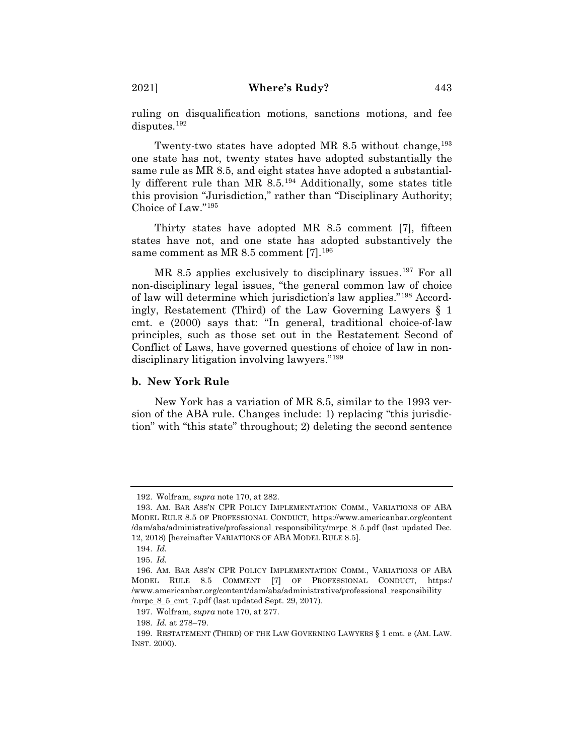ruling on disqualification motions, sanctions motions, and fee disputes.[192]

Twenty-two states have adopted MR 8.5 without change,[193] one state has not, twenty states have adopted substantially the same rule as MR 8.5, and eight states have adopted a substantially different rule than MR 8.5.[194] Additionally, some states title this provision "Jurisdiction," rather than "Disciplinary Authority; Choice of Law."[195]

Thirty states have adopted MR 8.5 comment [7], fifteen states have not, and one state has adopted substantively the same comment as MR 8.5 comment [7].[196]

MR 8.5 applies exclusively to disciplinary issues.[197] For all non-disciplinary legal issues, "the general common law of choice of law will determine which jurisdiction's law applies."[198] Accordingly, Restatement (Third) of the Law Governing Lawyers § 1 cmt. e (2000) says that: "In general, traditional choice-of-law principles, such as those set out in the Restatement Second of Conflict of Laws, have governed questions of choice of law in non-disciplinary litigation involving lawyers."[199]

### b. New York Rule

New York has a variation of MR 8.5, similar to the 1993 version of the ABA rule. Changes include: 1) replacing "this jurisdiction" with "this state" throughout; 2) deleting the second sentence

---

192. Wolfram, *supra* note 170, at 282.

193. AM. BAR ASS'N CPR POLICY IMPLEMENTATION COMM., VARIATIONS OF ABA MODEL RULE 8.5 OF PROFESSIONAL CONDUCT, https://www.americanbar.org/content/dam/aba/administrative/professional_responsibility/mrpc_8_5.pdf (last updated Dec. 12, 2018) [hereinafter VARIATIONS OF ABA MODEL RULE 8.5].

194. *Id.*

195. *Id.*

196. AM. BAR ASS'N CPR POLICY IMPLEMENTATION COMM., VARIATIONS OF ABA MODEL RULE 8.5 COMMENT [7] OF PROFESSIONAL CONDUCT, https://www.americanbar.org/content/dam/aba/administrative/professional_responsibility/mrpc_8_5_cmt_7.pdf (last updated Sept. 29, 2017).

197. Wolfram, *supra* note 170, at 277.

198. *Id.* at 278–79.

199. RESTATEMENT (THIRD) OF THE LAW GOVERNING LAWYERS § 1 cmt. e (AM. LAW. INST. 2000).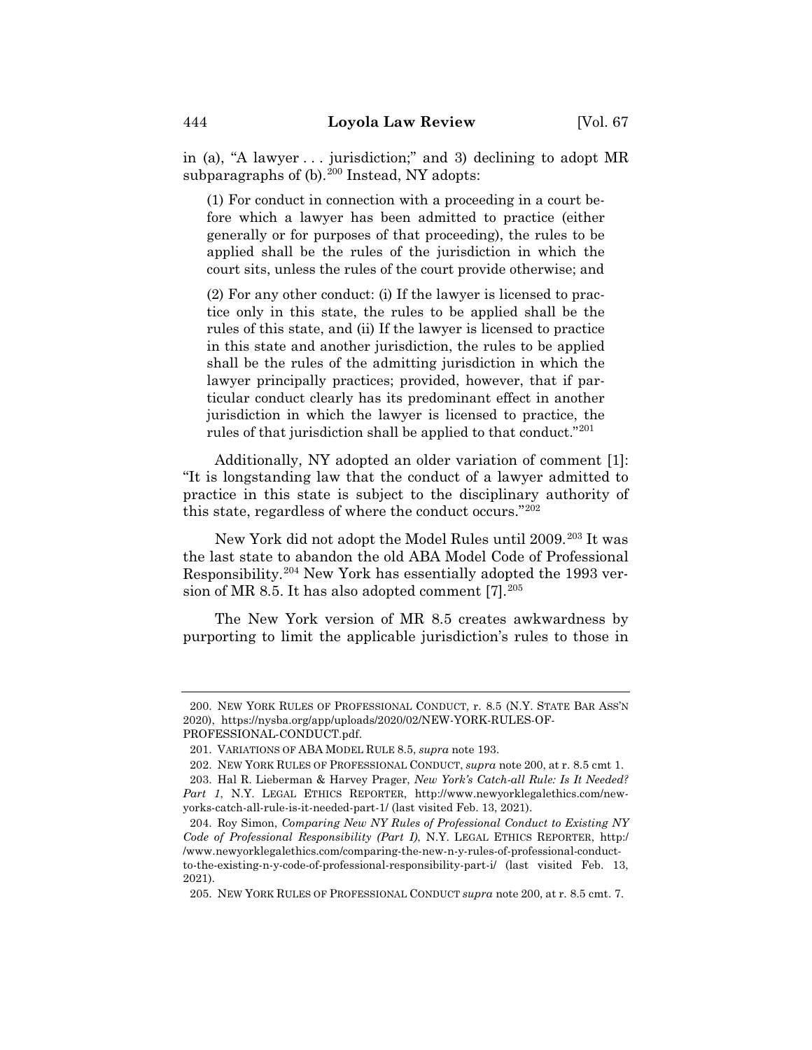in (a), "A lawyer . . . jurisdiction;" and 3) declining to adopt MR subparagraphs of (b).[200] Instead, NY adopts:

> (1) For conduct in connection with a proceeding in a court before which a lawyer has been admitted to practice (either generally or for purposes of that proceeding), the rules to be applied shall be the rules of the jurisdiction in which the court sits, unless the rules of the court provide otherwise; and
>
> (2) For any other conduct: (i) If the lawyer is licensed to practice only in this state, the rules to be applied shall be the rules of this state, and (ii) If the lawyer is licensed to practice in this state and another jurisdiction, the rules to be applied shall be the rules of the admitting jurisdiction in which the lawyer principally practices; provided, however, that if particular conduct clearly has its predominant effect in another jurisdiction in which the lawyer is licensed to practice, the rules of that jurisdiction shall be applied to that conduct."[201]

Additionally, NY adopted an older variation of comment [1]: "It is longstanding law that the conduct of a lawyer admitted to practice in this state is subject to the disciplinary authority of this state, regardless of where the conduct occurs."[202]

New York did not adopt the Model Rules until 2009.[203] It was the last state to abandon the old ABA Model Code of Professional Responsibility.[204] New York has essentially adopted the 1993 version of MR 8.5. It has also adopted comment [7].[205]

The New York version of MR 8.5 creates awkwardness by purporting to limit the applicable jurisdiction's rules to those in

---

200. NEW YORK RULES OF PROFESSIONAL CONDUCT, r. 8.5 (N.Y. STATE BAR ASS'N 2020), https://nysba.org/app/uploads/2020/02/NEW-YORK-RULES-OF-PROFESSIONAL-CONDUCT.pdf.

201. VARIATIONS OF ABA MODEL RULE 8.5, *supra* note 193.

202. NEW YORK RULES OF PROFESSIONAL CONDUCT, *supra* note 200, at r. 8.5 cmt 1.

203. Hal R. Lieberman & Harvey Prager, *New York's Catch-all Rule: Is It Needed? Part 1*, N.Y. LEGAL ETHICS REPORTER, http://www.newyorklegalethics.com/new-yorks-catch-all-rule-is-it-needed-part-1/ (last visited Feb. 13, 2021).

204. Roy Simon, *Comparing New NY Rules of Professional Conduct to Existing NY Code of Professional Responsibility (Part I)*, N.Y. LEGAL ETHICS REPORTER, http://www.newyorklegalethics.com/comparing-the-new-n-y-rules-of-professional-conduct-to-the-existing-n-y-code-of-professional-responsibility-part-i/ (last visited Feb. 13, 2021).

205. NEW YORK RULES OF PROFESSIONAL CONDUCT *supra* note 200, at r. 8.5 cmt. 7.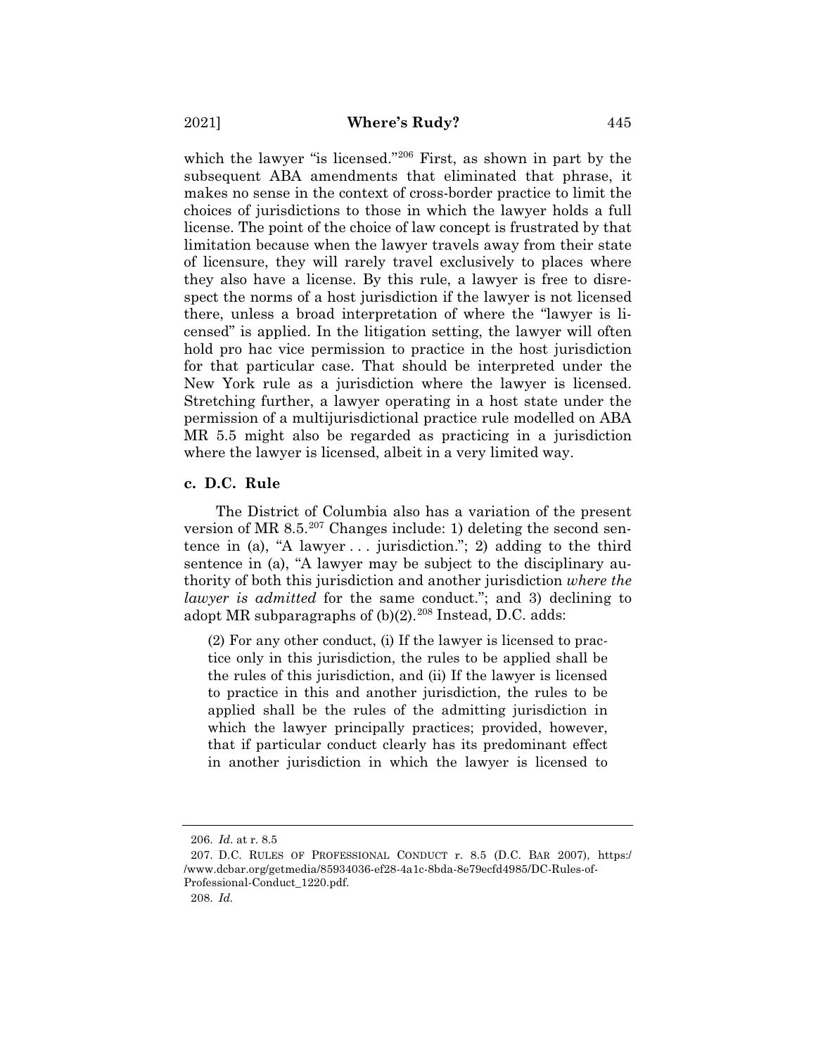which the lawyer "is licensed."[206] First, as shown in part by the subsequent ABA amendments that eliminated that phrase, it makes no sense in the context of cross-border practice to limit the choices of jurisdictions to those in which the lawyer holds a full license. The point of the choice of law concept is frustrated by that limitation because when the lawyer travels away from their state of licensure, they will rarely travel exclusively to places where they also have a license. By this rule, a lawyer is free to disrespect the norms of a host jurisdiction if the lawyer is not licensed there, unless a broad interpretation of where the "lawyer is licensed" is applied. In the litigation setting, the lawyer will often hold pro hac vice permission to practice in the host jurisdiction for that particular case. That should be interpreted under the New York rule as a jurisdiction where the lawyer is licensed. Stretching further, a lawyer operating in a host state under the permission of a multijurisdictional practice rule modelled on ABA MR 5.5 might also be regarded as practicing in a jurisdiction where the lawyer is licensed, albeit in a very limited way.

#### c. D.C. Rule

The District of Columbia also has a variation of the present version of MR 8.5.[207] Changes include: 1) deleting the second sentence in (a), "A lawyer . . . jurisdiction."; 2) adding to the third sentence in (a), "A lawyer may be subject to the disciplinary authority of both this jurisdiction and another jurisdiction *where the lawyer is admitted* for the same conduct."; and 3) declining to adopt MR subparagraphs of (b)(2).[208] Instead, D.C. adds:

> (2) For any other conduct, (i) If the lawyer is licensed to practice only in this jurisdiction, the rules to be applied shall be the rules of this jurisdiction, and (ii) If the lawyer is licensed to practice in this and another jurisdiction, the rules to be applied shall be the rules of the admitting jurisdiction in which the lawyer principally practices; provided, however, that if particular conduct clearly has its predominant effect in another jurisdiction in which the lawyer is licensed to

---

206. *Id.* at r. 8.5

207. D.C. RULES OF PROFESSIONAL CONDUCT r. 8.5 (D.C. BAR 2007), https://www.dcbar.org/getmedia/85934036-ef28-4a1c-8bda-8e79ecfd4985/DC-Rules-of-Professional-Conduct_1220.pdf.

208. *Id.*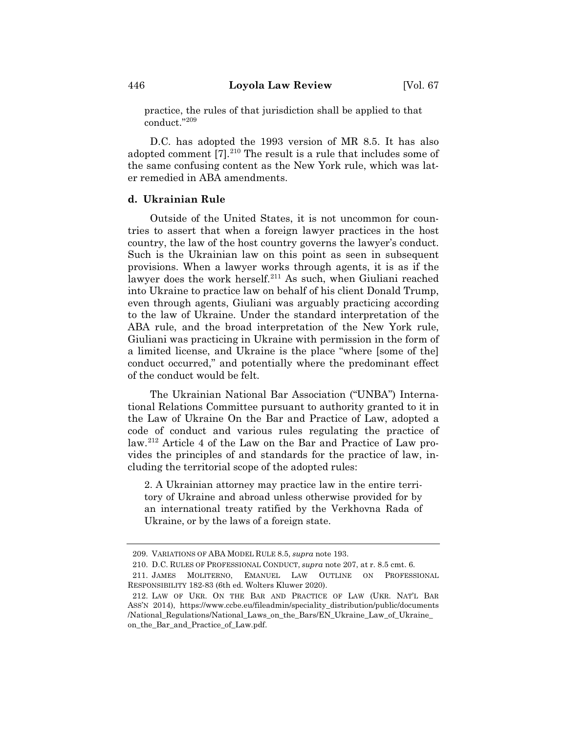practice, the rules of that jurisdiction shall be applied to that conduct."[209]

D.C. has adopted the 1993 version of MR 8.5. It has also adopted comment [7].[210] The result is a rule that includes some of the same confusing content as the New York rule, which was later remedied in ABA amendments.

### d. Ukrainian Rule

Outside of the United States, it is not uncommon for countries to assert that when a foreign lawyer practices in the host country, the law of the host country governs the lawyer's conduct. Such is the Ukrainian law on this point as seen in subsequent provisions. When a lawyer works through agents, it is as if the lawyer does the work herself.[211] As such, when Giuliani reached into Ukraine to practice law on behalf of his client Donald Trump, even through agents, Giuliani was arguably practicing according to the law of Ukraine. Under the standard interpretation of the ABA rule, and the broad interpretation of the New York rule, Giuliani was practicing in Ukraine with permission in the form of a limited license, and Ukraine is the place "where [some of the] conduct occurred," and potentially where the predominant effect of the conduct would be felt.

The Ukrainian National Bar Association ("UNBA") International Relations Committee pursuant to authority granted to it in the Law of Ukraine On the Bar and Practice of Law, adopted a code of conduct and various rules regulating the practice of law.[212] Article 4 of the Law on the Bar and Practice of Law provides the principles of and standards for the practice of law, including the territorial scope of the adopted rules:

> 2. A Ukrainian attorney may practice law in the entire territory of Ukraine and abroad unless otherwise provided for by an international treaty ratified by the Verkhovna Rada of Ukraine, or by the laws of a foreign state.

---

209. VARIATIONS OF ABA MODEL RULE 8.5, *supra* note 193.

210. D.C. RULES OF PROFESSIONAL CONDUCT, *supra* note 207, at r. 8.5 cmt. 6.

211. JAMES MOLITERNO, EMANUEL LAW OUTLINE ON PROFESSIONAL RESPONSIBILITY 182-83 (6th ed. Wolters Kluwer 2020).

212. LAW OF UKR. ON THE BAR AND PRACTICE OF LAW (UKR. NAT'L BAR ASS'N 2014), https://www.ccbe.eu/fileadmin/speciality_distribution/public/documents/National_Regulations/National_Laws_on_the_Bars/EN_Ukraine_Law_of_Ukraine_on_the_Bar_and_Practice_of_Law.pdf.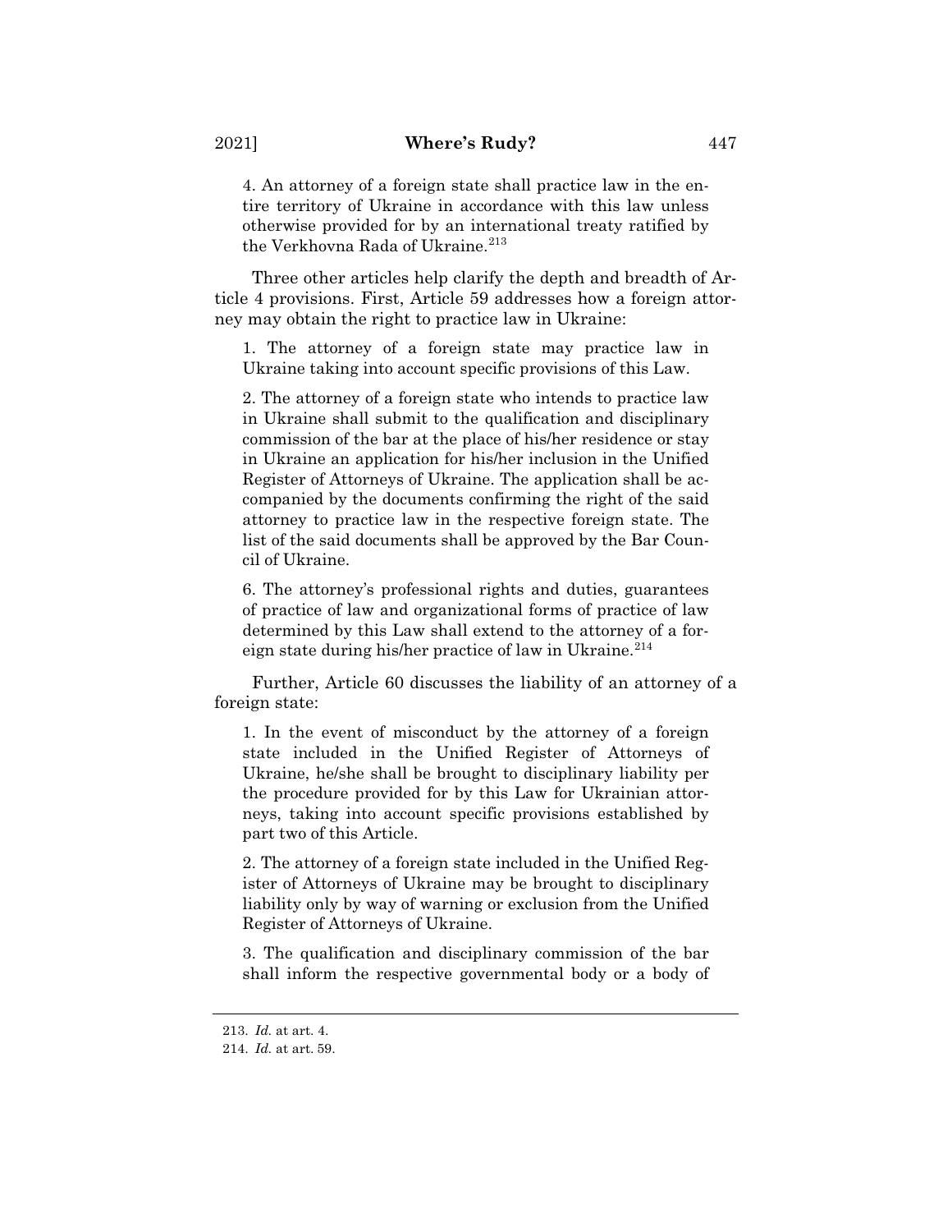> 4. An attorney of a foreign state shall practice law in the entire territory of Ukraine in accordance with this law unless otherwise provided for by an international treaty ratified by the Verkhovna Rada of Ukraine.[213]

Three other articles help clarify the depth and breadth of Article 4 provisions. First, Article 59 addresses how a foreign attorney may obtain the right to practice law in Ukraine:

> 1. The attorney of a foreign state may practice law in Ukraine taking into account specific provisions of this Law.
>
> 2. The attorney of a foreign state who intends to practice law in Ukraine shall submit to the qualification and disciplinary commission of the bar at the place of his/her residence or stay in Ukraine an application for his/her inclusion in the Unified Register of Attorneys of Ukraine. The application shall be accompanied by the documents confirming the right of the said attorney to practice law in the respective foreign state. The list of the said documents shall be approved by the Bar Council of Ukraine.
>
> 6. The attorney's professional rights and duties, guarantees of practice of law and organizational forms of practice of law determined by this Law shall extend to the attorney of a foreign state during his/her practice of law in Ukraine.[214]

Further, Article 60 discusses the liability of an attorney of a foreign state:

> 1. In the event of misconduct by the attorney of a foreign state included in the Unified Register of Attorneys of Ukraine, he/she shall be brought to disciplinary liability per the procedure provided for by this Law for Ukrainian attorneys, taking into account specific provisions established by part two of this Article.
>
> 2. The attorney of a foreign state included in the Unified Register of Attorneys of Ukraine may be brought to disciplinary liability only by way of warning or exclusion from the Unified Register of Attorneys of Ukraine.
>
> 3. The qualification and disciplinary commission of the bar shall inform the respective governmental body or a body of

---

213. *Id.* at art. 4.

214. *Id.* at art. 59.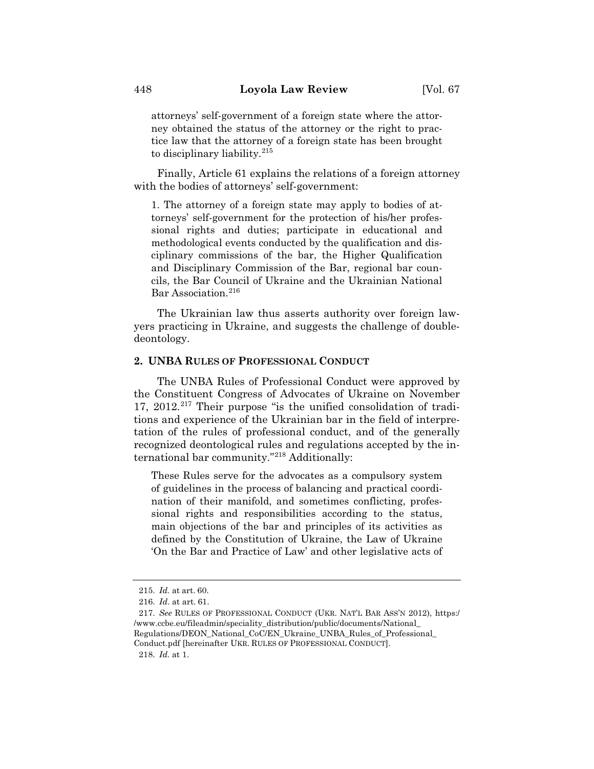> attorneys' self-government of a foreign state where the attorney obtained the status of the attorney or the right to practice law that the attorney of a foreign state has been brought to disciplinary liability.[215]

Finally, Article 61 explains the relations of a foreign attorney with the bodies of attorneys' self-government:

> 1. The attorney of a foreign state may apply to bodies of attorneys' self-government for the protection of his/her professional rights and duties; participate in educational and methodological events conducted by the qualification and disciplinary commissions of the bar, the Higher Qualification and Disciplinary Commission of the Bar, regional bar councils, the Bar Council of Ukraine and the Ukrainian National Bar Association.[216]

The Ukrainian law thus asserts authority over foreign lawyers practicing in Ukraine, and suggests the challenge of double-deontology.

### 2. UNBA RULES OF PROFESSIONAL CONDUCT

The UNBA Rules of Professional Conduct were approved by the Constituent Congress of Advocates of Ukraine on November 17, 2012.[217] Their purpose "is the unified consolidation of traditions and experience of the Ukrainian bar in the field of interpretation of the rules of professional conduct, and of the generally recognized deontological rules and regulations accepted by the international bar community."[218] Additionally:

> These Rules serve for the advocates as a compulsory system of guidelines in the process of balancing and practical coordination of their manifold, and sometimes conflicting, professional rights and responsibilities according to the status, main objections of the bar and principles of its activities as defined by the Constitution of Ukraine, the Law of Ukraine 'On the Bar and Practice of Law' and other legislative acts of

---

215. *Id.* at art. 60.

216. *Id.* at art. 61.

217. *See* RULES OF PROFESSIONAL CONDUCT (UKR. NAT'L BAR ASS'N 2012), https://www.ccbe.eu/fileadmin/speciality_distribution/public/documents/National_Regulations/DEON_National_CoC/EN_Ukraine_UNBA_Rules_of_Professional_Conduct.pdf [hereinafter UKR. RULES OF PROFESSIONAL CONDUCT].

218. *Id.* at 1.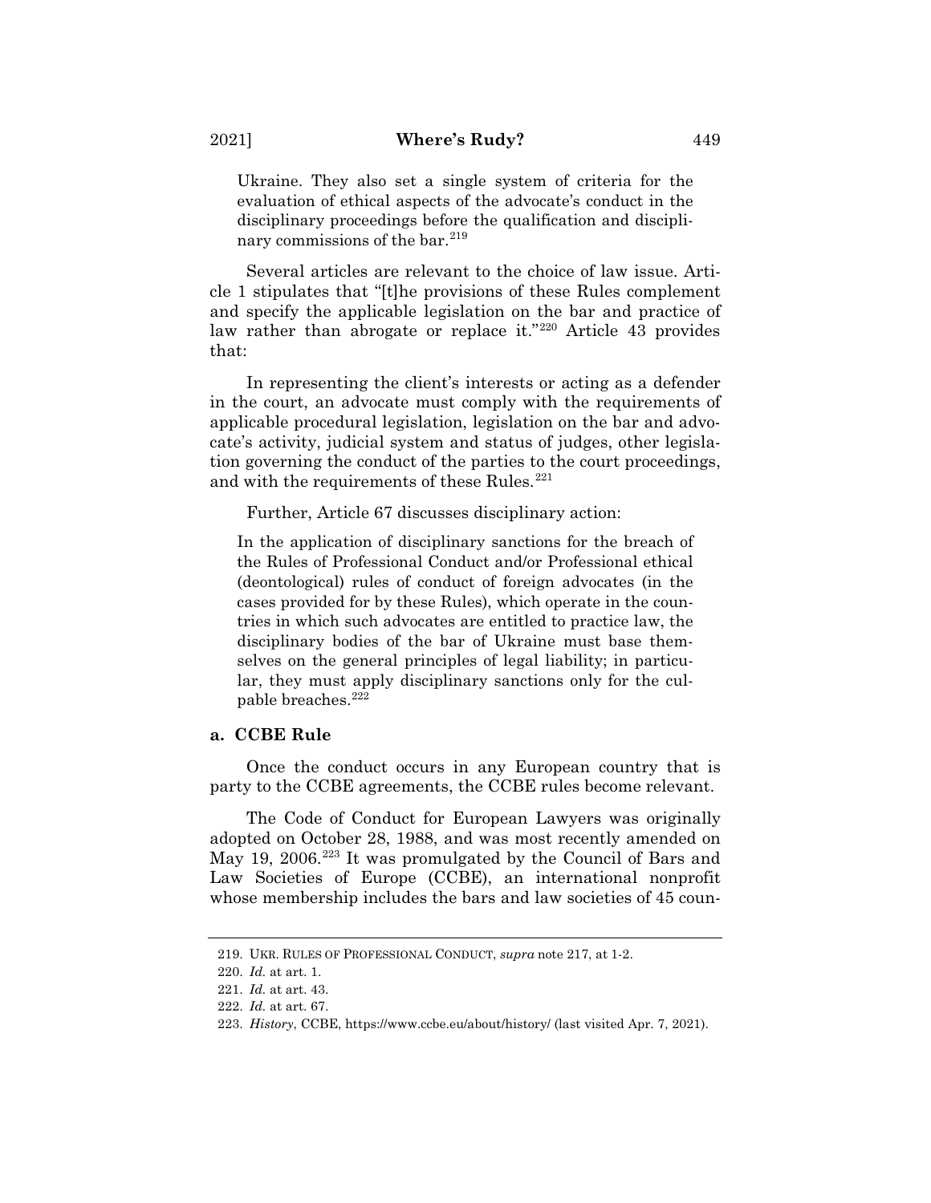Ukraine. They also set a single system of criteria for the evaluation of ethical aspects of the advocate's conduct in the disciplinary proceedings before the qualification and disciplinary commissions of the bar.[219]

Several articles are relevant to the choice of law issue. Article 1 stipulates that "[t]he provisions of these Rules complement and specify the applicable legislation on the bar and practice of law rather than abrogate or replace it."[220] Article 43 provides that:

> In representing the client's interests or acting as a defender in the court, an advocate must comply with the requirements of applicable procedural legislation, legislation on the bar and advocate's activity, judicial system and status of judges, other legislation governing the conduct of the parties to the court proceedings, and with the requirements of these Rules.[221]

Further, Article 67 discusses disciplinary action:

> In the application of disciplinary sanctions for the breach of the Rules of Professional Conduct and/or Professional ethical (deontological) rules of conduct of foreign advocates (in the cases provided for by these Rules), which operate in the countries in which such advocates are entitled to practice law, the disciplinary bodies of the bar of Ukraine must base themselves on the general principles of legal liability; in particular, they must apply disciplinary sanctions only for the culpable breaches.[222]

### a. CCBE Rule

Once the conduct occurs in any European country that is party to the CCBE agreements, the CCBE rules become relevant.

The Code of Conduct for European Lawyers was originally adopted on October 28, 1988, and was most recently amended on May 19, 2006.[223] It was promulgated by the Council of Bars and Law Societies of Europe (CCBE), an international nonprofit whose membership includes the bars and law societies of 45 coun-

---

219. UKR. RULES OF PROFESSIONAL CONDUCT, *supra* note 217, at 1-2.

220. *Id.* at art. 1.

221. *Id.* at art. 43.

222. *Id.* at art. 67.

223. *History*, CCBE, https://www.ccbe.eu/about/history/ (last visited Apr. 7, 2021).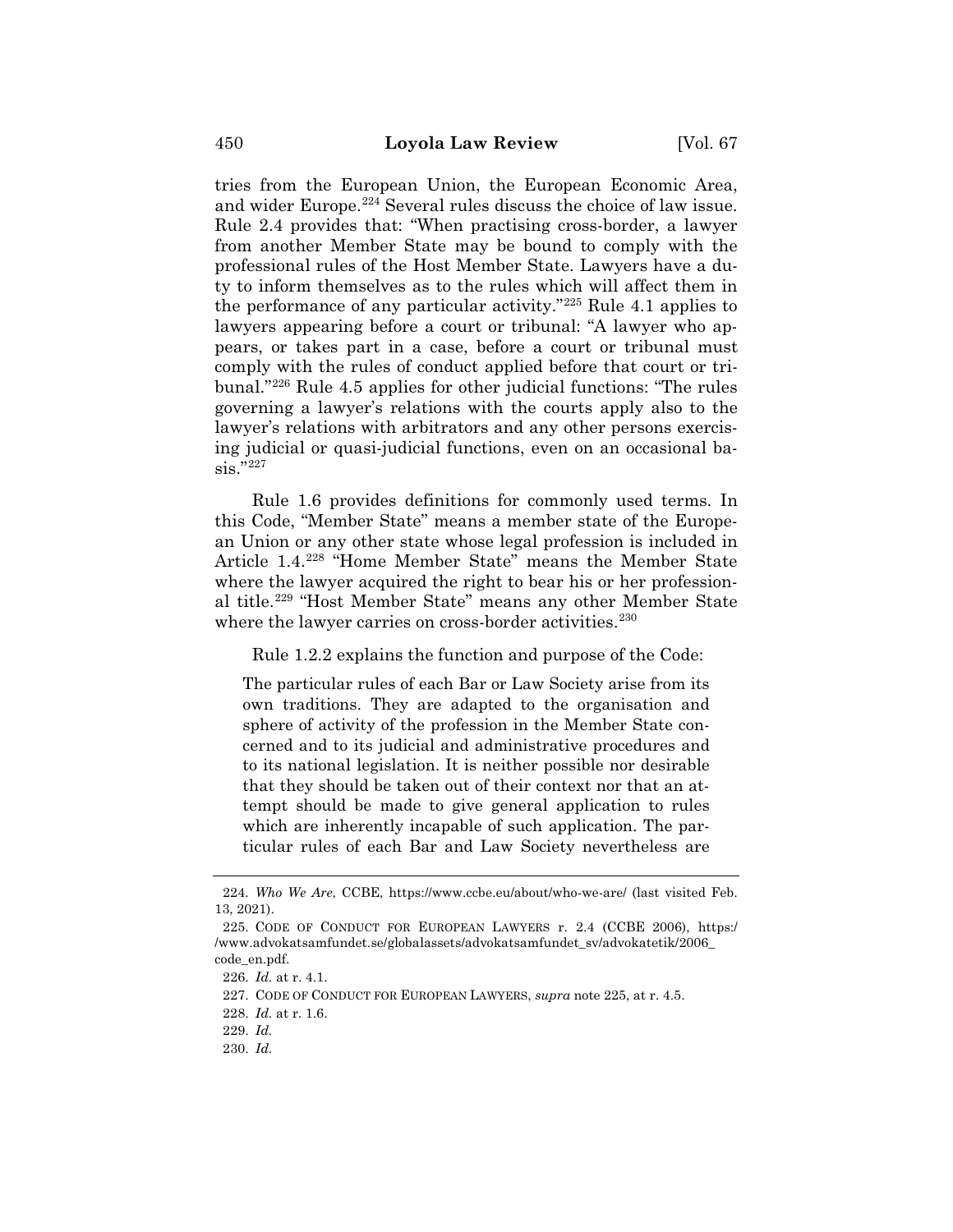tries from the European Union, the European Economic Area, and wider Europe.[224] Several rules discuss the choice of law issue. Rule 2.4 provides that: "When practising cross-border, a lawyer from another Member State may be bound to comply with the professional rules of the Host Member State. Lawyers have a duty to inform themselves as to the rules which will affect them in the performance of any particular activity."[225] Rule 4.1 applies to lawyers appearing before a court or tribunal: "A lawyer who appears, or takes part in a case, before a court or tribunal must comply with the rules of conduct applied before that court or tribunal."[226] Rule 4.5 applies for other judicial functions: "The rules governing a lawyer's relations with the courts apply also to the lawyer's relations with arbitrators and any other persons exercising judicial or quasi-judicial functions, even on an occasional basis."[227]

Rule 1.6 provides definitions for commonly used terms. In this Code, "Member State" means a member state of the European Union or any other state whose legal profession is included in Article 1.4.[228] "Home Member State" means the Member State where the lawyer acquired the right to bear his or her professional title.[229] "Host Member State" means any other Member State where the lawyer carries on cross-border activities.[230]

Rule 1.2.2 explains the function and purpose of the Code:

> The particular rules of each Bar or Law Society arise from its own traditions. They are adapted to the organisation and sphere of activity of the profession in the Member State concerned and to its judicial and administrative procedures and to its national legislation. It is neither possible nor desirable that they should be taken out of their context nor that an attempt should be made to give general application to rules which are inherently incapable of such application. The particular rules of each Bar and Law Society nevertheless are

---

224. *Who We Are*, CCBE, https://www.ccbe.eu/about/who-we-are/ (last visited Feb. 13, 2021).

225. CODE OF CONDUCT FOR EUROPEAN LAWYERS r. 2.4 (CCBE 2006), https://www.advokatsamfundet.se/globalassets/advokatsamfundet_sv/advokatetik/2006_code_en.pdf.

226. *Id.* at r. 4.1.

227. CODE OF CONDUCT FOR EUROPEAN LAWYERS, *supra* note 225, at r. 4.5.

228. *Id.* at r. 1.6.

229. *Id.*

230. *Id.*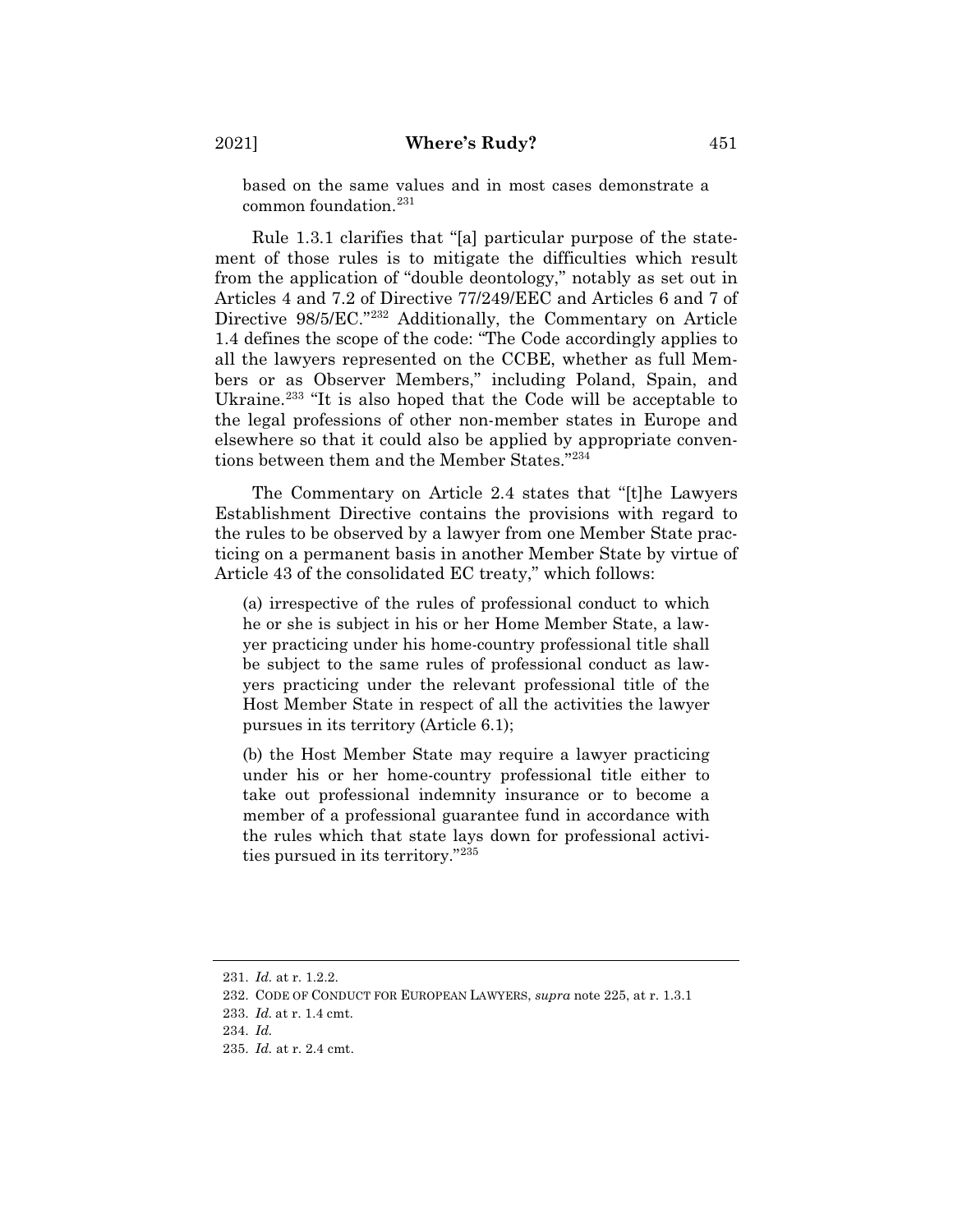based on the same values and in most cases demonstrate a common foundation.[231]

Rule 1.3.1 clarifies that "[a] particular purpose of the statement of those rules is to mitigate the difficulties which result from the application of "double deontology," notably as set out in Articles 4 and 7.2 of Directive 77/249/EEC and Articles 6 and 7 of Directive 98/5/EC."[232] Additionally, the Commentary on Article 1.4 defines the scope of the code: "The Code accordingly applies to all the lawyers represented on the CCBE, whether as full Members or as Observer Members," including Poland, Spain, and Ukraine.[233] "It is also hoped that the Code will be acceptable to the legal professions of other non-member states in Europe and elsewhere so that it could also be applied by appropriate conventions between them and the Member States."[234]

The Commentary on Article 2.4 states that "[t]he Lawyers Establishment Directive contains the provisions with regard to the rules to be observed by a lawyer from one Member State practicing on a permanent basis in another Member State by virtue of Article 43 of the consolidated EC treaty," which follows:

> (a) irrespective of the rules of professional conduct to which he or she is subject in his or her Home Member State, a lawyer practicing under his home-country professional title shall be subject to the same rules of professional conduct as lawyers practicing under the relevant professional title of the Host Member State in respect of all the activities the lawyer pursues in its territory (Article 6.1);
>
> (b) the Host Member State may require a lawyer practicing under his or her home-country professional title either to take out professional indemnity insurance or to become a member of a professional guarantee fund in accordance with the rules which that state lays down for professional activities pursued in its territory."[235]

---

231. *Id.* at r. 1.2.2.
232. CODE OF CONDUCT FOR EUROPEAN LAWYERS, *supra* note 225, at r. 1.3.1
233. *Id.* at r. 1.4 cmt.
234. *Id.*
235. *Id.* at r. 2.4 cmt.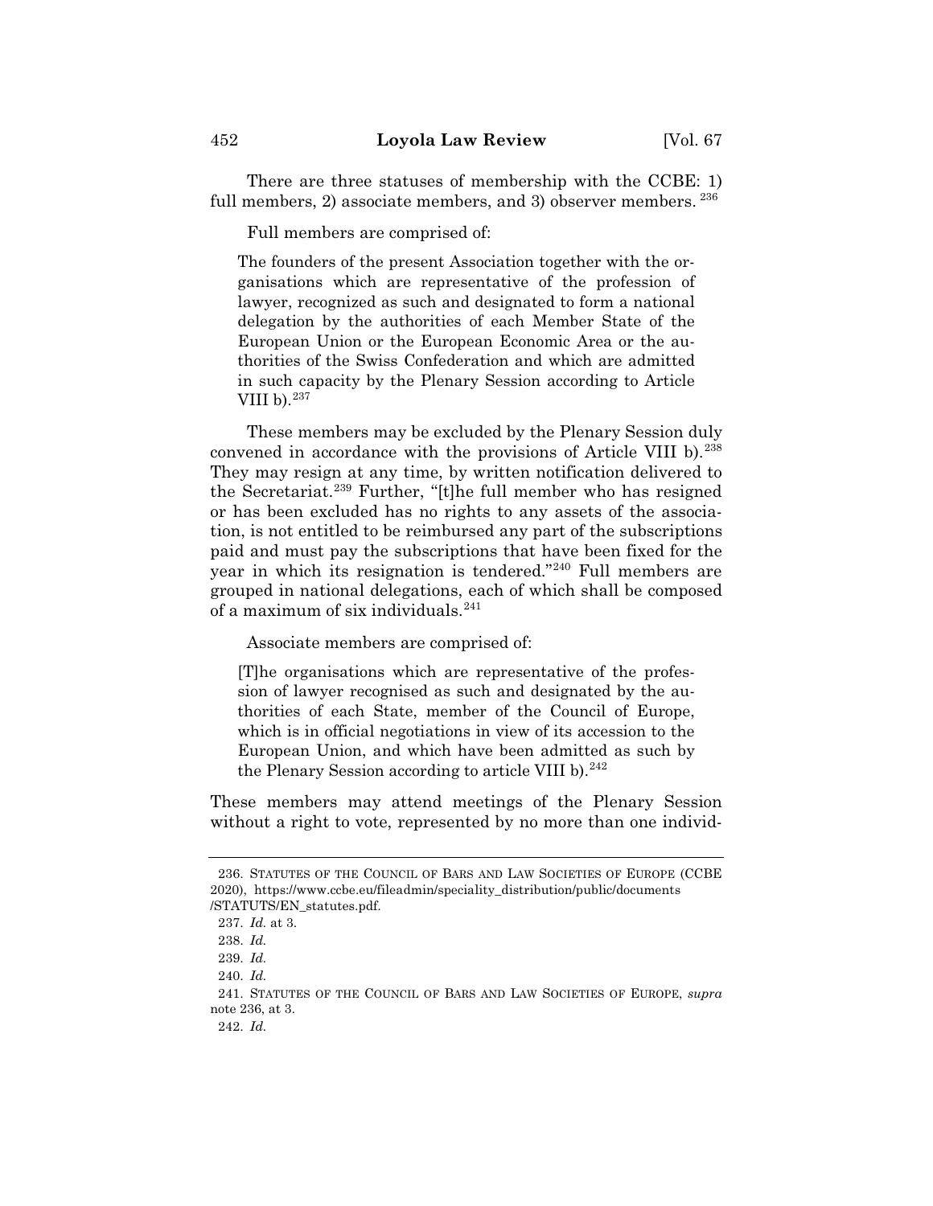There are three statuses of membership with the CCBE: 1) full members, 2) associate members, and 3) observer members. [236]

Full members are comprised of:

> The founders of the present Association together with the organisations which are representative of the profession of lawyer, recognized as such and designated to form a national delegation by the authorities of each Member State of the European Union or the European Economic Area or the authorities of the Swiss Confederation and which are admitted in such capacity by the Plenary Session according to Article VIII b).[237]

These members may be excluded by the Plenary Session duly convened in accordance with the provisions of Article VIII b).[238] They may resign at any time, by written notification delivered to the Secretariat.[239] Further, "[t]he full member who has resigned or has been excluded has no rights to any assets of the association, is not entitled to be reimbursed any part of the subscriptions paid and must pay the subscriptions that have been fixed for the year in which its resignation is tendered."[240] Full members are grouped in national delegations, each of which shall be composed of a maximum of six individuals.[241]

Associate members are comprised of:

> [T]he organisations which are representative of the profession of lawyer recognised as such and designated by the authorities of each State, member of the Council of Europe, which is in official negotiations in view of its accession to the European Union, and which have been admitted as such by the Plenary Session according to article VIII b).[242]

These members may attend meetings of the Plenary Session without a right to vote, represented by no more than one individ-

---

236. STATUTES OF THE COUNCIL OF BARS AND LAW SOCIETIES OF EUROPE (CCBE 2020), https://www.ccbe.eu/fileadmin/speciality_distribution/public/documents/STATUTS/EN_statutes.pdf.

237. *Id.* at 3.

238. *Id.*

239. *Id.*

240. *Id.*

241. STATUTES OF THE COUNCIL OF BARS AND LAW SOCIETIES OF EUROPE, *supra* note 236, at 3.

242. *Id.*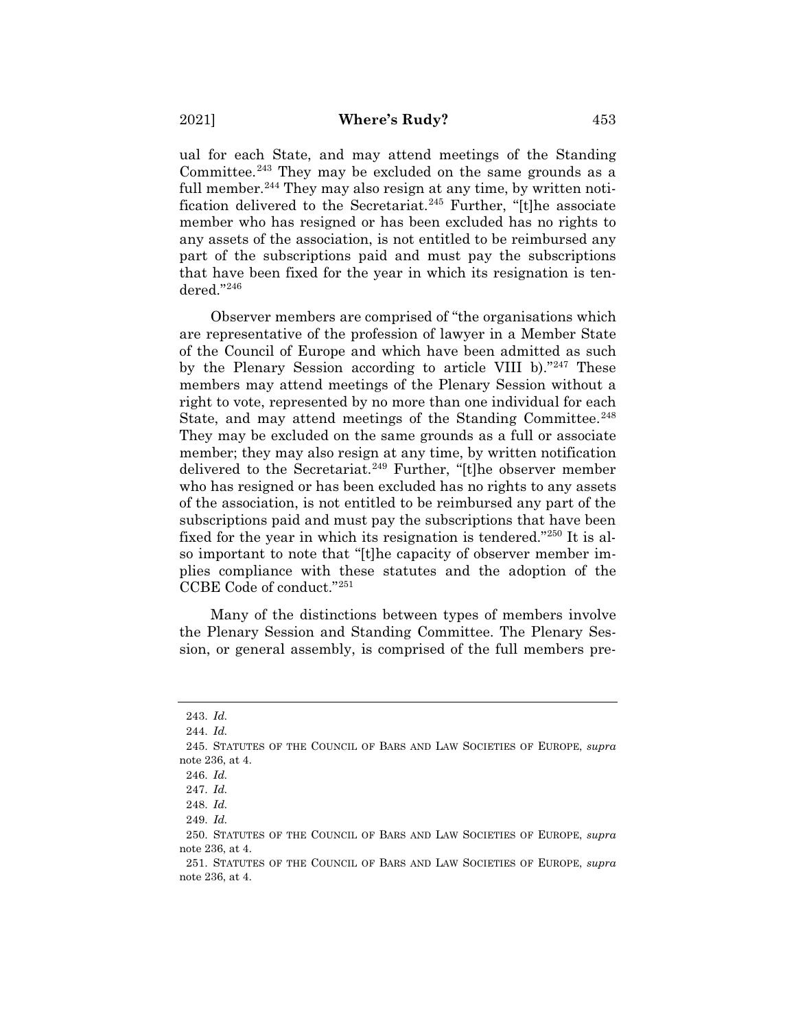ual for each State, and may attend meetings of the Standing Committee.[243] They may be excluded on the same grounds as a full member.[244] They may also resign at any time, by written notification delivered to the Secretariat.[245] Further, "[t]he associate member who has resigned or has been excluded has no rights to any assets of the association, is not entitled to be reimbursed any part of the subscriptions paid and must pay the subscriptions that have been fixed for the year in which its resignation is tendered."[246]

Observer members are comprised of "the organisations which are representative of the profession of lawyer in a Member State of the Council of Europe and which have been admitted as such by the Plenary Session according to article VIII b)."[247] These members may attend meetings of the Plenary Session without a right to vote, represented by no more than one individual for each State, and may attend meetings of the Standing Committee.[248] They may be excluded on the same grounds as a full or associate member; they may also resign at any time, by written notification delivered to the Secretariat.[249] Further, "[t]he observer member who has resigned or has been excluded has no rights to any assets of the association, is not entitled to be reimbursed any part of the subscriptions paid and must pay the subscriptions that have been fixed for the year in which its resignation is tendered."[250] It is also important to note that "[t]he capacity of observer member implies compliance with these statutes and the adoption of the CCBE Code of conduct."[251]

Many of the distinctions between types of members involve the Plenary Session and Standing Committee. The Plenary Session, or general assembly, is comprised of the full members pre-

---

243. *Id.*

244. *Id.*

245. STATUTES OF THE COUNCIL OF BARS AND LAW SOCIETIES OF EUROPE, *supra* note 236, at 4.

246. *Id.*

247. *Id.*

248. *Id.*

249. *Id.*

250. STATUTES OF THE COUNCIL OF BARS AND LAW SOCIETIES OF EUROPE, *supra* note 236, at 4.

251. STATUTES OF THE COUNCIL OF BARS AND LAW SOCIETIES OF EUROPE, *supra* note 236, at 4.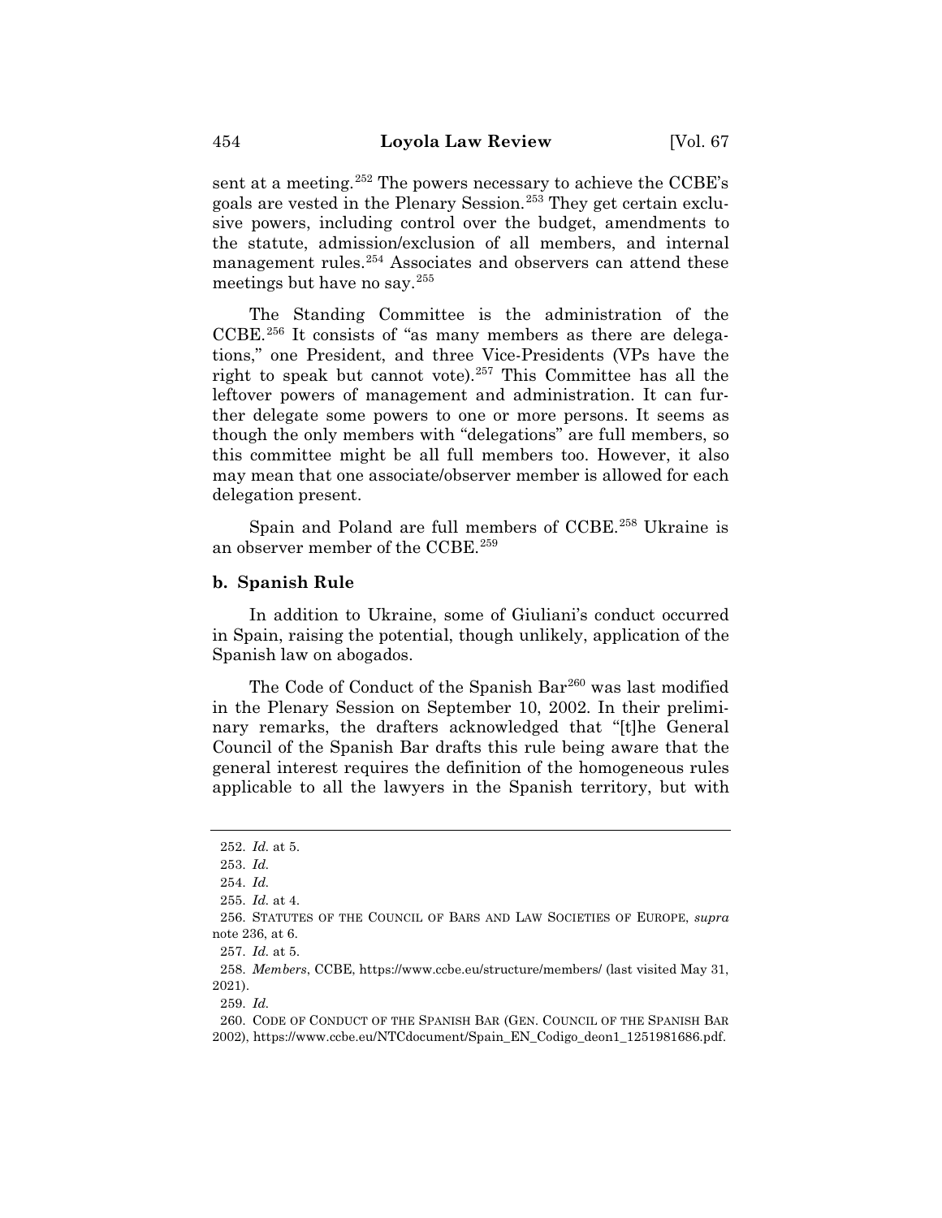sent at a meeting.[252] The powers necessary to achieve the CCBE's goals are vested in the Plenary Session.[253] They get certain exclusive powers, including control over the budget, amendments to the statute, admission/exclusion of all members, and internal management rules.[254] Associates and observers can attend these meetings but have no say.[255]

The Standing Committee is the administration of the CCBE.[256] It consists of "as many members as there are delegations," one President, and three Vice-Presidents (VPs have the right to speak but cannot vote).[257] This Committee has all the leftover powers of management and administration. It can further delegate some powers to one or more persons. It seems as though the only members with "delegations" are full members, so this committee might be all full members too. However, it also may mean that one associate/observer member is allowed for each delegation present.

Spain and Poland are full members of CCBE.[258] Ukraine is an observer member of the CCBE.[259]

### b. Spanish Rule

In addition to Ukraine, some of Giuliani's conduct occurred in Spain, raising the potential, though unlikely, application of the Spanish law on abogados.

The Code of Conduct of the Spanish Bar[260] was last modified in the Plenary Session on September 10, 2002. In their preliminary remarks, the drafters acknowledged that "[t]he General Council of the Spanish Bar drafts this rule being aware that the general interest requires the definition of the homogeneous rules applicable to all the lawyers in the Spanish territory, but with

---

252. *Id.* at 5.

253. *Id.*

254. *Id.*

255. *Id.* at 4.

256. STATUTES OF THE COUNCIL OF BARS AND LAW SOCIETIES OF EUROPE, *supra* note 236, at 6.

257. *Id.* at 5.

258. *Members*, CCBE, https://www.ccbe.eu/structure/members/ (last visited May 31, 2021).

259. *Id.*

260. CODE OF CONDUCT OF THE SPANISH BAR (GEN. COUNCIL OF THE SPANISH BAR 2002), https://www.ccbe.eu/NTCdocument/Spain_EN_Codigo_deon1_1251981686.pdf.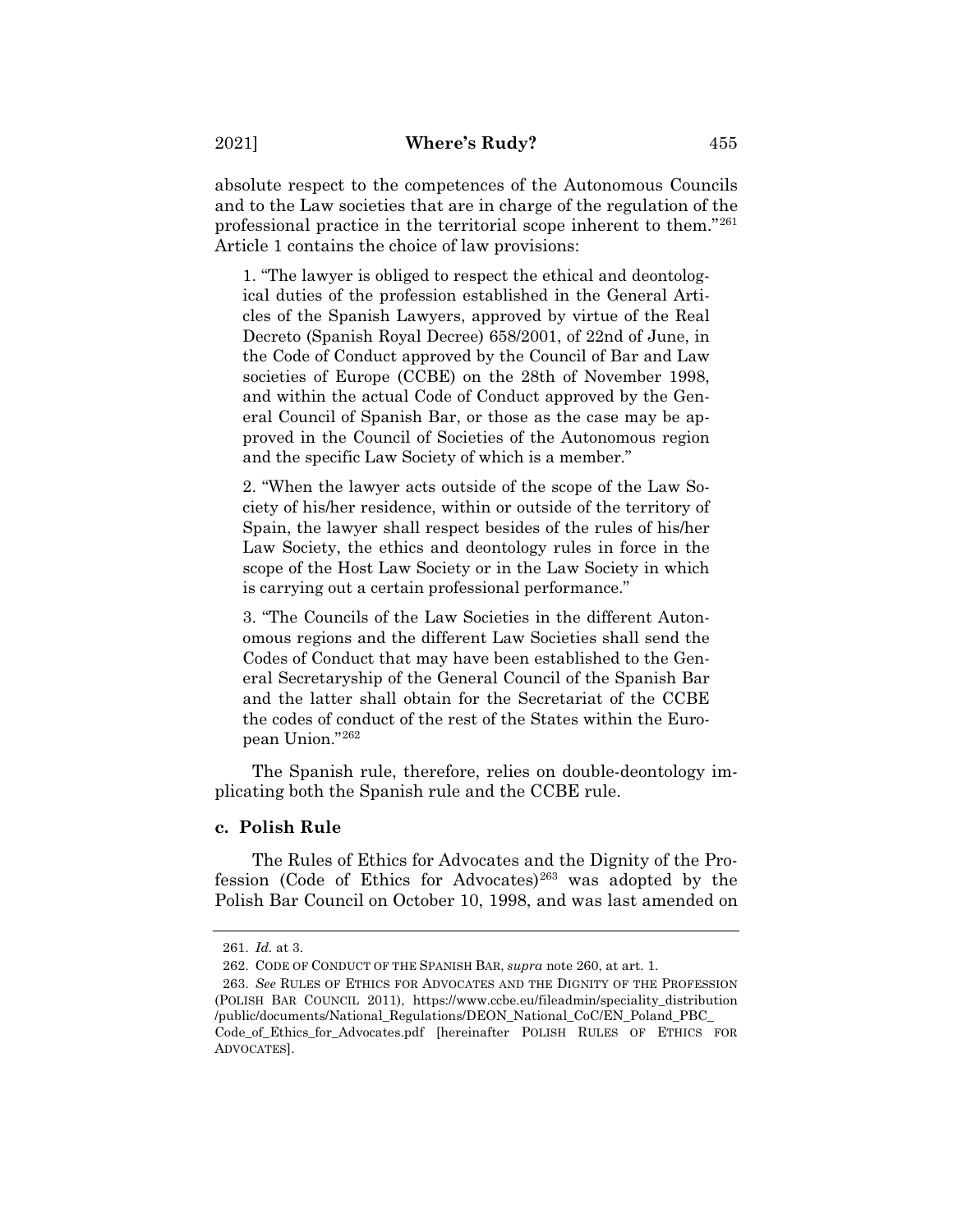absolute respect to the competences of the Autonomous Councils and to the Law societies that are in charge of the regulation of the professional practice in the territorial scope inherent to them."[261] Article 1 contains the choice of law provisions:

> 1. "The lawyer is obliged to respect the ethical and deontological duties of the profession established in the General Articles of the Spanish Lawyers, approved by virtue of the Real Decreto (Spanish Royal Decree) 658/2001, of 22nd of June, in the Code of Conduct approved by the Council of Bar and Law societies of Europe (CCBE) on the 28th of November 1998, and within the actual Code of Conduct approved by the General Council of Spanish Bar, or those as the case may be approved in the Council of Societies of the Autonomous region and the specific Law Society of which is a member."
>
> 2. "When the lawyer acts outside of the scope of the Law Society of his/her residence, within or outside of the territory of Spain, the lawyer shall respect besides of the rules of his/her Law Society, the ethics and deontology rules in force in the scope of the Host Law Society or in the Law Society in which is carrying out a certain professional performance."
>
> 3. "The Councils of the Law Societies in the different Autonomous regions and the different Law Societies shall send the Codes of Conduct that may have been established to the General Secretaryship of the General Council of the Spanish Bar and the latter shall obtain for the Secretariat of the CCBE the codes of conduct of the rest of the States within the European Union."[262]

The Spanish rule, therefore, relies on double-deontology implicating both the Spanish rule and the CCBE rule.

#### c. Polish Rule

The Rules of Ethics for Advocates and the Dignity of the Profession (Code of Ethics for Advocates)[263] was adopted by the Polish Bar Council on October 10, 1998, and was last amended on

---

261. *Id.* at 3.

262. CODE OF CONDUCT OF THE SPANISH BAR, *supra* note 260, at art. 1.

263. *See* RULES OF ETHICS FOR ADVOCATES AND THE DIGNITY OF THE PROFESSION (POLISH BAR COUNCIL 2011), https://www.ccbe.eu/fileadmin/speciality_distribution/public/documents/National_Regulations/DEON_National_CoC/EN_Poland_PBC_Code_of_Ethics_for_Advocates.pdf [hereinafter POLISH RULES OF ETHICS FOR ADVOCATES].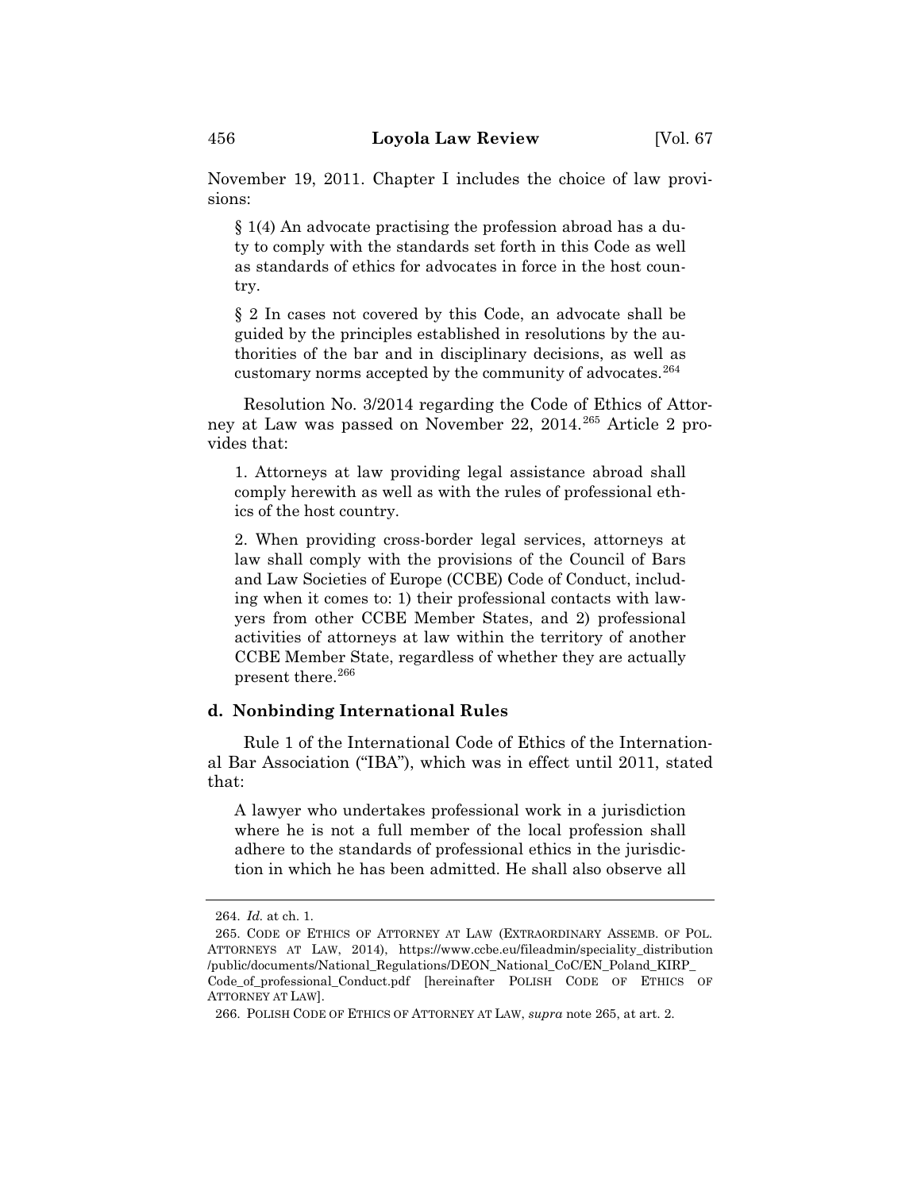November 19, 2011. Chapter I includes the choice of law provisions:

> § 1(4) An advocate practising the profession abroad has a duty to comply with the standards set forth in this Code as well as standards of ethics for advocates in force in the host country.
>
> § 2 In cases not covered by this Code, an advocate shall be guided by the principles established in resolutions by the authorities of the bar and in disciplinary decisions, as well as customary norms accepted by the community of advocates.[264]

Resolution No. 3/2014 regarding the Code of Ethics of Attorney at Law was passed on November 22, 2014.[265] Article 2 provides that:

> 1. Attorneys at law providing legal assistance abroad shall comply herewith as well as with the rules of professional ethics of the host country.
>
> 2. When providing cross-border legal services, attorneys at law shall comply with the provisions of the Council of Bars and Law Societies of Europe (CCBE) Code of Conduct, including when it comes to: 1) their professional contacts with lawyers from other CCBE Member States, and 2) professional activities of attorneys at law within the territory of another CCBE Member State, regardless of whether they are actually present there.[266]

#### d. Nonbinding International Rules

Rule 1 of the International Code of Ethics of the International Bar Association ("IBA"), which was in effect until 2011, stated that:

> A lawyer who undertakes professional work in a jurisdiction where he is not a full member of the local profession shall adhere to the standards of professional ethics in the jurisdiction in which he has been admitted. He shall also observe all

---

264. *Id.* at ch. 1.

265. CODE OF ETHICS OF ATTORNEY AT LAW (EXTRAORDINARY ASSEMB. OF POL. ATTORNEYS AT LAW, 2014), https://www.ccbe.eu/fileadmin/speciality_distribution/public/documents/National_Regulations/DEON_National_CoC/EN_Poland_KIRP_Code_of_professional_Conduct.pdf [hereinafter POLISH CODE OF ETHICS OF ATTORNEY AT LAW].

266. POLISH CODE OF ETHICS OF ATTORNEY AT LAW, *supra* note 265, at art. 2.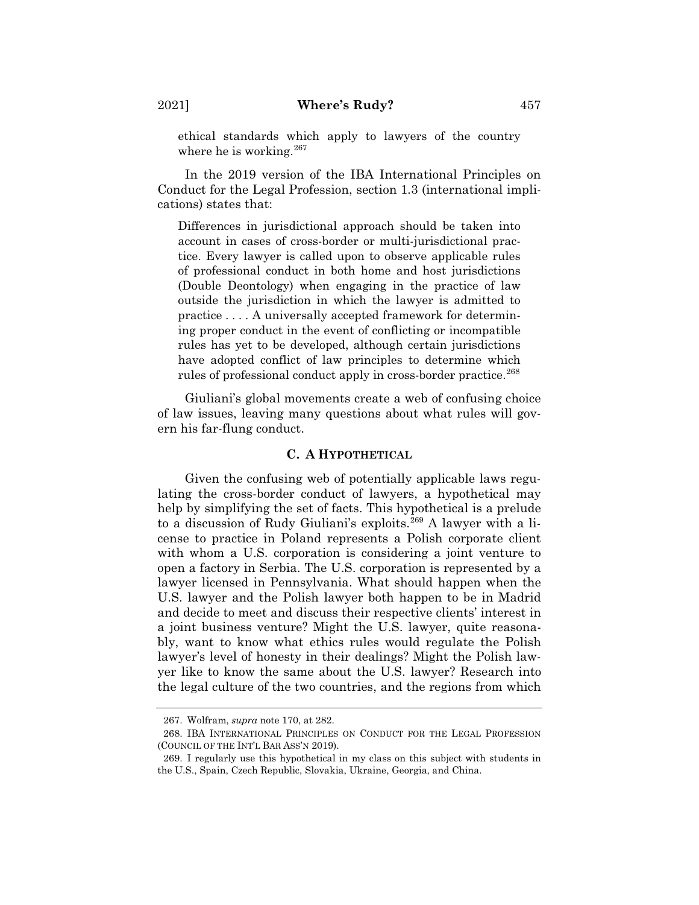ethical standards which apply to lawyers of the country where he is working.[267]

In the 2019 version of the IBA International Principles on Conduct for the Legal Profession, section 1.3 (international implications) states that:

> Differences in jurisdictional approach should be taken into account in cases of cross-border or multi-jurisdictional practice. Every lawyer is called upon to observe applicable rules of professional conduct in both home and host jurisdictions (Double Deontology) when engaging in the practice of law outside the jurisdiction in which the lawyer is admitted to practice . . . . A universally accepted framework for determining proper conduct in the event of conflicting or incompatible rules has yet to be developed, although certain jurisdictions have adopted conflict of law principles to determine which rules of professional conduct apply in cross-border practice.[268]

Giuliani's global movements create a web of confusing choice of law issues, leaving many questions about what rules will govern his far-flung conduct.

### C. A Hypothetical

Given the confusing web of potentially applicable laws regulating the cross-border conduct of lawyers, a hypothetical may help by simplifying the set of facts. This hypothetical is a prelude to a discussion of Rudy Giuliani's exploits.[269] A lawyer with a license to practice in Poland represents a Polish corporate client with whom a U.S. corporation is considering a joint venture to open a factory in Serbia. The U.S. corporation is represented by a lawyer licensed in Pennsylvania. What should happen when the U.S. lawyer and the Polish lawyer both happen to be in Madrid and decide to meet and discuss their respective clients' interest in a joint business venture? Might the U.S. lawyer, quite reasonably, want to know what ethics rules would regulate the Polish lawyer's level of honesty in their dealings? Might the Polish lawyer like to know the same about the U.S. lawyer? Research into the legal culture of the two countries, and the regions from which

---

267. Wolfram, *supra* note 170, at 282.

268. IBA INTERNATIONAL PRINCIPLES ON CONDUCT FOR THE LEGAL PROFESSION (COUNCIL OF THE INT'L BAR ASS'N 2019).

269. I regularly use this hypothetical in my class on this subject with students in the U.S., Spain, Czech Republic, Slovakia, Ukraine, Georgia, and China.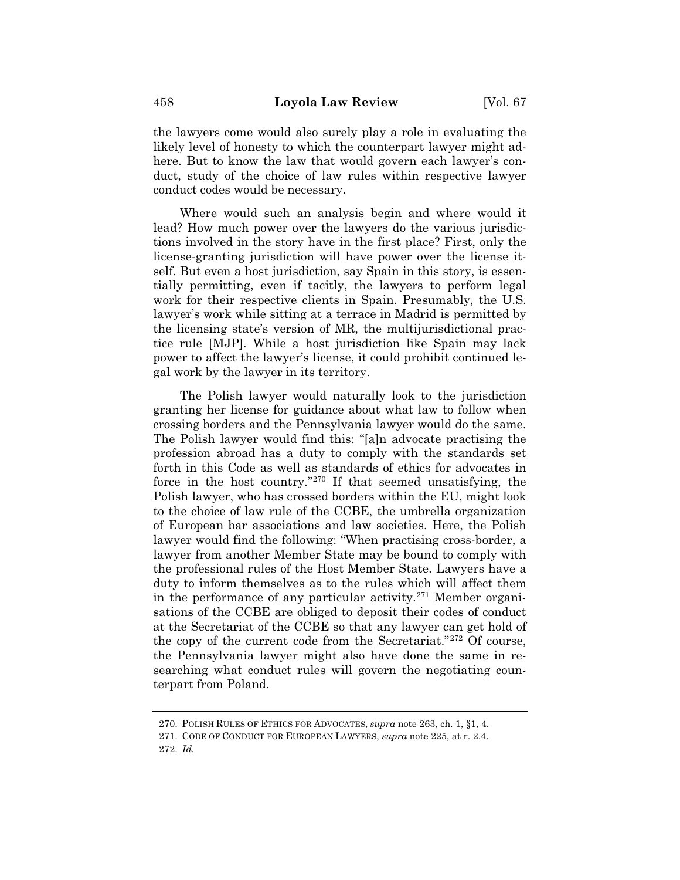the lawyers come would also surely play a role in evaluating the likely level of honesty to which the counterpart lawyer might adhere. But to know the law that would govern each lawyer's conduct, study of the choice of law rules within respective lawyer conduct codes would be necessary.

Where would such an analysis begin and where would it lead? How much power over the lawyers do the various jurisdictions involved in the story have in the first place? First, only the license-granting jurisdiction will have power over the license itself. But even a host jurisdiction, say Spain in this story, is essentially permitting, even if tacitly, the lawyers to perform legal work for their respective clients in Spain. Presumably, the U.S. lawyer's work while sitting at a terrace in Madrid is permitted by the licensing state's version of MR, the multijurisdictional practice rule [MJP]. While a host jurisdiction like Spain may lack power to affect the lawyer's license, it could prohibit continued legal work by the lawyer in its territory.

The Polish lawyer would naturally look to the jurisdiction granting her license for guidance about what law to follow when crossing borders and the Pennsylvania lawyer would do the same. The Polish lawyer would find this: "[a]n advocate practising the profession abroad has a duty to comply with the standards set forth in this Code as well as standards of ethics for advocates in force in the host country."[270] If that seemed unsatisfying, the Polish lawyer, who has crossed borders within the EU, might look to the choice of law rule of the CCBE, the umbrella organization of European bar associations and law societies. Here, the Polish lawyer would find the following: "When practising cross-border, a lawyer from another Member State may be bound to comply with the professional rules of the Host Member State. Lawyers have a duty to inform themselves as to the rules which will affect them in the performance of any particular activity.[271] Member organisations of the CCBE are obliged to deposit their codes of conduct at the Secretariat of the CCBE so that any lawyer can get hold of the copy of the current code from the Secretariat."[272] Of course, the Pennsylvania lawyer might also have done the same in researching what conduct rules will govern the negotiating counterpart from Poland.

---

270. POLISH RULES OF ETHICS FOR ADVOCATES, *supra* note 263, ch. 1, §1, 4.

271. CODE OF CONDUCT FOR EUROPEAN LAWYERS, *supra* note 225, at r. 2.4.

272. *Id.*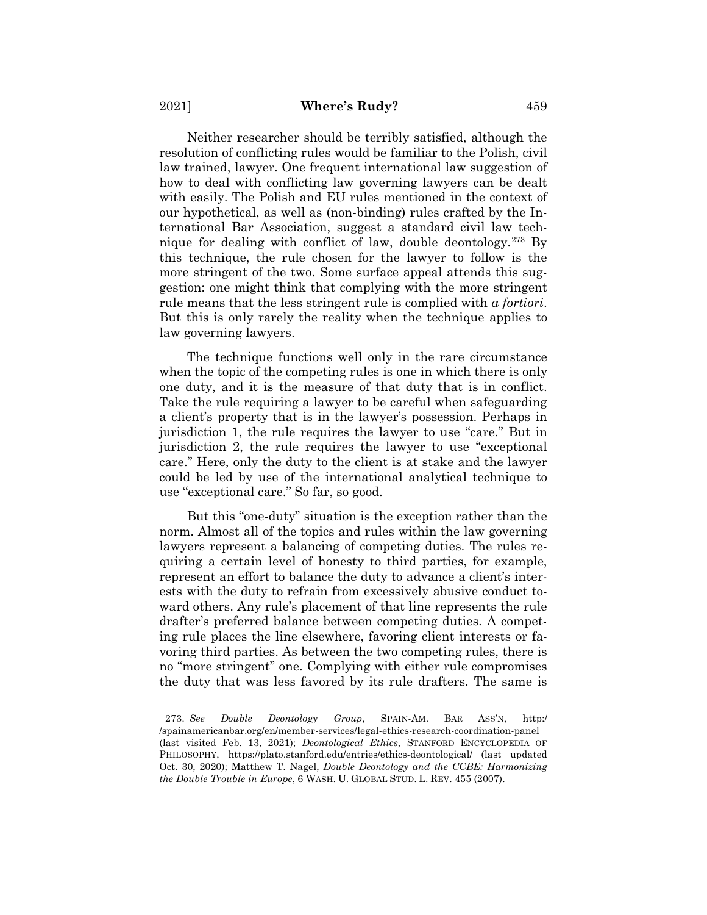Neither researcher should be terribly satisfied, although the resolution of conflicting rules would be familiar to the Polish, civil law trained, lawyer. One frequent international law suggestion of how to deal with conflicting law governing lawyers can be dealt with easily. The Polish and EU rules mentioned in the context of our hypothetical, as well as (non-binding) rules crafted by the International Bar Association, suggest a standard civil law technique for dealing with conflict of law, double deontology.[273] By this technique, the rule chosen for the lawyer to follow is the more stringent of the two. Some surface appeal attends this suggestion: one might think that complying with the more stringent rule means that the less stringent rule is complied with *a fortiori*. But this is only rarely the reality when the technique applies to law governing lawyers.

The technique functions well only in the rare circumstance when the topic of the competing rules is one in which there is only one duty, and it is the measure of that duty that is in conflict. Take the rule requiring a lawyer to be careful when safeguarding a client's property that is in the lawyer's possession. Perhaps in jurisdiction 1, the rule requires the lawyer to use "care." But in jurisdiction 2, the rule requires the lawyer to use "exceptional care." Here, only the duty to the client is at stake and the lawyer could be led by use of the international analytical technique to use "exceptional care." So far, so good.

But this "one-duty" situation is the exception rather than the norm. Almost all of the topics and rules within the law governing lawyers represent a balancing of competing duties. The rules requiring a certain level of honesty to third parties, for example, represent an effort to balance the duty to advance a client's interests with the duty to refrain from excessively abusive conduct toward others. Any rule's placement of that line represents the rule drafter's preferred balance between competing duties. A competing rule places the line elsewhere, favoring client interests or favoring third parties. As between the two competing rules, there is no "more stringent" one. Complying with either rule compromises the duty that was less favored by its rule drafters. The same is

---

273. *See* *Double Deontology Group*, SPAIN-AM. BAR ASS'N, http://spainamericanbar.org/en/member-services/legal-ethics-research-coordination-panel (last visited Feb. 13, 2021); *Deontological Ethics*, STANFORD ENCYCLOPEDIA OF PHILOSOPHY, https://plato.stanford.edu/entries/ethics-deontological/ (last updated Oct. 30, 2020); Matthew T. Nagel, *Double Deontology and the CCBE: Harmonizing the Double Trouble in Europe*, 6 WASH. U. GLOBAL STUD. L. REV. 455 (2007).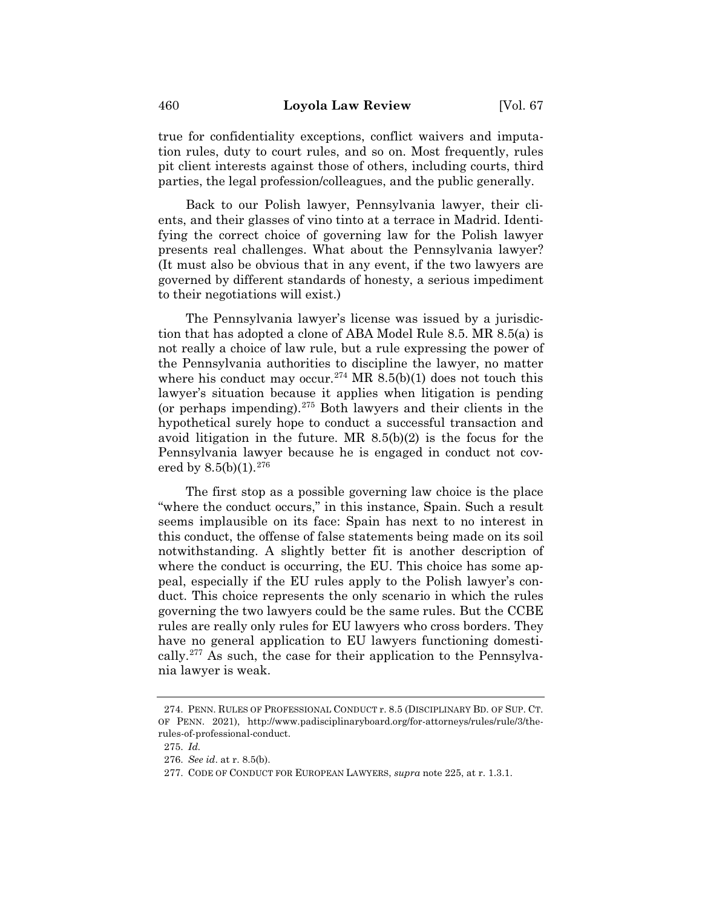true for confidentiality exceptions, conflict waivers and imputation rules, duty to court rules, and so on. Most frequently, rules pit client interests against those of others, including courts, third parties, the legal profession/colleagues, and the public generally.

Back to our Polish lawyer, Pennsylvania lawyer, their clients, and their glasses of vino tinto at a terrace in Madrid. Identifying the correct choice of governing law for the Polish lawyer presents real challenges. What about the Pennsylvania lawyer? (It must also be obvious that in any event, if the two lawyers are governed by different standards of honesty, a serious impediment to their negotiations will exist.)

The Pennsylvania lawyer's license was issued by a jurisdiction that has adopted a clone of ABA Model Rule 8.5. MR 8.5(a) is not really a choice of law rule, but a rule expressing the power of the Pennsylvania authorities to discipline the lawyer, no matter where his conduct may occur.[274] MR 8.5(b)(1) does not touch this lawyer's situation because it applies when litigation is pending (or perhaps impending).[275] Both lawyers and their clients in the hypothetical surely hope to conduct a successful transaction and avoid litigation in the future. MR 8.5(b)(2) is the focus for the Pennsylvania lawyer because he is engaged in conduct not covered by 8.5(b)(1).[276]

The first stop as a possible governing law choice is the place "where the conduct occurs," in this instance, Spain. Such a result seems implausible on its face: Spain has next to no interest in this conduct, the offense of false statements being made on its soil notwithstanding. A slightly better fit is another description of where the conduct is occurring, the EU. This choice has some appeal, especially if the EU rules apply to the Polish lawyer's conduct. This choice represents the only scenario in which the rules governing the two lawyers could be the same rules. But the CCBE rules are really only rules for EU lawyers who cross borders. They have no general application to EU lawyers functioning domestically.[277] As such, the case for their application to the Pennsylvania lawyer is weak.

---

274. PENN. RULES OF PROFESSIONAL CONDUCT r. 8.5 (DISCIPLINARY BD. OF SUP. CT. OF PENN. 2021), http://www.padisciplinaryboard.org/for-attorneys/rules/rule/3/the-rules-of-professional-conduct.

275. *Id.*

276. *See id*. at r. 8.5(b).

277. CODE OF CONDUCT FOR EUROPEAN LAWYERS, *supra* note 225, at r. 1.3.1.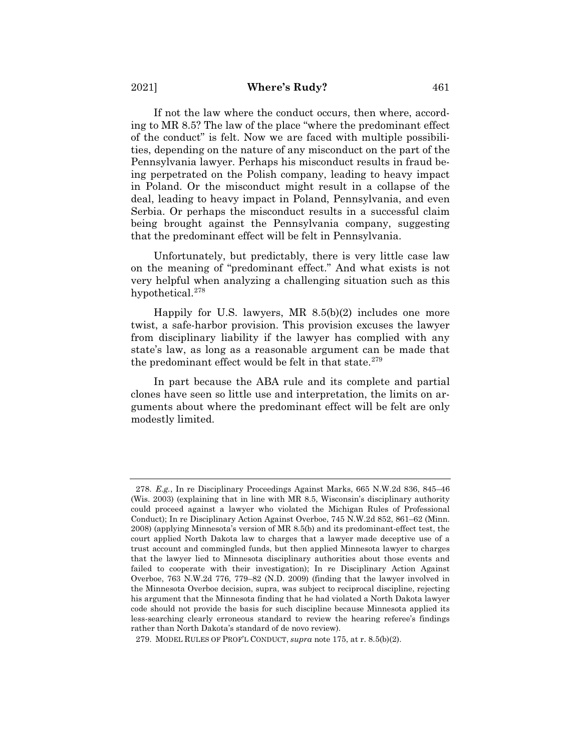If not the law where the conduct occurs, then where, according to MR 8.5? The law of the place "where the predominant effect of the conduct" is felt. Now we are faced with multiple possibilities, depending on the nature of any misconduct on the part of the Pennsylvania lawyer. Perhaps his misconduct results in fraud being perpetrated on the Polish company, leading to heavy impact in Poland. Or the misconduct might result in a collapse of the deal, leading to heavy impact in Poland, Pennsylvania, and even Serbia. Or perhaps the misconduct results in a successful claim being brought against the Pennsylvania company, suggesting that the predominant effect will be felt in Pennsylvania.

Unfortunately, but predictably, there is very little case law on the meaning of "predominant effect." And what exists is not very helpful when analyzing a challenging situation such as this hypothetical.[278]

Happily for U.S. lawyers, MR 8.5(b)(2) includes one more twist, a safe-harbor provision. This provision excuses the lawyer from disciplinary liability if the lawyer has complied with any state's law, as long as a reasonable argument can be made that the predominant effect would be felt in that state.[279]

In part because the ABA rule and its complete and partial clones have seen so little use and interpretation, the limits on arguments about where the predominant effect will be felt are only modestly limited.

---

278. *E.g.*, In re Disciplinary Proceedings Against Marks, 665 N.W.2d 836, 845–46 (Wis. 2003) (explaining that in line with MR 8.5, Wisconsin's disciplinary authority could proceed against a lawyer who violated the Michigan Rules of Professional Conduct); In re Disciplinary Action Against Overboe, 745 N.W.2d 852, 861–62 (Minn. 2008) (applying Minnesota's version of MR 8.5(b) and its predominant-effect test, the court applied North Dakota law to charges that a lawyer made deceptive use of a trust account and commingled funds, but then applied Minnesota lawyer to charges that the lawyer lied to Minnesota disciplinary authorities about those events and failed to cooperate with their investigation); In re Disciplinary Action Against Overboe, 763 N.W.2d 776, 779–82 (N.D. 2009) (finding that the lawyer involved in the Minnesota Overboe decision, supra, was subject to reciprocal discipline, rejecting his argument that the Minnesota finding that he had violated a North Dakota lawyer code should not provide the basis for such discipline because Minnesota applied its less-searching clearly erroneous standard to review the hearing referee's findings rather than North Dakota's standard of de novo review).

279. MODEL RULES OF PROF'L CONDUCT, *supra* note 175, at r. 8.5(b)(2).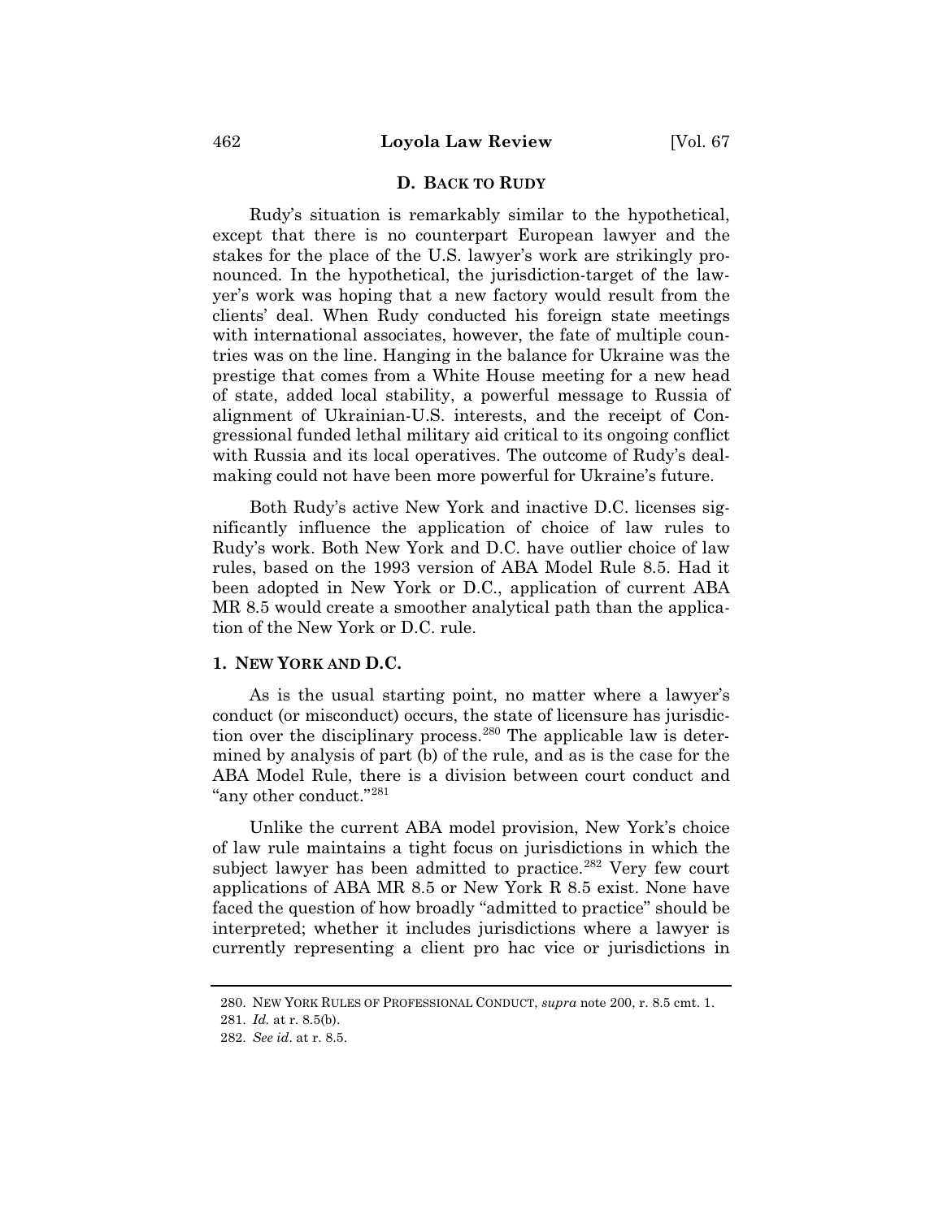### D. BACK TO RUDY

Rudy's situation is remarkably similar to the hypothetical, except that there is no counterpart European lawyer and the stakes for the place of the U.S. lawyer's work are strikingly pronounced. In the hypothetical, the jurisdiction-target of the lawyer's work was hoping that a new factory would result from the clients' deal. When Rudy conducted his foreign state meetings with international associates, however, the fate of multiple countries was on the line. Hanging in the balance for Ukraine was the prestige that comes from a White House meeting for a new head of state, added local stability, a powerful message to Russia of alignment of Ukrainian-U.S. interests, and the receipt of Congressional funded lethal military aid critical to its ongoing conflict with Russia and its local operatives. The outcome of Rudy's deal-making could not have been more powerful for Ukraine's future.

Both Rudy's active New York and inactive D.C. licenses significantly influence the application of choice of law rules to Rudy's work. Both New York and D.C. have outlier choice of law rules, based on the 1993 version of ABA Model Rule 8.5. Had it been adopted in New York or D.C., application of current ABA MR 8.5 would create a smoother analytical path than the application of the New York or D.C. rule.

#### 1. NEW YORK AND D.C.

As is the usual starting point, no matter where a lawyer's conduct (or misconduct) occurs, the state of licensure has jurisdiction over the disciplinary process.[280] The applicable law is determined by analysis of part (b) of the rule, and as is the case for the ABA Model Rule, there is a division between court conduct and "any other conduct."[281]

Unlike the current ABA model provision, New York's choice of law rule maintains a tight focus on jurisdictions in which the subject lawyer has been admitted to practice.[282] Very few court applications of ABA MR 8.5 or New York R 8.5 exist. None have faced the question of how broadly "admitted to practice" should be interpreted; whether it includes jurisdictions where a lawyer is currently representing a client pro hac vice or jurisdictions in

280. NEW YORK RULES OF PROFESSIONAL CONDUCT, *supra* note 200, r. 8.5 cmt. 1.

281. *Id.* at r. 8.5(b).

282. *See id*. at r. 8.5.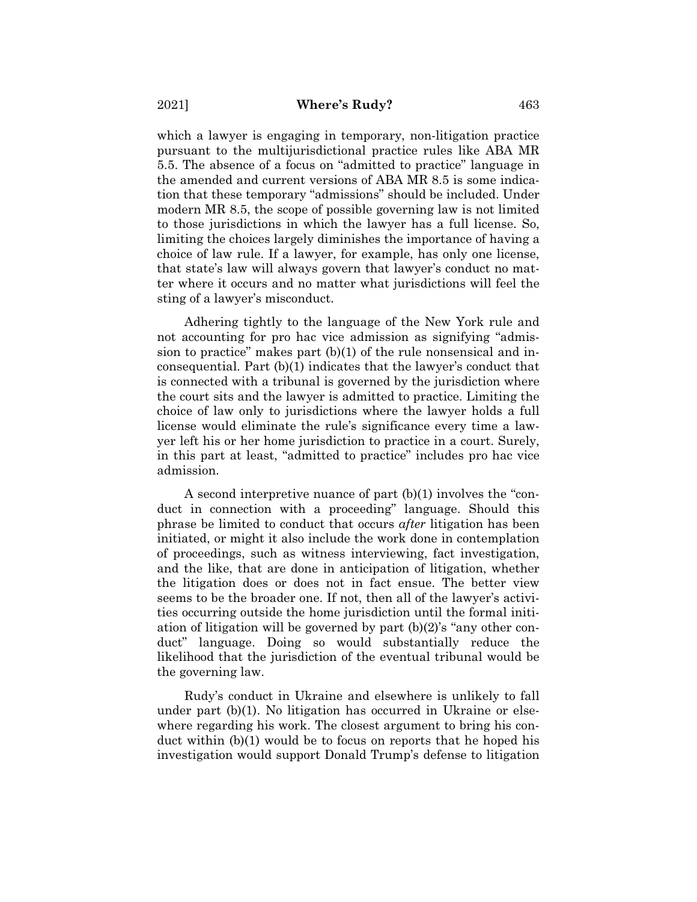which a lawyer is engaging in temporary, non-litigation practice pursuant to the multijurisdictional practice rules like ABA MR 5.5. The absence of a focus on "admitted to practice" language in the amended and current versions of ABA MR 8.5 is some indication that these temporary "admissions" should be included. Under modern MR 8.5, the scope of possible governing law is not limited to those jurisdictions in which the lawyer has a full license. So, limiting the choices largely diminishes the importance of having a choice of law rule. If a lawyer, for example, has only one license, that state's law will always govern that lawyer's conduct no matter where it occurs and no matter what jurisdictions will feel the sting of a lawyer's misconduct.

Adhering tightly to the language of the New York rule and not accounting for pro hac vice admission as signifying "admission to practice" makes part (b)(1) of the rule nonsensical and inconsequential. Part (b)(1) indicates that the lawyer's conduct that is connected with a tribunal is governed by the jurisdiction where the court sits and the lawyer is admitted to practice. Limiting the choice of law only to jurisdictions where the lawyer holds a full license would eliminate the rule's significance every time a lawyer left his or her home jurisdiction to practice in a court. Surely, in this part at least, "admitted to practice" includes pro hac vice admission.

A second interpretive nuance of part (b)(1) involves the "conduct in connection with a proceeding" language. Should this phrase be limited to conduct that occurs *after* litigation has been initiated, or might it also include the work done in contemplation of proceedings, such as witness interviewing, fact investigation, and the like, that are done in anticipation of litigation, whether the litigation does or does not in fact ensue. The better view seems to be the broader one. If not, then all of the lawyer's activities occurring outside the home jurisdiction until the formal initiation of litigation will be governed by part (b)(2)'s "any other conduct" language. Doing so would substantially reduce the likelihood that the jurisdiction of the eventual tribunal would be the governing law.

Rudy's conduct in Ukraine and elsewhere is unlikely to fall under part (b)(1). No litigation has occurred in Ukraine or elsewhere regarding his work. The closest argument to bring his conduct within (b)(1) would be to focus on reports that he hoped his investigation would support Donald Trump's defense to litigation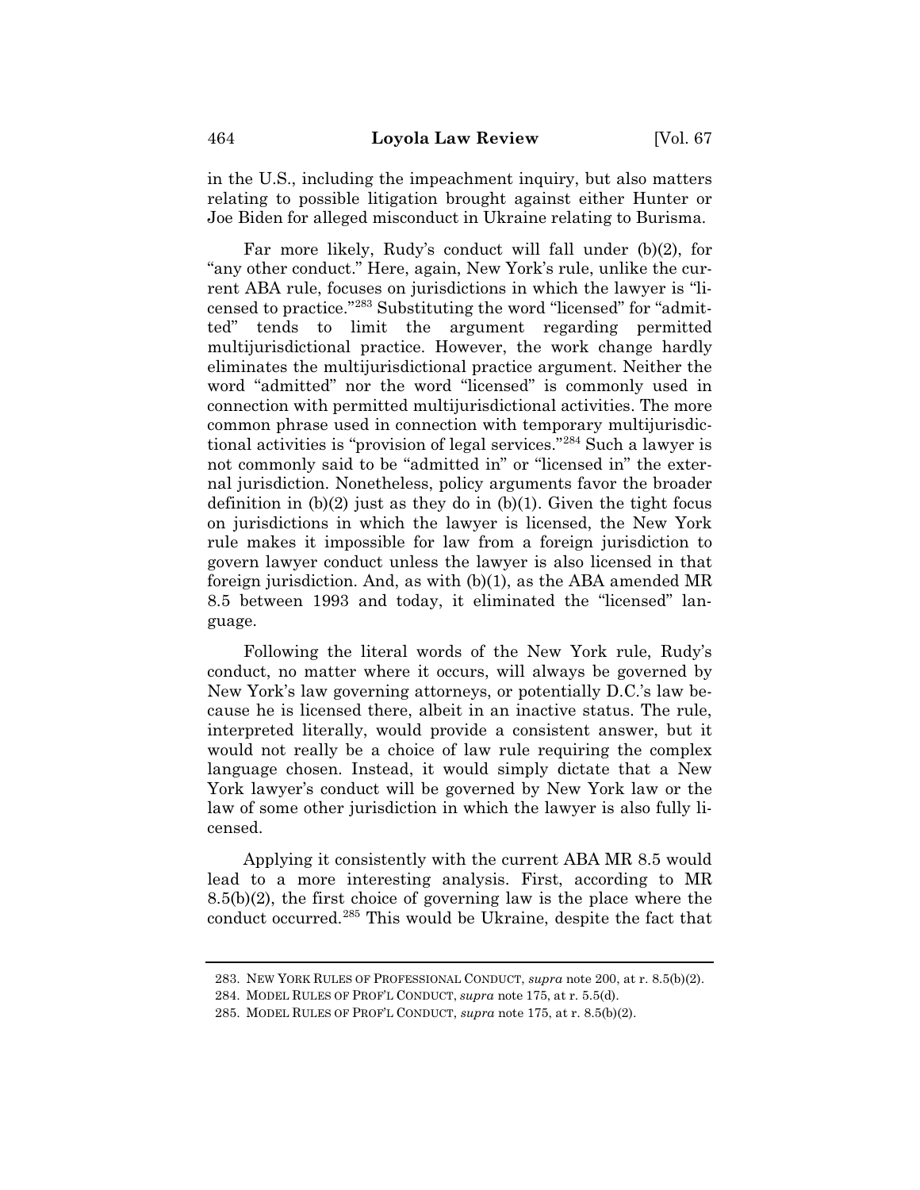in the U.S., including the impeachment inquiry, but also matters relating to possible litigation brought against either Hunter or Joe Biden for alleged misconduct in Ukraine relating to Burisma.

Far more likely, Rudy's conduct will fall under (b)(2), for "any other conduct." Here, again, New York's rule, unlike the current ABA rule, focuses on jurisdictions in which the lawyer is "licensed to practice."[283] Substituting the word "licensed" for "admitted" tends to limit the argument regarding permitted multijurisdictional practice. However, the work change hardly eliminates the multijurisdictional practice argument. Neither the word "admitted" nor the word "licensed" is commonly used in connection with permitted multijurisdictional activities. The more common phrase used in connection with temporary multijurisdictional activities is "provision of legal services."[284] Such a lawyer is not commonly said to be "admitted in" or "licensed in" the external jurisdiction. Nonetheless, policy arguments favor the broader definition in (b)(2) just as they do in (b)(1). Given the tight focus on jurisdictions in which the lawyer is licensed, the New York rule makes it impossible for law from a foreign jurisdiction to govern lawyer conduct unless the lawyer is also licensed in that foreign jurisdiction. And, as with (b)(1), as the ABA amended MR 8.5 between 1993 and today, it eliminated the "licensed" language.

Following the literal words of the New York rule, Rudy's conduct, no matter where it occurs, will always be governed by New York's law governing attorneys, or potentially D.C.'s law because he is licensed there, albeit in an inactive status. The rule, interpreted literally, would provide a consistent answer, but it would not really be a choice of law rule requiring the complex language chosen. Instead, it would simply dictate that a New York lawyer's conduct will be governed by New York law or the law of some other jurisdiction in which the lawyer is also fully licensed.

Applying it consistently with the current ABA MR 8.5 would lead to a more interesting analysis. First, according to MR 8.5(b)(2), the first choice of governing law is the place where the conduct occurred.[285] This would be Ukraine, despite the fact that

283. NEW YORK RULES OF PROFESSIONAL CONDUCT, *supra* note 200, at r. 8.5(b)(2).

284. MODEL RULES OF PROF'L CONDUCT, *supra* note 175, at r. 5.5(d).

285. MODEL RULES OF PROF'L CONDUCT, *supra* note 175, at r. 8.5(b)(2).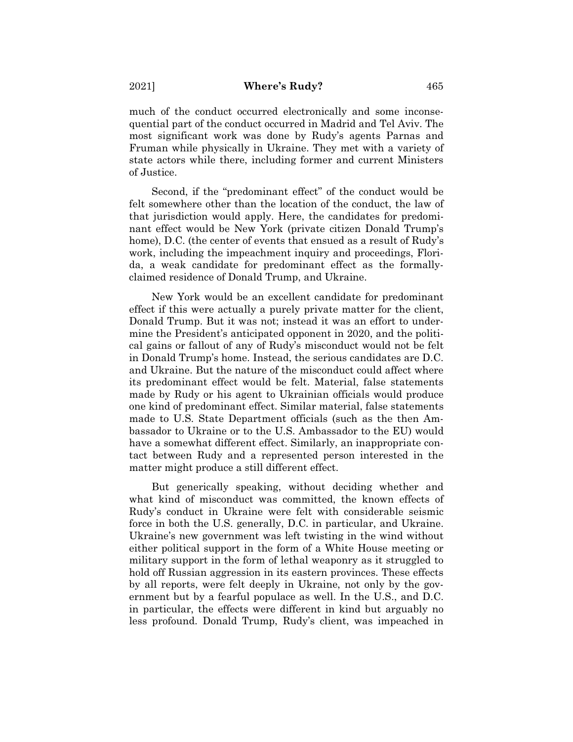much of the conduct occurred electronically and some inconsequential part of the conduct occurred in Madrid and Tel Aviv. The most significant work was done by Rudy's agents Parnas and Fruman while physically in Ukraine. They met with a variety of state actors while there, including former and current Ministers of Justice.

Second, if the "predominant effect" of the conduct would be felt somewhere other than the location of the conduct, the law of that jurisdiction would apply. Here, the candidates for predominant effect would be New York (private citizen Donald Trump's home), D.C. (the center of events that ensued as a result of Rudy's work, including the impeachment inquiry and proceedings, Florida, a weak candidate for predominant effect as the formally-claimed residence of Donald Trump, and Ukraine.

New York would be an excellent candidate for predominant effect if this were actually a purely private matter for the client, Donald Trump. But it was not; instead it was an effort to undermine the President's anticipated opponent in 2020, and the political gains or fallout of any of Rudy's misconduct would not be felt in Donald Trump's home. Instead, the serious candidates are D.C. and Ukraine. But the nature of the misconduct could affect where its predominant effect would be felt. Material, false statements made by Rudy or his agent to Ukrainian officials would produce one kind of predominant effect. Similar material, false statements made to U.S. State Department officials (such as the then Ambassador to Ukraine or to the U.S. Ambassador to the EU) would have a somewhat different effect. Similarly, an inappropriate contact between Rudy and a represented person interested in the matter might produce a still different effect.

But generically speaking, without deciding whether and what kind of misconduct was committed, the known effects of Rudy's conduct in Ukraine were felt with considerable seismic force in both the U.S. generally, D.C. in particular, and Ukraine. Ukraine's new government was left twisting in the wind without either political support in the form of a White House meeting or military support in the form of lethal weaponry as it struggled to hold off Russian aggression in its eastern provinces. These effects by all reports, were felt deeply in Ukraine, not only by the government but by a fearful populace as well. In the U.S., and D.C. in particular, the effects were different in kind but arguably no less profound. Donald Trump, Rudy's client, was impeached in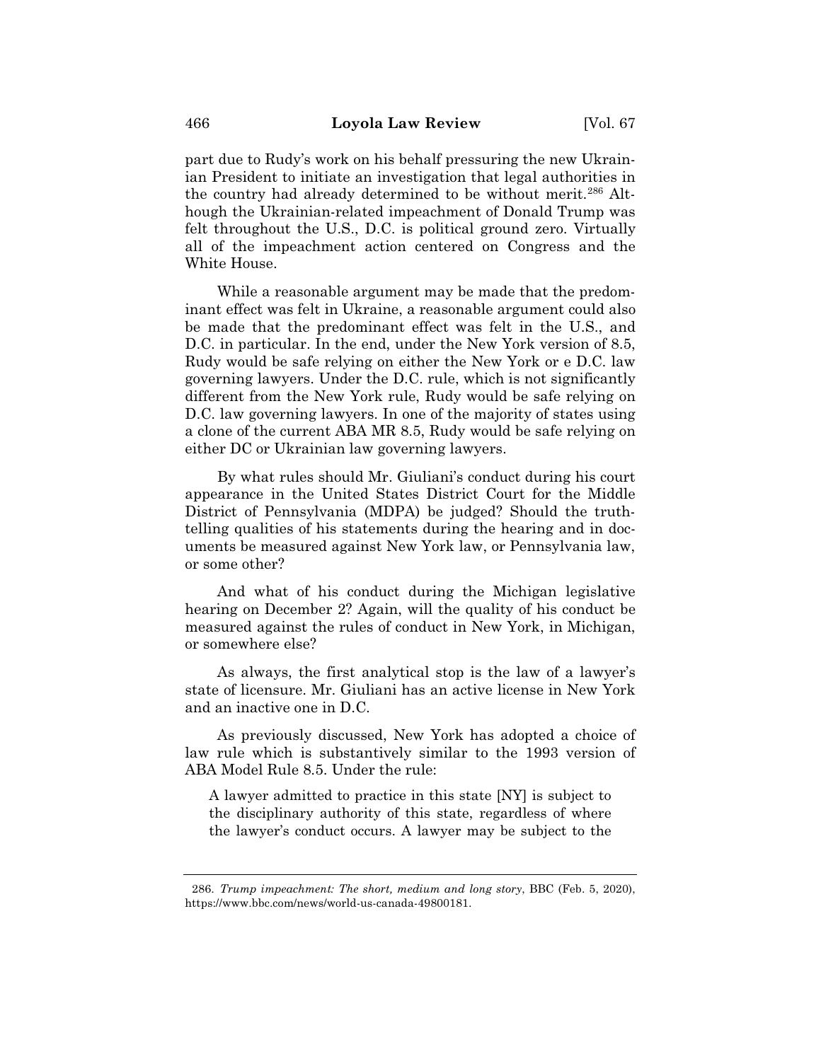part due to Rudy's work on his behalf pressuring the new Ukrainian President to initiate an investigation that legal authorities in the country had already determined to be without merit.[286] Although the Ukrainian-related impeachment of Donald Trump was felt throughout the U.S., D.C. is political ground zero. Virtually all of the impeachment action centered on Congress and the White House.

While a reasonable argument may be made that the predominant effect was felt in Ukraine, a reasonable argument could also be made that the predominant effect was felt in the U.S., and D.C. in particular. In the end, under the New York version of 8.5, Rudy would be safe relying on either the New York or e D.C. law governing lawyers. Under the D.C. rule, which is not significantly different from the New York rule, Rudy would be safe relying on D.C. law governing lawyers. In one of the majority of states using a clone of the current ABA MR 8.5, Rudy would be safe relying on either DC or Ukrainian law governing lawyers.

By what rules should Mr. Giuliani's conduct during his court appearance in the United States District Court for the Middle District of Pennsylvania (MDPA) be judged? Should the truth-telling qualities of his statements during the hearing and in documents be measured against New York law, or Pennsylvania law, or some other?

And what of his conduct during the Michigan legislative hearing on December 2? Again, will the quality of his conduct be measured against the rules of conduct in New York, in Michigan, or somewhere else?

As always, the first analytical stop is the law of a lawyer's state of licensure. Mr. Giuliani has an active license in New York and an inactive one in D.C.

As previously discussed, New York has adopted a choice of law rule which is substantively similar to the 1993 version of ABA Model Rule 8.5. Under the rule:

> A lawyer admitted to practice in this state [NY] is subject to the disciplinary authority of this state, regardless of where the lawyer's conduct occurs. A lawyer may be subject to the

286. *Trump impeachment: The short, medium and long story*, BBC (Feb. 5, 2020), https://www.bbc.com/news/world-us-canada-49800181.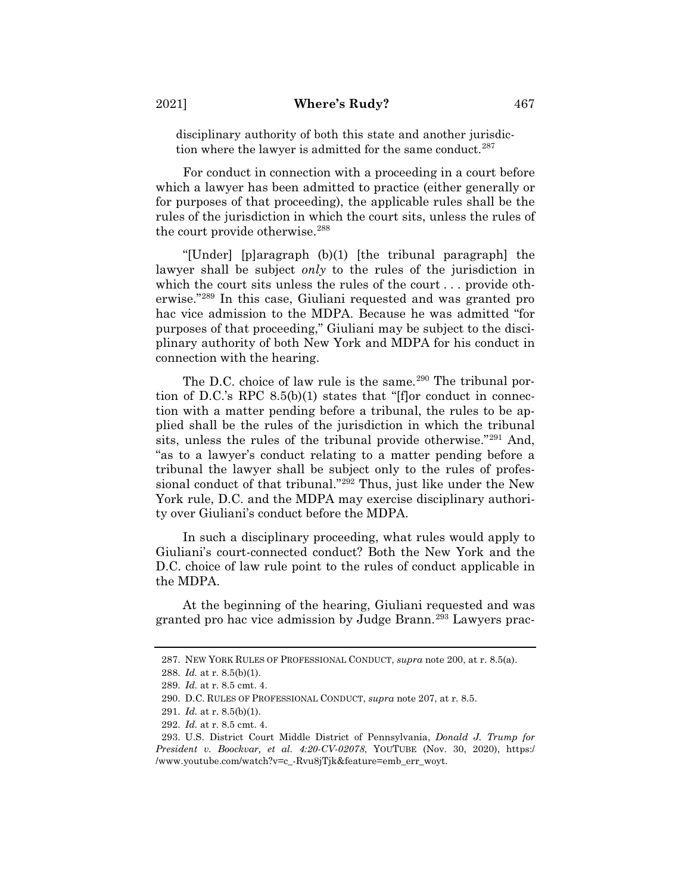disciplinary authority of both this state and another jurisdiction where the lawyer is admitted for the same conduct.[287]

For conduct in connection with a proceeding in a court before which a lawyer has been admitted to practice (either generally or for purposes of that proceeding), the applicable rules shall be the rules of the jurisdiction in which the court sits, unless the rules of the court provide otherwise.[288]

"[Under] [p]aragraph (b)(1) [the tribunal paragraph] the lawyer shall be subject *only* to the rules of the jurisdiction in which the court sits unless the rules of the court . . . provide otherwise."[289] In this case, Giuliani requested and was granted pro hac vice admission to the MDPA. Because he was admitted "for purposes of that proceeding," Giuliani may be subject to the disciplinary authority of both New York and MDPA for his conduct in connection with the hearing.

The D.C. choice of law rule is the same.[290] The tribunal portion of D.C.'s RPC 8.5(b)(1) states that "[f]or conduct in connection with a matter pending before a tribunal, the rules to be applied shall be the rules of the jurisdiction in which the tribunal sits, unless the rules of the tribunal provide otherwise."[291] And, "as to a lawyer's conduct relating to a matter pending before a tribunal the lawyer shall be subject only to the rules of professional conduct of that tribunal."[292] Thus, just like under the New York rule, D.C. and the MDPA may exercise disciplinary authority over Giuliani's conduct before the MDPA.

In such a disciplinary proceeding, what rules would apply to Giuliani's court-connected conduct? Both the New York and the D.C. choice of law rule point to the rules of conduct applicable in the MDPA.

At the beginning of the hearing, Giuliani requested and was granted pro hac vice admission by Judge Brann.[293] Lawyers prac-

---

287. NEW YORK RULES OF PROFESSIONAL CONDUCT, *supra* note 200, at r. 8.5(a).

288. *Id.* at r. 8.5(b)(1).

289. *Id.* at r. 8.5 cmt. 4.

290. D.C. RULES OF PROFESSIONAL CONDUCT, *supra* note 207, at r. 8.5.

291. *Id.* at r. 8.5(b)(1).

292. *Id.* at r. 8.5 cmt. 4.

293. U.S. District Court Middle District of Pennsylvania, *Donald J. Trump for President v. Boockvar, et al. 4:20-CV-02078*, YOUTUBE (Nov. 30, 2020), https://www.youtube.com/watch?v=c_-Rvu8jTjk&feature=emb_err_woyt.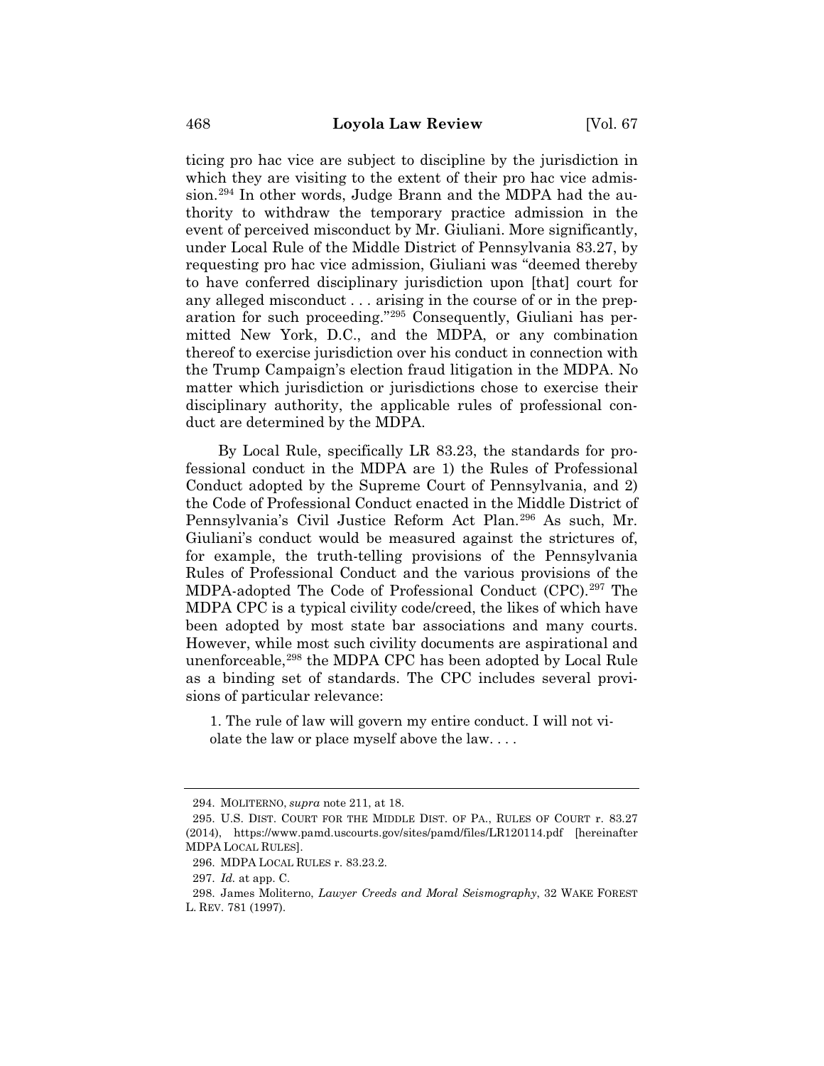ticing pro hac vice are subject to discipline by the jurisdiction in which they are visiting to the extent of their pro hac vice admission.[294] In other words, Judge Brann and the MDPA had the authority to withdraw the temporary practice admission in the event of perceived misconduct by Mr. Giuliani. More significantly, under Local Rule of the Middle District of Pennsylvania 83.27, by requesting pro hac vice admission, Giuliani was "deemed thereby to have conferred disciplinary jurisdiction upon [that] court for any alleged misconduct . . . arising in the course of or in the preparation for such proceeding."[295] Consequently, Giuliani has permitted New York, D.C., and the MDPA, or any combination thereof to exercise jurisdiction over his conduct in connection with the Trump Campaign's election fraud litigation in the MDPA. No matter which jurisdiction or jurisdictions chose to exercise their disciplinary authority, the applicable rules of professional conduct are determined by the MDPA.

By Local Rule, specifically LR 83.23, the standards for professional conduct in the MDPA are 1) the Rules of Professional Conduct adopted by the Supreme Court of Pennsylvania, and 2) the Code of Professional Conduct enacted in the Middle District of Pennsylvania's Civil Justice Reform Act Plan.[296] As such, Mr. Giuliani's conduct would be measured against the strictures of, for example, the truth-telling provisions of the Pennsylvania Rules of Professional Conduct and the various provisions of the MDPA-adopted The Code of Professional Conduct (CPC).[297] The MDPA CPC is a typical civility code/creed, the likes of which have been adopted by most state bar associations and many courts. However, while most such civility documents are aspirational and unenforceable,[298] the MDPA CPC has been adopted by Local Rule as a binding set of standards. The CPC includes several provisions of particular relevance:

> 1. The rule of law will govern my entire conduct. I will not violate the law or place myself above the law. . . .

---

294. MOLITERNO, *supra* note 211, at 18.

295. U.S. DIST. COURT FOR THE MIDDLE DIST. OF PA., RULES OF COURT r. 83.27 (2014), https://www.pamd.uscourts.gov/sites/pamd/files/LR120114.pdf [hereinafter MDPA LOCAL RULES].

296. MDPA LOCAL RULES r. 83.23.2.

297. *Id.* at app. C.

298. James Moliterno, *Lawyer Creeds and Moral Seismography*, 32 WAKE FOREST L. REV. 781 (1997).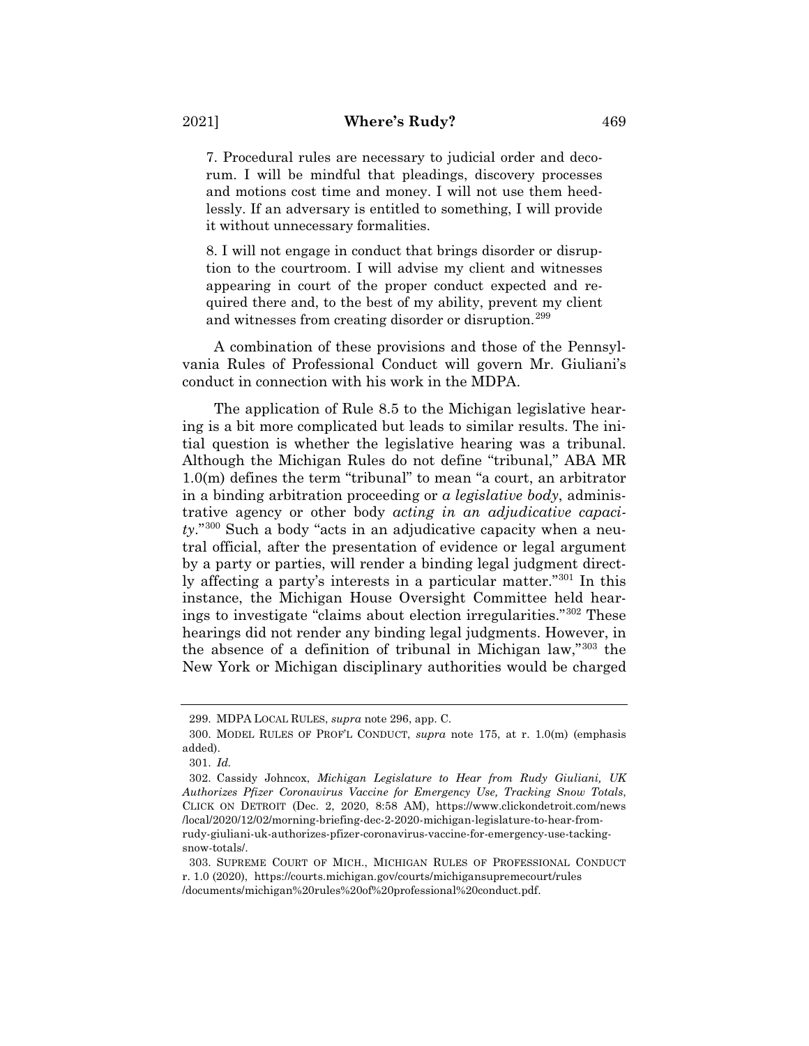7. Procedural rules are necessary to judicial order and decorum. I will be mindful that pleadings, discovery processes and motions cost time and money. I will not use them heedlessly. If an adversary is entitled to something, I will provide it without unnecessary formalities.

8. I will not engage in conduct that brings disorder or disruption to the courtroom. I will advise my client and witnesses appearing in court of the proper conduct expected and required there and, to the best of my ability, prevent my client and witnesses from creating disorder or disruption.[299]

A combination of these provisions and those of the Pennsylvania Rules of Professional Conduct will govern Mr. Giuliani's conduct in connection with his work in the MDPA.

The application of Rule 8.5 to the Michigan legislative hearing is a bit more complicated but leads to similar results. The initial question is whether the legislative hearing was a tribunal. Although the Michigan Rules do not define "tribunal," ABA MR 1.0(m) defines the term "tribunal" to mean "a court, an arbitrator in a binding arbitration proceeding or *a legislative body*, administrative agency or other body *acting in an adjudicative capacity*."[300] Such a body "acts in an adjudicative capacity when a neutral official, after the presentation of evidence or legal argument by a party or parties, will render a binding legal judgment directly affecting a party's interests in a particular matter."[301] In this instance, the Michigan House Oversight Committee held hearings to investigate "claims about election irregularities."[302] These hearings did not render any binding legal judgments. However, in the absence of a definition of tribunal in Michigan law,"[303] the New York or Michigan disciplinary authorities would be charged

---

299. MDPA LOCAL RULES, *supra* note 296, app. C.

300. MODEL RULES OF PROF'L CONDUCT, *supra* note 175, at r. 1.0(m) (emphasis added).

301. *Id.*

302. Cassidy Johncox, *Michigan Legislature to Hear from Rudy Giuliani, UK Authorizes Pfizer Coronavirus Vaccine for Emergency Use, Tracking Snow Totals*, CLICK ON DETROIT (Dec. 2, 2020, 8:58 AM), https://www.clickondetroit.com/news/local/2020/12/02/morning-briefing-dec-2-2020-michigan-legislature-to-hear-from-rudy-giuliani-uk-authorizes-pfizer-coronavirus-vaccine-for-emergency-use-tacking-snow-totals/.

303. SUPREME COURT OF MICH., MICHIGAN RULES OF PROFESSIONAL CONDUCT r. 1.0 (2020), https://courts.michigan.gov/courts/michigansupremecourt/rules/documents/michigan%20rules%20of%20professional%20conduct.pdf.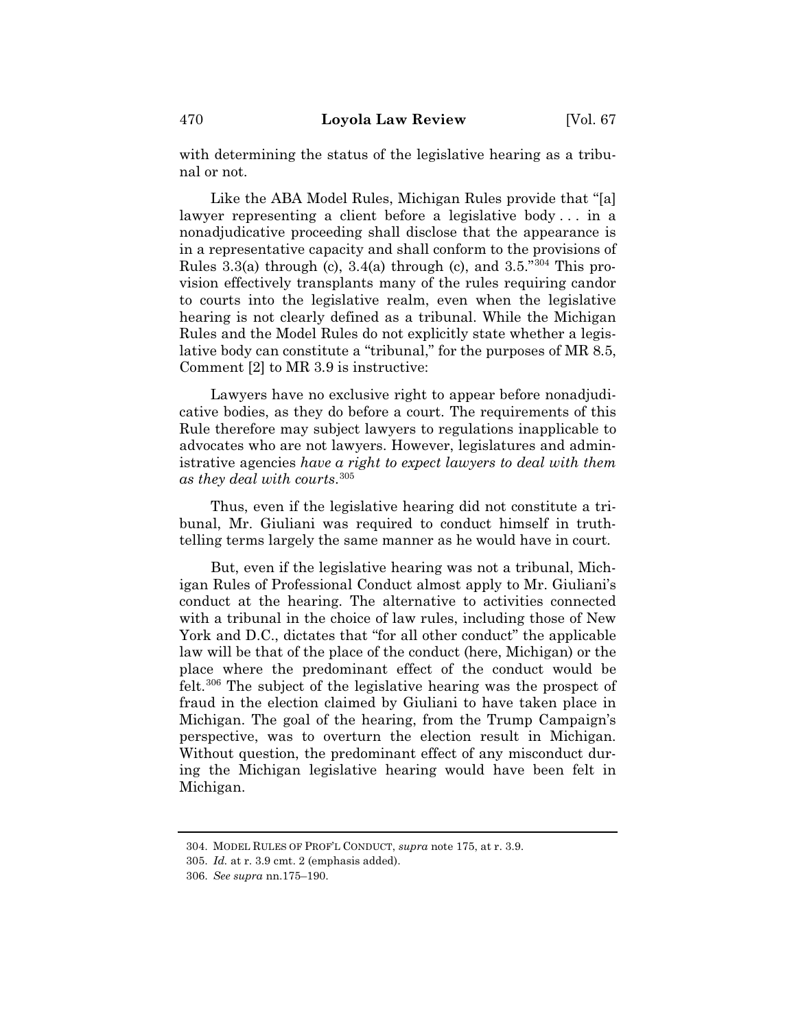with determining the status of the legislative hearing as a tribunal or not.

Like the ABA Model Rules, Michigan Rules provide that "[a] lawyer representing a client before a legislative body . . . in a nonadjudicative proceeding shall disclose that the appearance is in a representative capacity and shall conform to the provisions of Rules 3.3(a) through (c), 3.4(a) through (c), and 3.5."[304] This provision effectively transplants many of the rules requiring candor to courts into the legislative realm, even when the legislative hearing is not clearly defined as a tribunal. While the Michigan Rules and the Model Rules do not explicitly state whether a legislative body can constitute a "tribunal," for the purposes of MR 8.5, Comment [2] to MR 3.9 is instructive:

> Lawyers have no exclusive right to appear before nonadjudicative bodies, as they do before a court. The requirements of this Rule therefore may subject lawyers to regulations inapplicable to advocates who are not lawyers. However, legislatures and administrative agencies *have a right to expect lawyers to deal with them as they deal with courts*.[305]

Thus, even if the legislative hearing did not constitute a tribunal, Mr. Giuliani was required to conduct himself in truth-telling terms largely the same manner as he would have in court.

But, even if the legislative hearing was not a tribunal, Michigan Rules of Professional Conduct almost apply to Mr. Giuliani's conduct at the hearing. The alternative to activities connected with a tribunal in the choice of law rules, including those of New York and D.C., dictates that "for all other conduct" the applicable law will be that of the place of the conduct (here, Michigan) or the place where the predominant effect of the conduct would be felt.[306] The subject of the legislative hearing was the prospect of fraud in the election claimed by Giuliani to have taken place in Michigan. The goal of the hearing, from the Trump Campaign's perspective, was to overturn the election result in Michigan. Without question, the predominant effect of any misconduct during the Michigan legislative hearing would have been felt in Michigan.

---

304. MODEL RULES OF PROF'L CONDUCT, *supra* note 175, at r. 3.9.

305. *Id.* at r. 3.9 cmt. 2 (emphasis added).

306. *See supra* nn.175–190.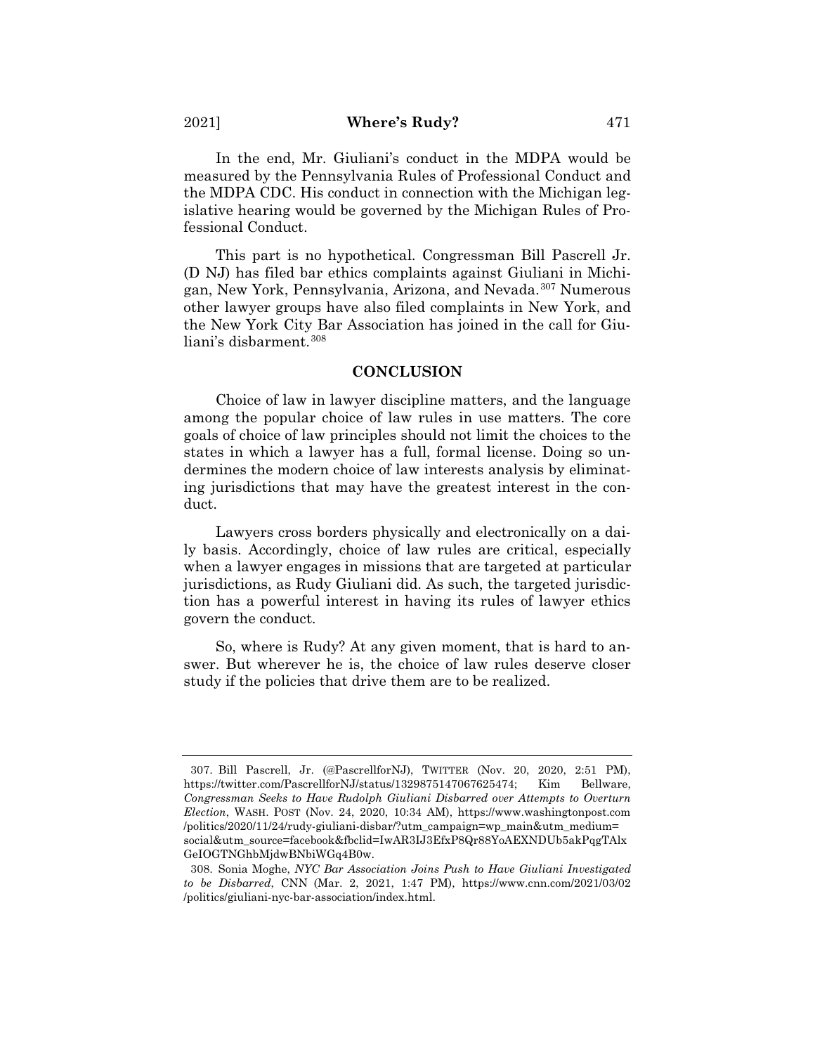In the end, Mr. Giuliani's conduct in the MDPA would be measured by the Pennsylvania Rules of Professional Conduct and the MDPA CDC. His conduct in connection with the Michigan legislative hearing would be governed by the Michigan Rules of Professional Conduct.

This part is no hypothetical. Congressman Bill Pascrell Jr. (D NJ) has filed bar ethics complaints against Giuliani in Michigan, New York, Pennsylvania, Arizona, and Nevada.[307] Numerous other lawyer groups have also filed complaints in New York, and the New York City Bar Association has joined in the call for Giuliani's disbarment.[308]

## CONCLUSION

Choice of law in lawyer discipline matters, and the language among the popular choice of law rules in use matters. The core goals of choice of law principles should not limit the choices to the states in which a lawyer has a full, formal license. Doing so undermines the modern choice of law interests analysis by eliminating jurisdictions that may have the greatest interest in the conduct.

Lawyers cross borders physically and electronically on a daily basis. Accordingly, choice of law rules are critical, especially when a lawyer engages in missions that are targeted at particular jurisdictions, as Rudy Giuliani did. As such, the targeted jurisdiction has a powerful interest in having its rules of lawyer ethics govern the conduct.

So, where is Rudy? At any given moment, that is hard to answer. But wherever he is, the choice of law rules deserve closer study if the policies that drive them are to be realized.

---

307. Bill Pascrell, Jr. (@PascrellforNJ), TWITTER (Nov. 20, 2020, 2:51 PM), https://twitter.com/PascrellforNJ/status/1329875147067625474; Kim Bellware, *Congressman Seeks to Have Rudolph Giuliani Disbarred over Attempts to Overturn Election*, WASH. POST (Nov. 24, 2020, 10:34 AM), https://www.washingtonpost.com/politics/2020/11/24/rudy-giuliani-disbar/?utm_campaign=wp_main&utm_medium=social&utm_source=facebook&fbclid=IwAR3IJ3EfxP8Qr88YoAEXNDUb5akPqgTAlxGeIOGTNGhbMjdwBNbiWGq4B0w.

308. Sonia Moghe, *NYC Bar Association Joins Push to Have Giuliani Investigated to be Disbarred*, CNN (Mar. 2, 2021, 1:47 PM), https://www.cnn.com/2021/03/02/politics/giuliani-nyc-bar-association/index.html.